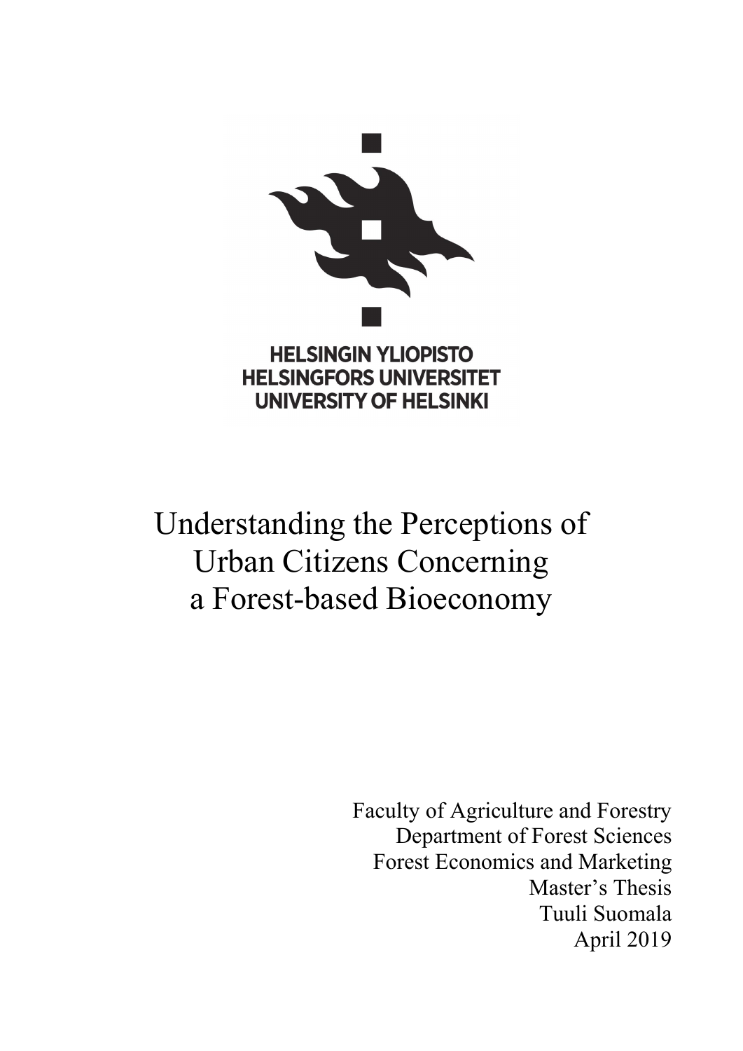HELSINGIN YLIOPISTO
HELSINGFORS UNIVERSITET
UNIVERSITY OF HELSINKI

# Understanding the Perceptions of Urban Citizens Concerning a Forest-based Bioeconomy

Faculty of Agriculture and Forestry
Department of Forest Sciences
Forest Economics and Marketing
Master's Thesis
Tuuli Suomala
April 2019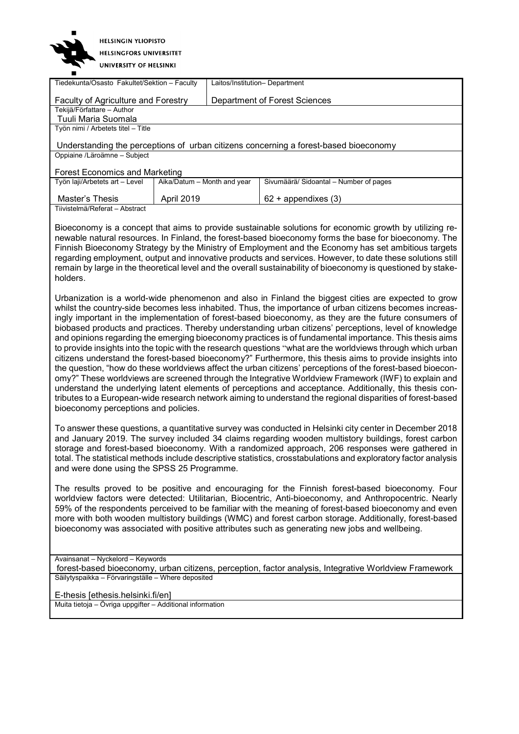HELSINGIN YLIOPISTO
HELSINGFORS UNIVERSITET
UNIVERSITY OF HELSINKI

| Tiedekunta/Osasto Fakultet/Sektion – Faculty | | Laitos/Institution– Department |
|---|---|---|
| Faculty of Agriculture and Forestry | | Department of Forest Sciences |
| Tekijä/Författare – Author | | |
| Tuuli Maria Suomala | | |
| Työn nimi / Arbetets titel – Title | | |
| Understanding the perceptions of urban citizens concerning a forest-based bioeconomy | | |
| Oppiaine /Läroämne – Subject | | |
| Forest Economics and Marketing | | |
| Työn laji/Arbetets art – Level | Aika/Datum – Month and year | Sivumäärä/ Sidoantal – Number of pages |
| Master's Thesis | April 2019 | 62 + appendixes (3) |

Tiivistelmä/Referat – Abstract

Bioeconomy is a concept that aims to provide sustainable solutions for economic growth by utilizing renewable natural resources. In Finland, the forest-based bioeconomy forms the base for bioeconomy. The Finnish Bioeconomy Strategy by the Ministry of Employment and the Economy has set ambitious targets regarding employment, output and innovative products and services. However, to date these solutions still remain by large in the theoretical level and the overall sustainability of bioeconomy is questioned by stakeholders.

Urbanization is a world-wide phenomenon and also in Finland the biggest cities are expected to grow whilst the country-side becomes less inhabited. Thus, the importance of urban citizens becomes increasingly important in the implementation of forest-based bioeconomy, as they are the future consumers of biobased products and practices. Thereby understanding urban citizens' perceptions, level of knowledge and opinions regarding the emerging bioeconomy practices is of fundamental importance. This thesis aims to provide insights into the topic with the research questions "what are the worldviews through which urban citizens understand the forest-based bioeconomy?" Furthermore, this thesis aims to provide insights into the question, "how do these worldviews affect the urban citizens' perceptions of the forest-based bioeconomy?" These worldviews are screened through the Integrative Worldview Framework (IWF) to explain and understand the underlying latent elements of perceptions and acceptance. Additionally, this thesis contributes to a European-wide research network aiming to understand the regional disparities of forest-based bioeconomy perceptions and policies.

To answer these questions, a quantitative survey was conducted in Helsinki city center in December 2018 and January 2019. The survey included 34 claims regarding wooden multistory buildings, forest carbon storage and forest-based bioeconomy. With a randomized approach, 206 responses were gathered in total. The statistical methods include descriptive statistics, crosstabulations and exploratory factor analysis and were done using the SPSS 25 Programme.

The results proved to be positive and encouraging for the Finnish forest-based bioeconomy. Four worldview factors were detected: Utilitarian, Biocentric, Anti-bioeconomy, and Anthropocentric. Nearly 59% of the respondents perceived to be familiar with the meaning of forest-based bioeconomy and even more with both wooden multistory buildings (WMC) and forest carbon storage. Additionally, forest-based bioeconomy was associated with positive attributes such as generating new jobs and wellbeing.

Avainsanat – Nyckelord – Keywords
forest-based bioeconomy, urban citizens, perception, factor analysis, Integrative Worldview Framework

Säilytyspaikka – Förvaringställe – Where deposited
E-thesis [ethesis.helsinki.fi/en]

Muita tietoja – Övriga uppgifter – Additional information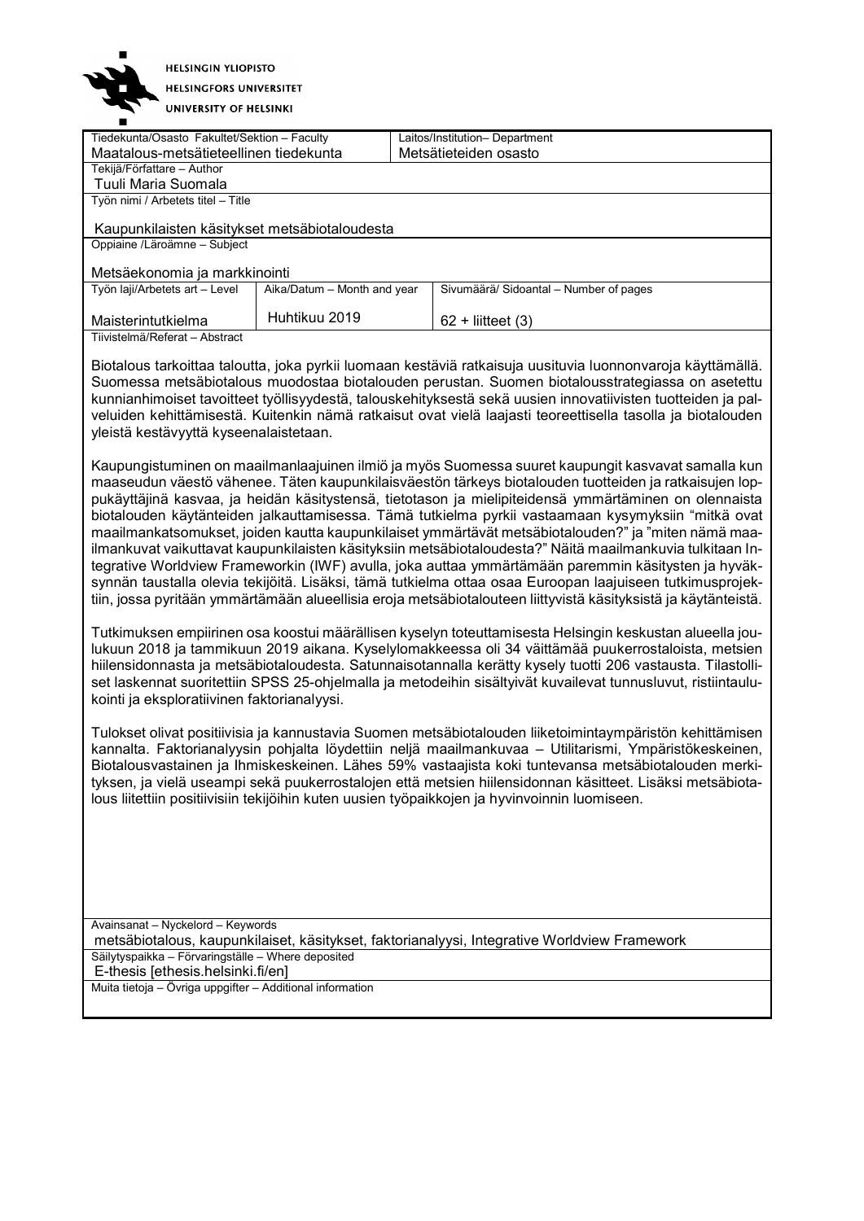HELSINGIN YLIOPISTO
HELSINGFORS UNIVERSITET
UNIVERSITY OF HELSINKI

| Tiedekunta/Osasto Fakultet/Sektion – Faculty | | Laitos/Institution– Department |
|---|---|---|
| Maatalous-metsätieteellinen tiedekunta | | Metsätieteiden osasto |
| Tekijä/Författare – Author | | |
| Tuuli Maria Suomala | | |
| Työn nimi / Arbetets titel – Title | | |
| Kaupunkilaisten käsitykset metsäbiotaloudesta | | |
| Oppiaine /Läroämne – Subject | | |
| Metsäekonomia ja markkinointi | | |
| Työn laji/Arbetets art – Level | Aika/Datum – Month and year | Sivumäärä/ Sidoantal – Number of pages |
| Maisterintutkielma | Huhtikuu 2019 | 62 + liitteet (3) |

Tiivistelmä/Referat – Abstract

Biotalous tarkoittaa taloutta, joka pyrkii luomaan kestäviä ratkaisuja uusituvia luonnonvaroja käyttämällä. Suomessa metsäbiotalous muodostaa biotalouden perustan. Suomen biotalousstrategiassa on asetettu kunnianhimoiset tavoitteet työllisyydestä, talouskehityksestä sekä uusien innovatiivisten tuotteiden ja palveluiden kehittämisestä. Kuitenkin nämä ratkaisut ovat vielä laajasti teoreettisella tasolla ja biotalouden yleistä kestävyyttä kyseenalaistetaan.

Kaupungistuminen on maailmanlaajuinen ilmiö ja myös Suomessa suuret kaupungit kasvavat samalla kun maaseudun väestö vähenee. Täten kaupunkilaisväestön tärkeys biotalouden tuotteiden ja ratkaisujen loppukäyttäjinä kasvaa, ja heidän käsitystensä, tietotason ja mielipiteidensä ymmärtäminen on olennaista biotalouden käytänteiden jalkauttamisessa. Tämä tutkielma pyrkii vastaamaan kysymyksiin "mitkä ovat maailmankatsomukset, joiden kautta kaupunkilaiset ymmärtävät metsäbiotalouden?" ja "miten nämä maailmankuvat vaikuttavat kaupunkilaisten käsityksiin metsäbiotaloudesta?" Näitä maailmankuvia tulkitaan Integrative Worldview Frameworkin (IWF) avulla, joka auttaa ymmärtämään paremmin käsitysten ja hyväksynnän taustalla olevia tekijöitä. Lisäksi, tämä tutkielma ottaa osaa Euroopan laajuiseen tutkimusprojektiin, jossa pyritään ymmärtämään alueellisia eroja metsäbiotalouteen liittyvistä käsityksistä ja käytänteistä.

Tutkimuksen empiirinen osa koostui määrällisen kyselyn toteuttamisesta Helsingin keskustan alueella joulukuun 2018 ja tammikuun 2019 aikana. Kyselylomakkeessa oli 34 väittämää puukerrostaloista, metsien hiilensidonnasta ja metsäbiotaloudesta. Satunnaisotannalla kerätty kysely tuotti 206 vastausta. Tilastolliset laskennat suoritettiin SPSS 25-ohjelmalla ja metodeihin sisältyivät kuvailevat tunnusluvut, ristiintaulukointi ja eksploratiivinen faktorianalyysi.

Tulokset olivat positiivisia ja kannustavia Suomen metsäbiotalouden liiketoimintaympäristön kehittämisen kannalta. Faktorianalyysin pohjalta löydettiin neljä maailmankuvaa – Utilitarismi, Ympäristökeskeinen, Biotalousvastainen ja Ihmiskeskeinen. Lähes 59% vastaajista koki tuntevansa metsäbiotalouden merkityksen, ja vielä useampi sekä puukerrostalojen että metsien hiilensidonnan käsitteet. Lisäksi metsäbiotalous liitettiin positiivisiin tekijöihin kuten uusien työpaikkojen ja hyvinvoinnin luomiseen.

Avainsanat – Nyckelord – Keywords
metsäbiotalous, kaupunkilaiset, käsitykset, faktorianalyysi, Integrative Worldview Framework

Säilytyspaikka – Förvaringställe – Where deposited
E-thesis [ethesis.helsinki.fi/en]

Muita tietoja – Övriga uppgifter – Additional information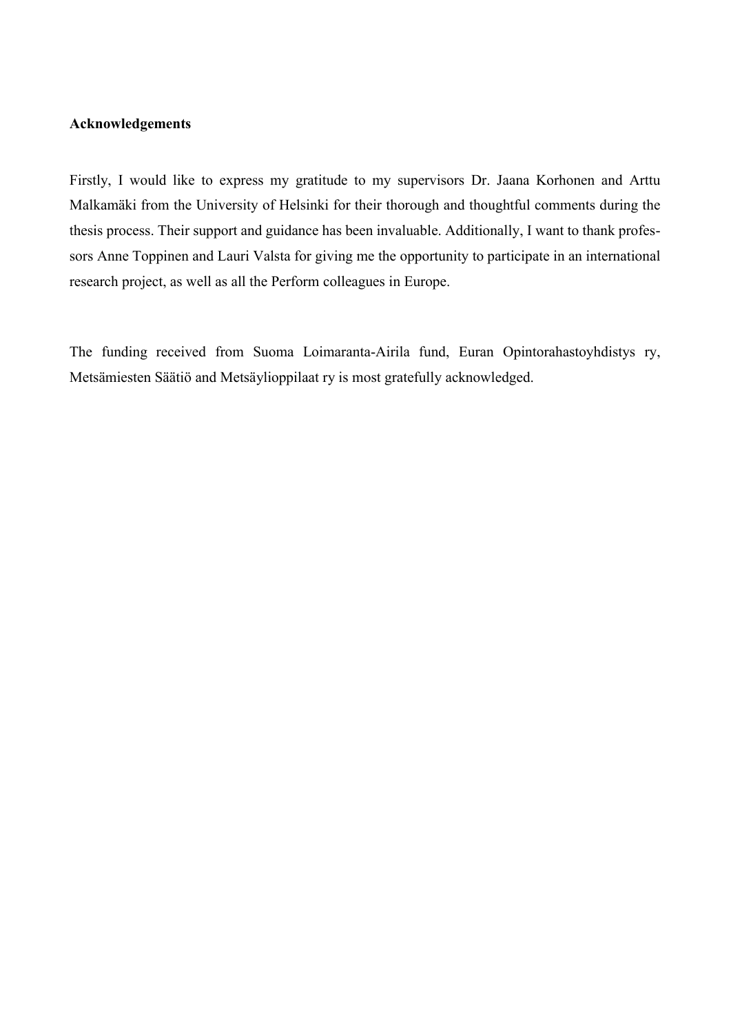**Acknowledgements**

Firstly, I would like to express my gratitude to my supervisors Dr. Jaana Korhonen and Arttu Malkamäki from the University of Helsinki for their thorough and thoughtful comments during the thesis process. Their support and guidance has been invaluable. Additionally, I want to thank professors Anne Toppinen and Lauri Valsta for giving me the opportunity to participate in an international research project, as well as all the Perform colleagues in Europe.

The funding received from Suoma Loimaranta-Airila fund, Euran Opintorahastoyhdistys ry, Metsämiesten Säätiö and Metsäylioppilaat ry is most gratefully acknowledged.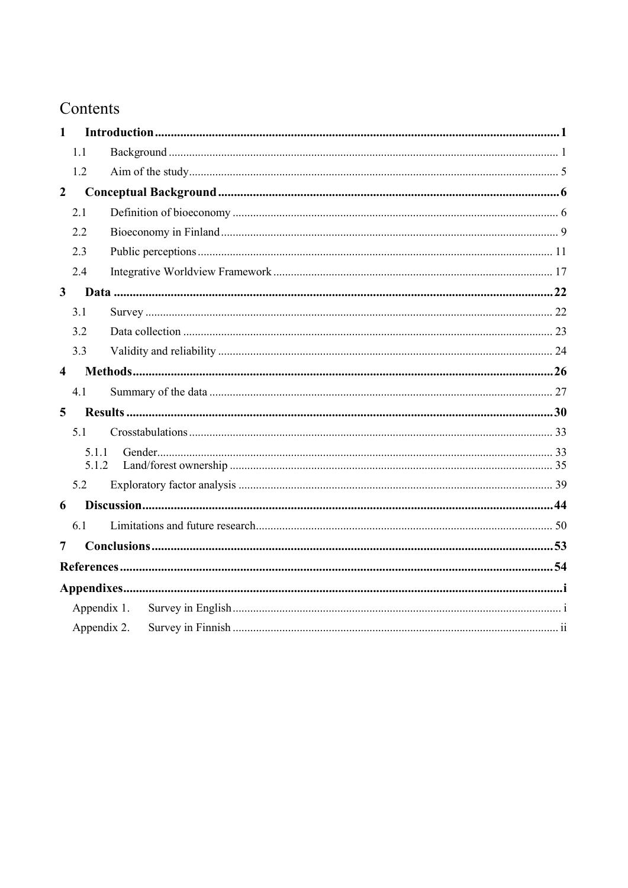# Contents

| | | |
|---|---|---|
| **1** | **Introduction** | **1** |
| 1.1 | Background | 1 |
| 1.2 | Aim of the study | 5 |
| **2** | **Conceptual Background** | **6** |
| 2.1 | Definition of bioeconomy | 6 |
| 2.2 | Bioeconomy in Finland | 9 |
| 2.3 | Public perceptions | 11 |
| 2.4 | Integrative Worldview Framework | 17 |
| **3** | **Data** | **22** |
| 3.1 | Survey | 22 |
| 3.2 | Data collection | 23 |
| 3.3 | Validity and reliability | 24 |
| **4** | **Methods** | **26** |
| 4.1 | Summary of the data | 27 |
| **5** | **Results** | **30** |
| 5.1 | Crosstabulations | 33 |
| 5.1.1 | Gender | 33 |
| 5.1.2 | Land/forest ownership | 35 |
| 5.2 | Exploratory factor analysis | 39 |
| **6** | **Discussion** | **44** |
| 6.1 | Limitations and future research | 50 |
| **7** | **Conclusions** | **53** |
| **References** | | **54** |
| **Appendixes** | | **i** |
| Appendix 1. | Survey in English | i |
| Appendix 2. | Survey in Finnish | ii |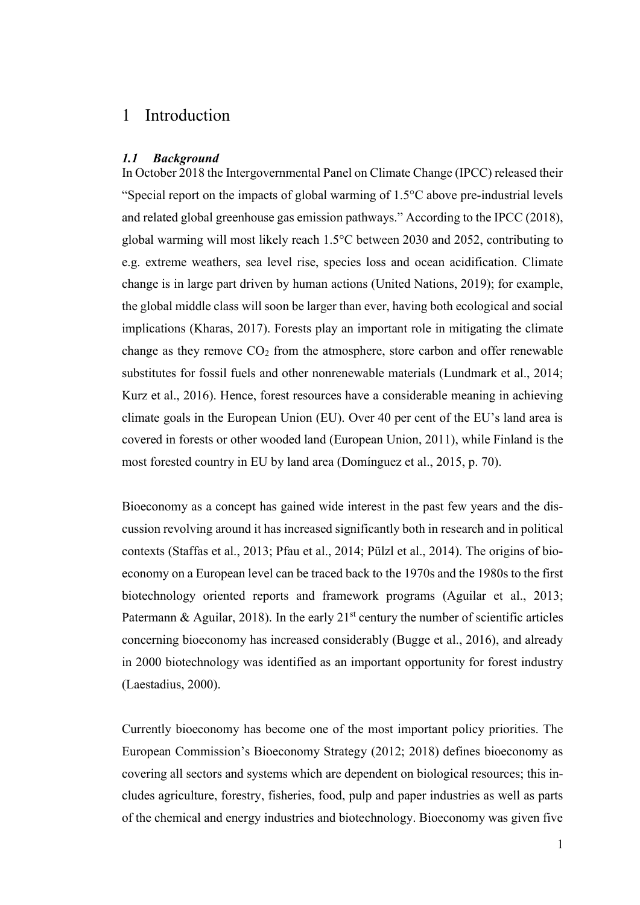# 1 Introduction

### *1.1 Background*

In October 2018 the Intergovernmental Panel on Climate Change (IPCC) released their "Special report on the impacts of global warming of 1.5°C above pre-industrial levels and related global greenhouse gas emission pathways." According to the IPCC (2018), global warming will most likely reach 1.5°C between 2030 and 2052, contributing to e.g. extreme weathers, sea level rise, species loss and ocean acidification. Climate change is in large part driven by human actions (United Nations, 2019); for example, the global middle class will soon be larger than ever, having both ecological and social implications (Kharas, 2017). Forests play an important role in mitigating the climate change as they remove $CO_2$ from the atmosphere, store carbon and offer renewable substitutes for fossil fuels and other nonrenewable materials (Lundmark et al., 2014; Kurz et al., 2016). Hence, forest resources have a considerable meaning in achieving climate goals in the European Union (EU). Over 40 per cent of the EU's land area is covered in forests or other wooded land (European Union, 2011), while Finland is the most forested country in EU by land area (Domínguez et al., 2015, p. 70).

Bioeconomy as a concept has gained wide interest in the past few years and the discussion revolving around it has increased significantly both in research and in political contexts (Staffas et al., 2013; Pfau et al., 2014; Pülzl et al., 2014). The origins of bioeconomy on a European level can be traced back to the 1970s and the 1980s to the first biotechnology oriented reports and framework programs (Aguilar et al., 2013; Patermann & Aguilar, 2018). In the early 21st century the number of scientific articles concerning bioeconomy has increased considerably (Bugge et al., 2016), and already in 2000 biotechnology was identified as an important opportunity for forest industry (Laestadius, 2000).

Currently bioeconomy has become one of the most important policy priorities. The European Commission's Bioeconomy Strategy (2012; 2018) defines bioeconomy as covering all sectors and systems which are dependent on biological resources; this includes agriculture, forestry, fisheries, food, pulp and paper industries as well as parts of the chemical and energy industries and biotechnology. Bioeconomy was given five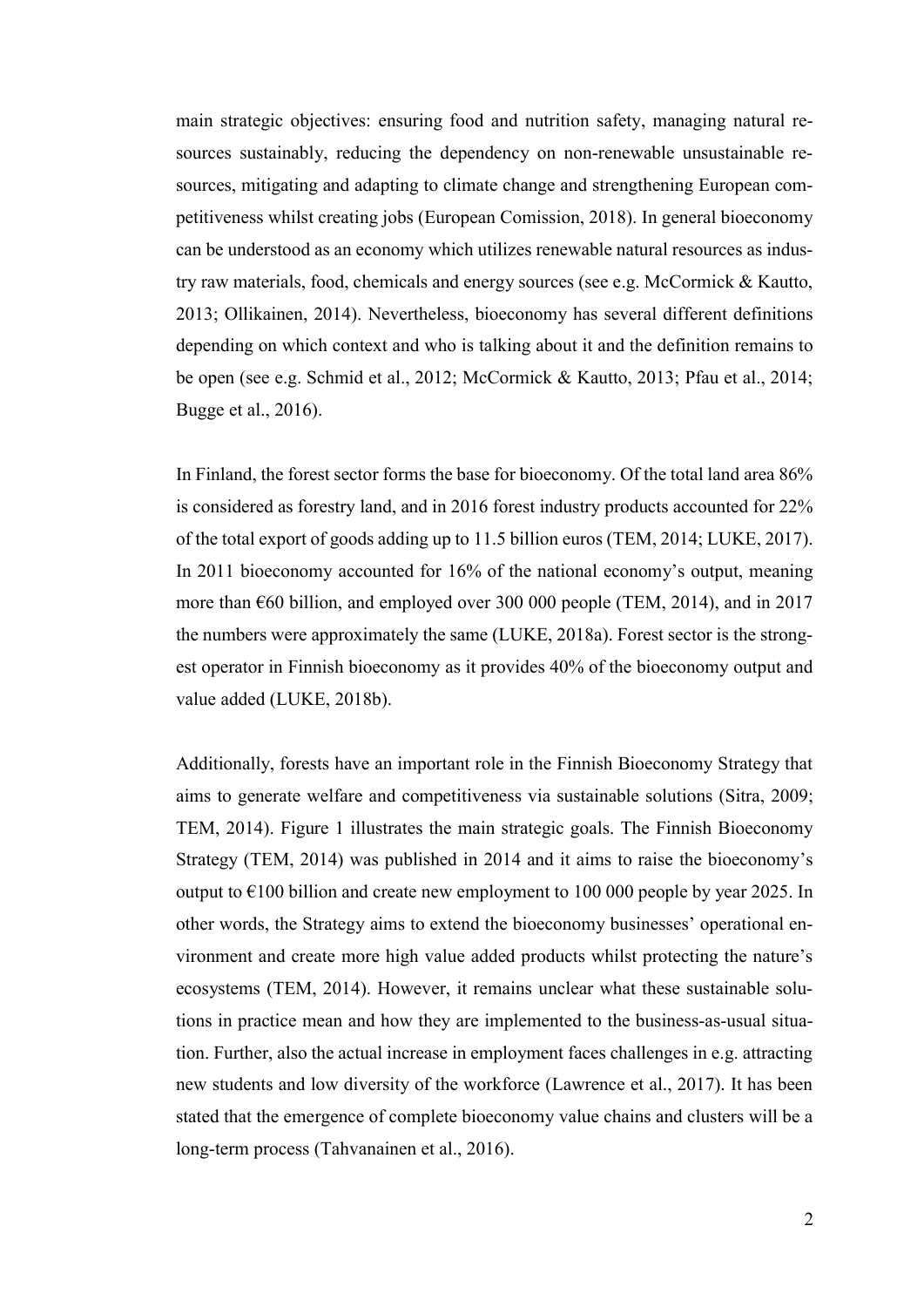main strategic objectives: ensuring food and nutrition safety, managing natural resources sustainably, reducing the dependency on non-renewable unsustainable resources, mitigating and adapting to climate change and strengthening European competitiveness whilst creating jobs (European Comission, 2018). In general bioeconomy can be understood as an economy which utilizes renewable natural resources as industry raw materials, food, chemicals and energy sources (see e.g. McCormick & Kautto, 2013; Ollikainen, 2014). Nevertheless, bioeconomy has several different definitions depending on which context and who is talking about it and the definition remains to be open (see e.g. Schmid et al., 2012; McCormick & Kautto, 2013; Pfau et al., 2014; Bugge et al., 2016).

In Finland, the forest sector forms the base for bioeconomy. Of the total land area 86% is considered as forestry land, and in 2016 forest industry products accounted for 22% of the total export of goods adding up to 11.5 billion euros (TEM, 2014; LUKE, 2017). In 2011 bioeconomy accounted for 16% of the national economy's output, meaning more than €60 billion, and employed over 300 000 people (TEM, 2014), and in 2017 the numbers were approximately the same (LUKE, 2018a). Forest sector is the strongest operator in Finnish bioeconomy as it provides 40% of the bioeconomy output and value added (LUKE, 2018b).

Additionally, forests have an important role in the Finnish Bioeconomy Strategy that aims to generate welfare and competitiveness via sustainable solutions (Sitra, 2009; TEM, 2014). Figure 1 illustrates the main strategic goals. The Finnish Bioeconomy Strategy (TEM, 2014) was published in 2014 and it aims to raise the bioeconomy's output to €100 billion and create new employment to 100 000 people by year 2025. In other words, the Strategy aims to extend the bioeconomy businesses' operational environment and create more high value added products whilst protecting the nature's ecosystems (TEM, 2014). However, it remains unclear what these sustainable solutions in practice mean and how they are implemented to the business-as-usual situation. Further, also the actual increase in employment faces challenges in e.g. attracting new students and low diversity of the workforce (Lawrence et al., 2017). It has been stated that the emergence of complete bioeconomy value chains and clusters will be a long-term process (Tahvanainen et al., 2016).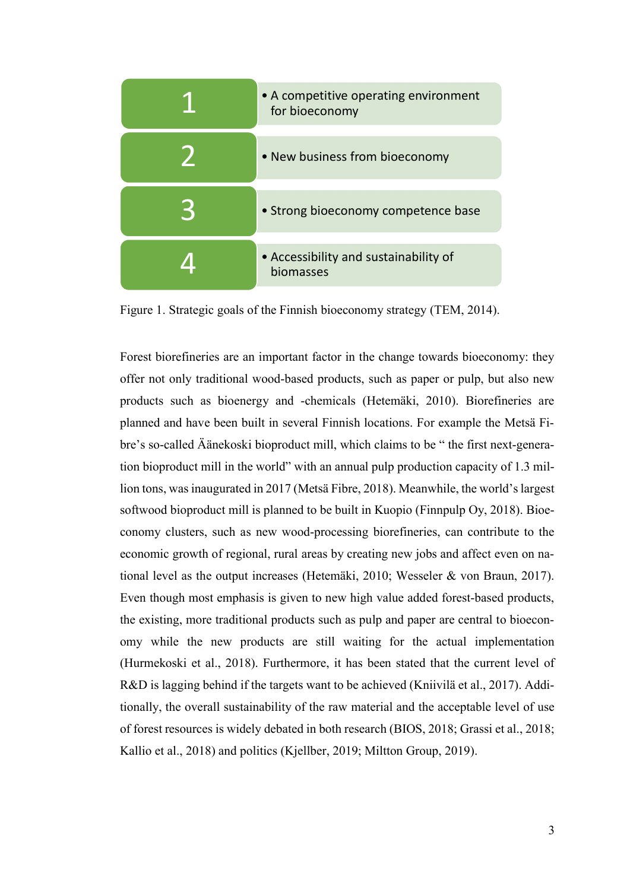| | |
|---|---|
| 1 | • A competitive operating environment for bioeconomy |
| 2 | • New business from bioeconomy |
| 3 | • Strong bioeconomy competence base |
| 4 | • Accessibility and sustainability of biomasses |

Figure 1. Strategic goals of the Finnish bioeconomy strategy (TEM, 2014).

Forest biorefineries are an important factor in the change towards bioeconomy: they offer not only traditional wood-based products, such as paper or pulp, but also new products such as bioenergy and -chemicals (Hetemäki, 2010). Biorefineries are planned and have been built in several Finnish locations. For example the Metsä Fibre's so-called Äänekoski bioproduct mill, which claims to be " the first next-generation bioproduct mill in the world" with an annual pulp production capacity of 1.3 million tons, was inaugurated in 2017 (Metsä Fibre, 2018). Meanwhile, the world's largest softwood bioproduct mill is planned to be built in Kuopio (Finnpulp Oy, 2018). Bioeconomy clusters, such as new wood-processing biorefineries, can contribute to the economic growth of regional, rural areas by creating new jobs and affect even on national level as the output increases (Hetemäki, 2010; Wesseler & von Braun, 2017). Even though most emphasis is given to new high value added forest-based products, the existing, more traditional products such as pulp and paper are central to bioeconomy while the new products are still waiting for the actual implementation (Hurmekoski et al., 2018). Furthermore, it has been stated that the current level of R&D is lagging behind if the targets want to be achieved (Kniivilä et al., 2017). Additionally, the overall sustainability of the raw material and the acceptable level of use of forest resources is widely debated in both research (BIOS, 2018; Grassi et al., 2018; Kallio et al., 2018) and politics (Kjellber, 2019; Miltton Group, 2019).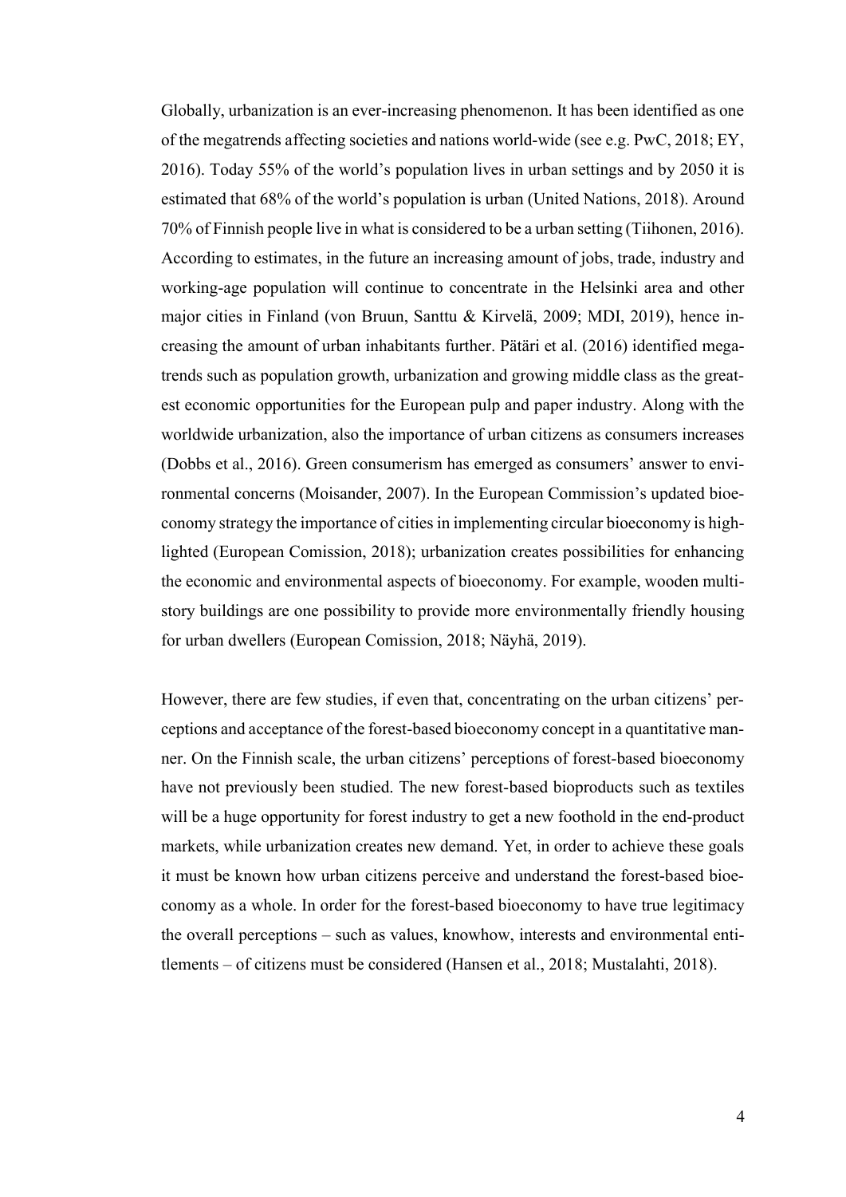Globally, urbanization is an ever-increasing phenomenon. It has been identified as one of the megatrends affecting societies and nations world-wide (see e.g. PwC, 2018; EY, 2016). Today 55% of the world's population lives in urban settings and by 2050 it is estimated that 68% of the world's population is urban (United Nations, 2018). Around 70% of Finnish people live in what is considered to be a urban setting (Tiihonen, 2016). According to estimates, in the future an increasing amount of jobs, trade, industry and working-age population will continue to concentrate in the Helsinki area and other major cities in Finland (von Bruun, Santtu & Kirvelä, 2009; MDI, 2019), hence increasing the amount of urban inhabitants further. Pätäri et al. (2016) identified megatrends such as population growth, urbanization and growing middle class as the greatest economic opportunities for the European pulp and paper industry. Along with the worldwide urbanization, also the importance of urban citizens as consumers increases (Dobbs et al., 2016). Green consumerism has emerged as consumers' answer to environmental concerns (Moisander, 2007). In the European Commission's updated bioeconomy strategy the importance of cities in implementing circular bioeconomy is highlighted (European Comission, 2018); urbanization creates possibilities for enhancing the economic and environmental aspects of bioeconomy. For example, wooden multistory buildings are one possibility to provide more environmentally friendly housing for urban dwellers (European Comission, 2018; Näyhä, 2019).

However, there are few studies, if even that, concentrating on the urban citizens' perceptions and acceptance of the forest-based bioeconomy concept in a quantitative manner. On the Finnish scale, the urban citizens' perceptions of forest-based bioeconomy have not previously been studied. The new forest-based bioproducts such as textiles will be a huge opportunity for forest industry to get a new foothold in the end-product markets, while urbanization creates new demand. Yet, in order to achieve these goals it must be known how urban citizens perceive and understand the forest-based bioeconomy as a whole. In order for the forest-based bioeconomy to have true legitimacy the overall perceptions – such as values, knowhow, interests and environmental entitlements – of citizens must be considered (Hansen et al., 2018; Mustalahti, 2018).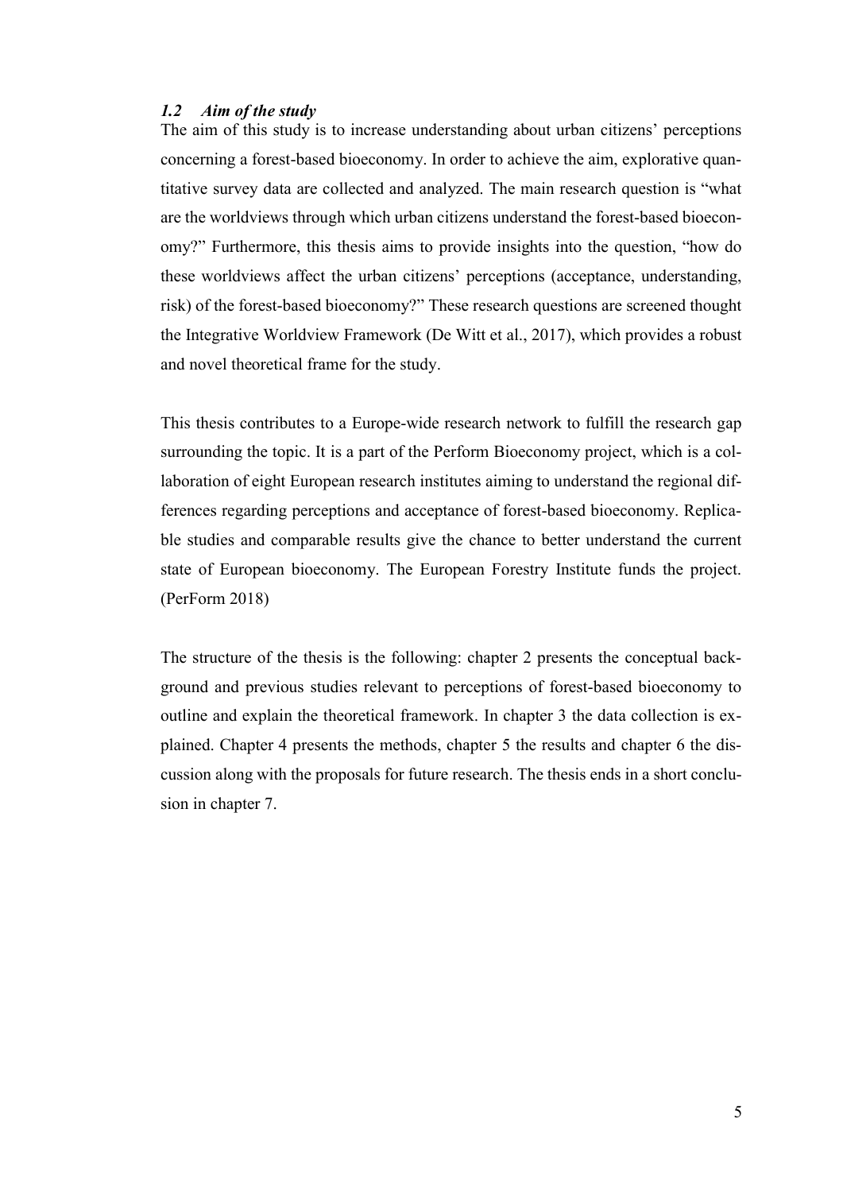### *1.2 Aim of the study*

The aim of this study is to increase understanding about urban citizens' perceptions concerning a forest-based bioeconomy. In order to achieve the aim, explorative quantitative survey data are collected and analyzed. The main research question is "what are the worldviews through which urban citizens understand the forest-based bioeconomy?" Furthermore, this thesis aims to provide insights into the question, "how do these worldviews affect the urban citizens' perceptions (acceptance, understanding, risk) of the forest-based bioeconomy?" These research questions are screened thought the Integrative Worldview Framework (De Witt et al., 2017), which provides a robust and novel theoretical frame for the study.

This thesis contributes to a Europe-wide research network to fulfill the research gap surrounding the topic. It is a part of the Perform Bioeconomy project, which is a collaboration of eight European research institutes aiming to understand the regional differences regarding perceptions and acceptance of forest-based bioeconomy. Replicable studies and comparable results give the chance to better understand the current state of European bioeconomy. The European Forestry Institute funds the project. (PerForm 2018)

The structure of the thesis is the following: chapter 2 presents the conceptual background and previous studies relevant to perceptions of forest-based bioeconomy to outline and explain the theoretical framework. In chapter 3 the data collection is explained. Chapter 4 presents the methods, chapter 5 the results and chapter 6 the discussion along with the proposals for future research. The thesis ends in a short conclusion in chapter 7.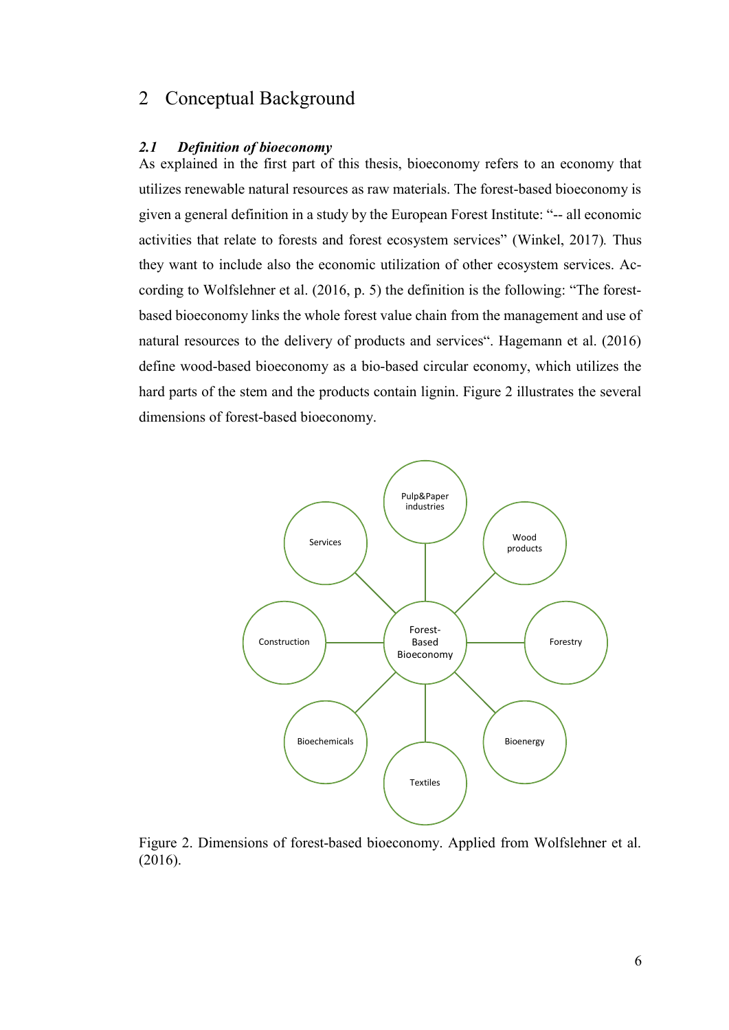# 2 Conceptual Background

### *2.1 Definition of bioeconomy*

As explained in the first part of this thesis, bioeconomy refers to an economy that utilizes renewable natural resources as raw materials. The forest-based bioeconomy is given a general definition in a study by the European Forest Institute: "-- all economic activities that relate to forests and forest ecosystem services" (Winkel, 2017). Thus they want to include also the economic utilization of other ecosystem services. According to Wolfslehner et al. (2016, p. 5) the definition is the following: "The forest-based bioeconomy links the whole forest value chain from the management and use of natural resources to the delivery of products and services". Hagemann et al. (2016) define wood-based bioeconomy as a bio-based circular economy, which utilizes the hard parts of the stem and the products contain lignin. Figure 2 illustrates the several dimensions of forest-based bioeconomy.

Forest-Based Bioeconomy

Pulp&Paper industries

Wood products

Forestry

Bioenergy

Textiles

Biochemicals

Construction

Services

Figure 2. Dimensions of forest-based bioeconomy. Applied from Wolfslehner et al. (2016).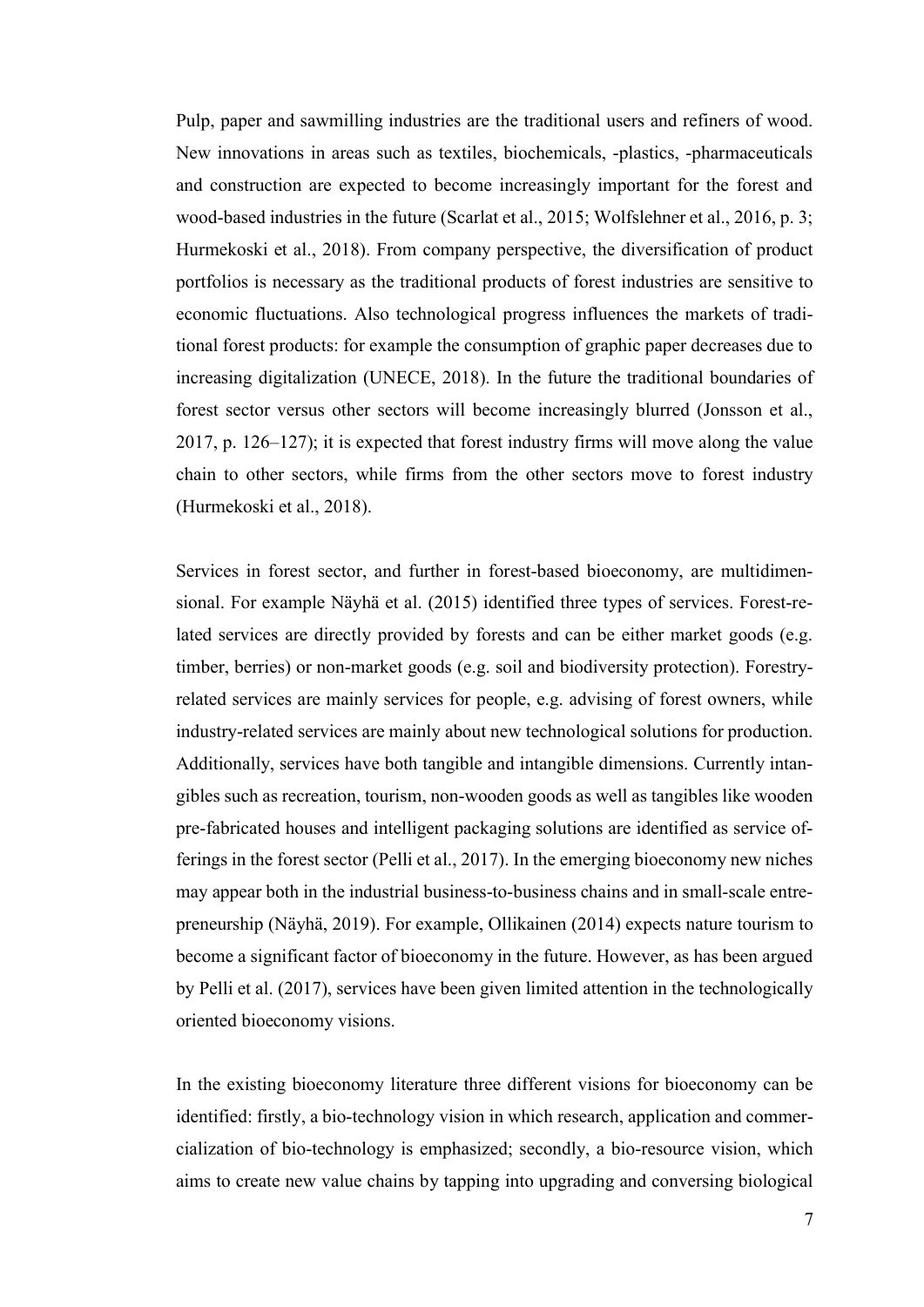Pulp, paper and sawmilling industries are the traditional users and refiners of wood. New innovations in areas such as textiles, biochemicals, -plastics, -pharmaceuticals and construction are expected to become increasingly important for the forest and wood-based industries in the future (Scarlat et al., 2015; Wolfslehner et al., 2016, p. 3; Hurmekoski et al., 2018). From company perspective, the diversification of product portfolios is necessary as the traditional products of forest industries are sensitive to economic fluctuations. Also technological progress influences the markets of traditional forest products: for example the consumption of graphic paper decreases due to increasing digitalization (UNECE, 2018). In the future the traditional boundaries of forest sector versus other sectors will become increasingly blurred (Jonsson et al., 2017, p. 126–127); it is expected that forest industry firms will move along the value chain to other sectors, while firms from the other sectors move to forest industry (Hurmekoski et al., 2018).

Services in forest sector, and further in forest-based bioeconomy, are multidimensional. For example Näyhä et al. (2015) identified three types of services. Forest-related services are directly provided by forests and can be either market goods (e.g. timber, berries) or non-market goods (e.g. soil and biodiversity protection). Forestry-related services are mainly services for people, e.g. advising of forest owners, while industry-related services are mainly about new technological solutions for production. Additionally, services have both tangible and intangible dimensions. Currently intangibles such as recreation, tourism, non-wooden goods as well as tangibles like wooden pre-fabricated houses and intelligent packaging solutions are identified as service offerings in the forest sector (Pelli et al., 2017). In the emerging bioeconomy new niches may appear both in the industrial business-to-business chains and in small-scale entrepreneurship (Näyhä, 2019). For example, Ollikainen (2014) expects nature tourism to become a significant factor of bioeconomy in the future. However, as has been argued by Pelli et al. (2017), services have been given limited attention in the technologically oriented bioeconomy visions.

In the existing bioeconomy literature three different visions for bioeconomy can be identified: firstly, a bio-technology vision in which research, application and commercialization of bio-technology is emphasized; secondly, a bio-resource vision, which aims to create new value chains by tapping into upgrading and conversing biological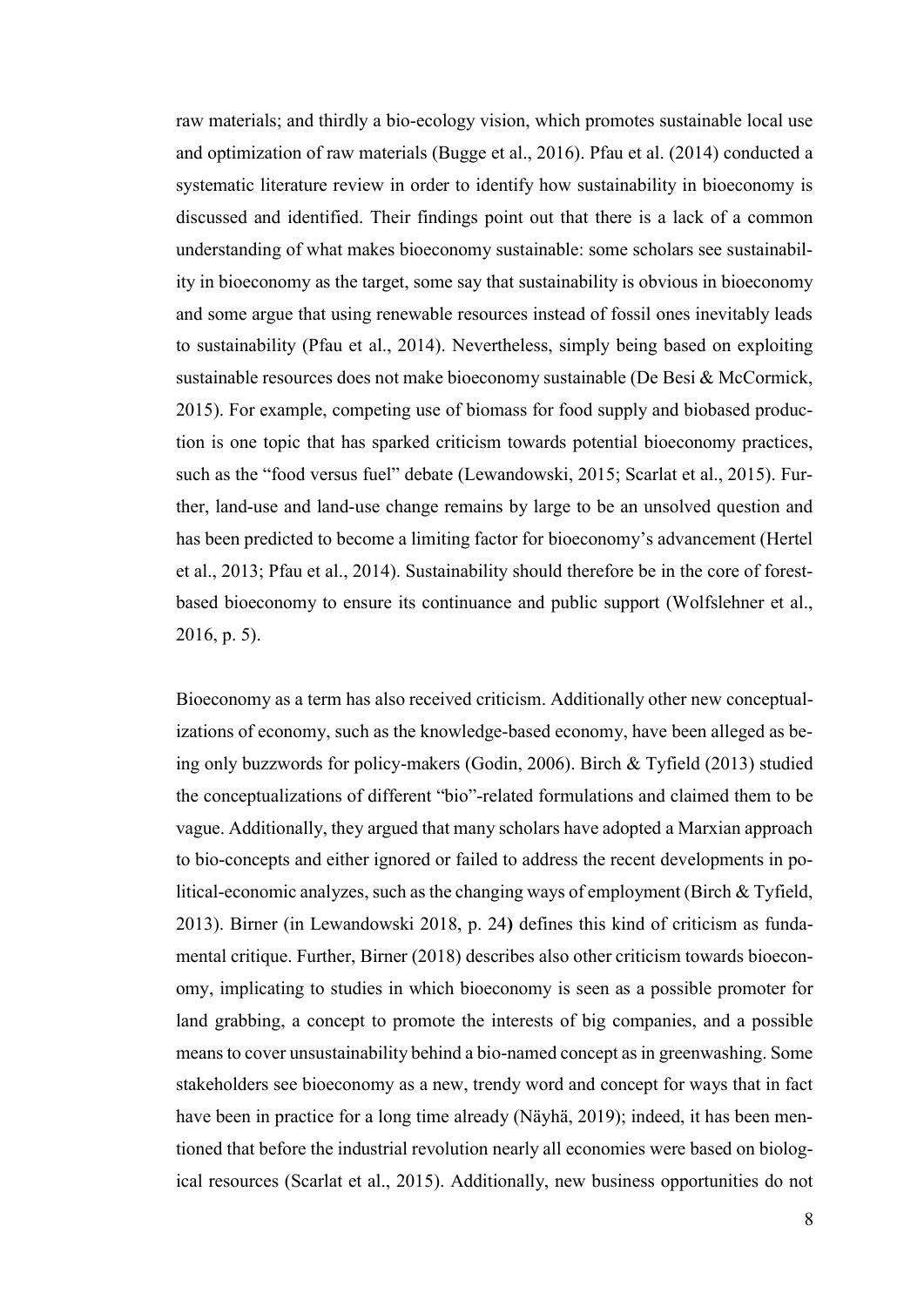raw materials; and thirdly a bio-ecology vision, which promotes sustainable local use and optimization of raw materials (Bugge et al., 2016). Pfau et al. (2014) conducted a systematic literature review in order to identify how sustainability in bioeconomy is discussed and identified. Their findings point out that there is a lack of a common understanding of what makes bioeconomy sustainable: some scholars see sustainability in bioeconomy as the target, some say that sustainability is obvious in bioeconomy and some argue that using renewable resources instead of fossil ones inevitably leads to sustainability (Pfau et al., 2014). Nevertheless, simply being based on exploiting sustainable resources does not make bioeconomy sustainable (De Besi & McCormick, 2015). For example, competing use of biomass for food supply and biobased production is one topic that has sparked criticism towards potential bioeconomy practices, such as the "food versus fuel" debate (Lewandowski, 2015; Scarlat et al., 2015). Further, land-use and land-use change remains by large to be an unsolved question and has been predicted to become a limiting factor for bioeconomy's advancement (Hertel et al., 2013; Pfau et al., 2014). Sustainability should therefore be in the core of forest-based bioeconomy to ensure its continuance and public support (Wolfslehner et al., 2016, p. 5).

Bioeconomy as a term has also received criticism. Additionally other new conceptualizations of economy, such as the knowledge-based economy, have been alleged as being only buzzwords for policy-makers (Godin, 2006). Birch & Tyfield (2013) studied the conceptualizations of different "bio"-related formulations and claimed them to be vague. Additionally, they argued that many scholars have adopted a Marxian approach to bio-concepts and either ignored or failed to address the recent developments in political-economic analyzes, such as the changing ways of employment (Birch & Tyfield, 2013). Birner (in Lewandowski 2018, p. 24) defines this kind of criticism as fundamental critique. Further, Birner (2018) describes also other criticism towards bioeconomy, implicating to studies in which bioeconomy is seen as a possible promoter for land grabbing, a concept to promote the interests of big companies, and a possible means to cover unsustainability behind a bio-named concept as in greenwashing. Some stakeholders see bioeconomy as a new, trendy word and concept for ways that in fact have been in practice for a long time already (Näyhä, 2019); indeed, it has been mentioned that before the industrial revolution nearly all economies were based on biological resources (Scarlat et al., 2015). Additionally, new business opportunities do not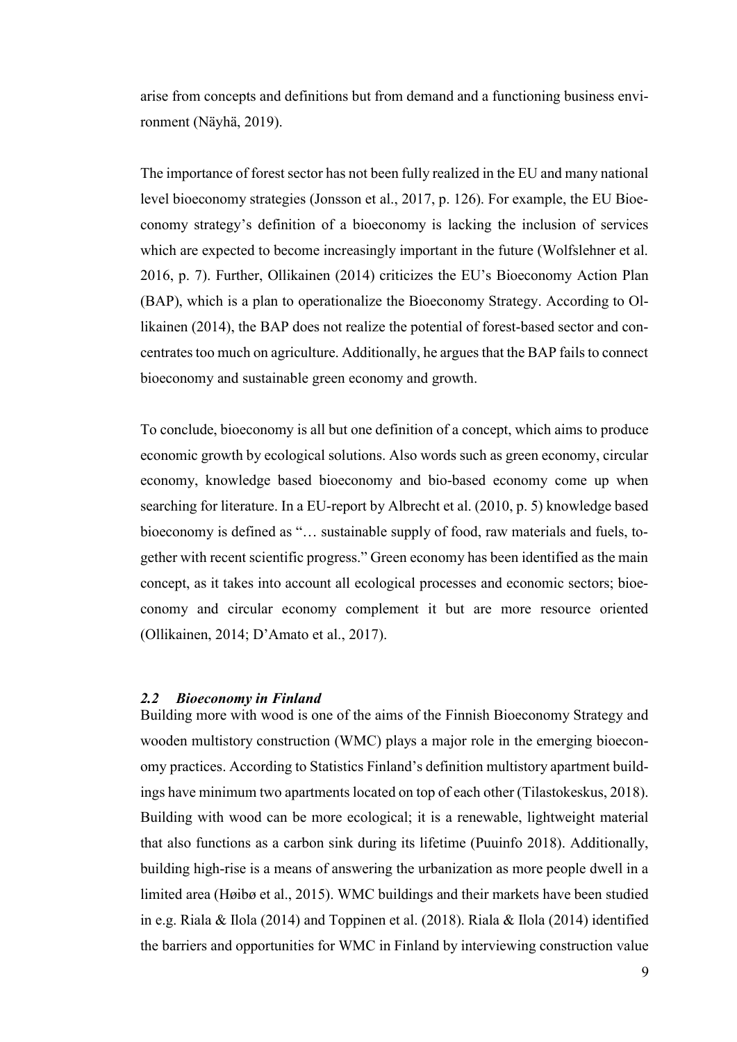arise from concepts and definitions but from demand and a functioning business environment (Näyhä, 2019).

The importance of forest sector has not been fully realized in the EU and many national level bioeconomy strategies (Jonsson et al., 2017, p. 126). For example, the EU Bioeconomy strategy's definition of a bioeconomy is lacking the inclusion of services which are expected to become increasingly important in the future (Wolfslehner et al. 2016, p. 7). Further, Ollikainen (2014) criticizes the EU's Bioeconomy Action Plan (BAP), which is a plan to operationalize the Bioeconomy Strategy. According to Ollikainen (2014), the BAP does not realize the potential of forest-based sector and concentrates too much on agriculture. Additionally, he argues that the BAP fails to connect bioeconomy and sustainable green economy and growth.

To conclude, bioeconomy is all but one definition of a concept, which aims to produce economic growth by ecological solutions. Also words such as green economy, circular economy, knowledge based bioeconomy and bio-based economy come up when searching for literature. In a EU-report by Albrecht et al. (2010, p. 5) knowledge based bioeconomy is defined as "… sustainable supply of food, raw materials and fuels, together with recent scientific progress." Green economy has been identified as the main concept, as it takes into account all ecological processes and economic sectors; bioeconomy and circular economy complement it but are more resource oriented (Ollikainen, 2014; D'Amato et al., 2017).

### *2.2 Bioeconomy in Finland*

Building more with wood is one of the aims of the Finnish Bioeconomy Strategy and wooden multistory construction (WMC) plays a major role in the emerging bioeconomy practices. According to Statistics Finland's definition multistory apartment buildings have minimum two apartments located on top of each other (Tilastokeskus, 2018). Building with wood can be more ecological; it is a renewable, lightweight material that also functions as a carbon sink during its lifetime (Puuinfo 2018). Additionally, building high-rise is a means of answering the urbanization as more people dwell in a limited area (Høibø et al., 2015). WMC buildings and their markets have been studied in e.g. Riala & Ilola (2014) and Toppinen et al. (2018). Riala & Ilola (2014) identified the barriers and opportunities for WMC in Finland by interviewing construction value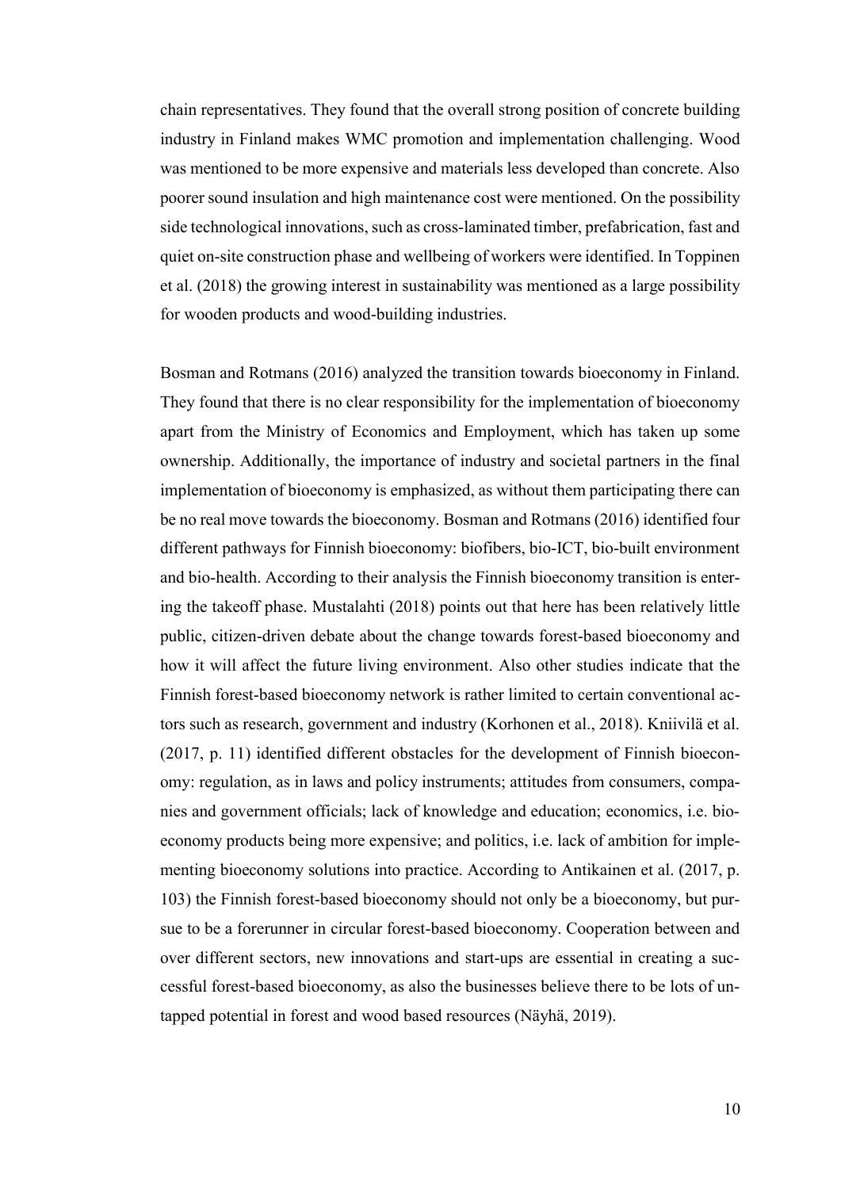chain representatives. They found that the overall strong position of concrete building industry in Finland makes WMC promotion and implementation challenging. Wood was mentioned to be more expensive and materials less developed than concrete. Also poorer sound insulation and high maintenance cost were mentioned. On the possibility side technological innovations, such as cross-laminated timber, prefabrication, fast and quiet on-site construction phase and wellbeing of workers were identified. In Toppinen et al. (2018) the growing interest in sustainability was mentioned as a large possibility for wooden products and wood-building industries.

Bosman and Rotmans (2016) analyzed the transition towards bioeconomy in Finland. They found that there is no clear responsibility for the implementation of bioeconomy apart from the Ministry of Economics and Employment, which has taken up some ownership. Additionally, the importance of industry and societal partners in the final implementation of bioeconomy is emphasized, as without them participating there can be no real move towards the bioeconomy. Bosman and Rotmans (2016) identified four different pathways for Finnish bioeconomy: biofibers, bio-ICT, bio-built environment and bio-health. According to their analysis the Finnish bioeconomy transition is entering the takeoff phase. Mustalahti (2018) points out that here has been relatively little public, citizen-driven debate about the change towards forest-based bioeconomy and how it will affect the future living environment. Also other studies indicate that the Finnish forest-based bioeconomy network is rather limited to certain conventional actors such as research, government and industry (Korhonen et al., 2018). Kniivilä et al. (2017, p. 11) identified different obstacles for the development of Finnish bioeconomy: regulation, as in laws and policy instruments; attitudes from consumers, companies and government officials; lack of knowledge and education; economics, i.e. bioeconomy products being more expensive; and politics, i.e. lack of ambition for implementing bioeconomy solutions into practice. According to Antikainen et al. (2017, p. 103) the Finnish forest-based bioeconomy should not only be a bioeconomy, but pursue to be a forerunner in circular forest-based bioeconomy. Cooperation between and over different sectors, new innovations and start-ups are essential in creating a successful forest-based bioeconomy, as also the businesses believe there to be lots of untapped potential in forest and wood based resources (Näyhä, 2019).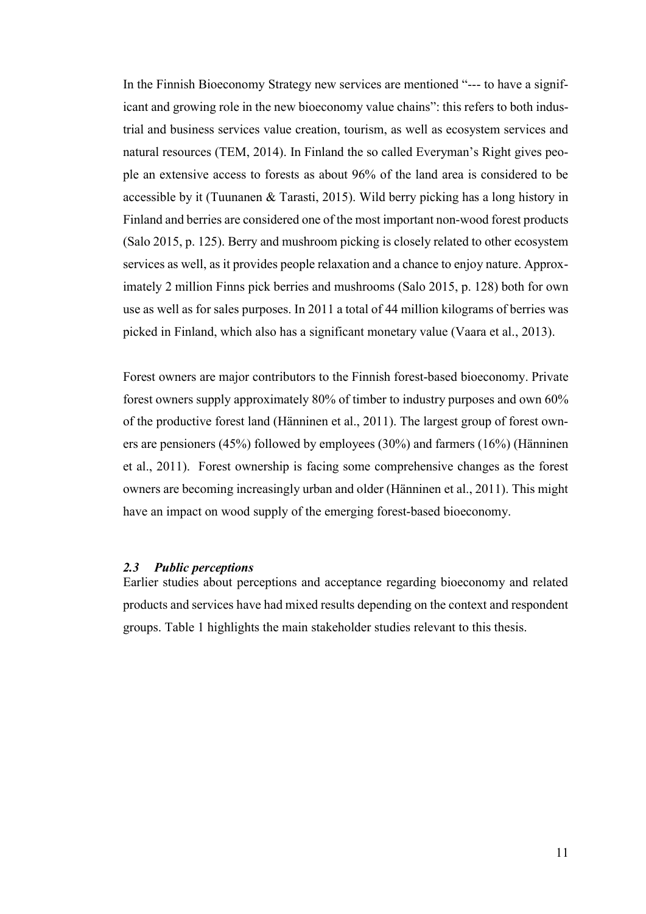In the Finnish Bioeconomy Strategy new services are mentioned "--- to have a significant and growing role in the new bioeconomy value chains": this refers to both industrial and business services value creation, tourism, as well as ecosystem services and natural resources (TEM, 2014). In Finland the so called Everyman's Right gives people an extensive access to forests as about 96% of the land area is considered to be accessible by it (Tuunanen & Tarasti, 2015). Wild berry picking has a long history in Finland and berries are considered one of the most important non-wood forest products (Salo 2015, p. 125). Berry and mushroom picking is closely related to other ecosystem services as well, as it provides people relaxation and a chance to enjoy nature. Approximately 2 million Finns pick berries and mushrooms (Salo 2015, p. 128) both for own use as well as for sales purposes. In 2011 a total of 44 million kilograms of berries was picked in Finland, which also has a significant monetary value (Vaara et al., 2013).

Forest owners are major contributors to the Finnish forest-based bioeconomy. Private forest owners supply approximately 80% of timber to industry purposes and own 60% of the productive forest land (Hänninen et al., 2011). The largest group of forest owners are pensioners (45%) followed by employees (30%) and farmers (16%) (Hänninen et al., 2011). Forest ownership is facing some comprehensive changes as the forest owners are becoming increasingly urban and older (Hänninen et al., 2011). This might have an impact on wood supply of the emerging forest-based bioeconomy.

### *2.3 Public perceptions*

Earlier studies about perceptions and acceptance regarding bioeconomy and related products and services have had mixed results depending on the context and respondent groups. Table 1 highlights the main stakeholder studies relevant to this thesis.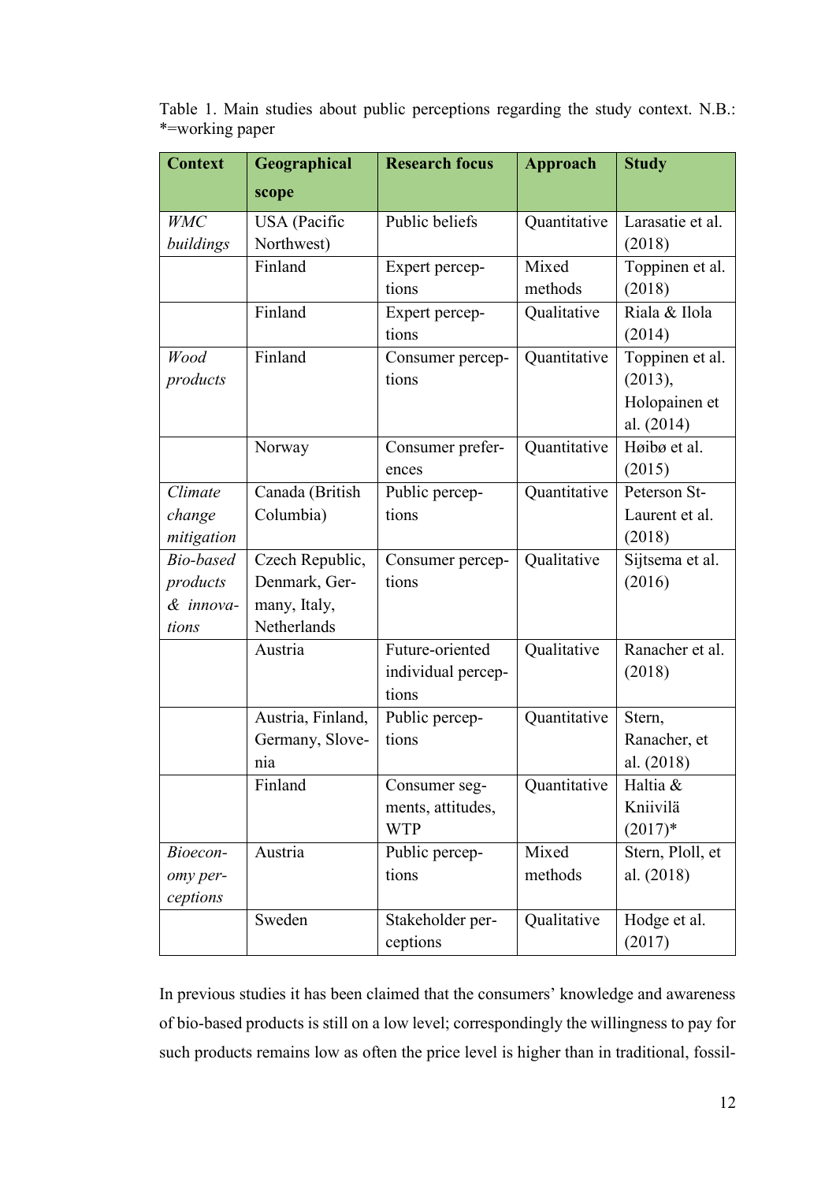Table 1. Main studies about public perceptions regarding the study context. N.B.: *=working paper

| Context | Geographical scope | Research focus | Approach | Study |
|---|---|---|---|---|
| *WMC buildings* | USA (Pacific Northwest) | Public beliefs | Quantitative | Larasatie et al. (2018) |
| | Finland | Expert perceptions | Mixed methods | Toppinen et al. (2018) |
| | Finland | Expert perceptions | Qualitative | Riala & Ilola (2014) |
| *Wood products* | Finland | Consumer perceptions | Quantitative | Toppinen et al. (2013), Holopainen et al. (2014) |
| | Norway | Consumer preferences | Quantitative | Høibø et al. (2015) |
| *Climate change mitigation* | Canada (British Columbia) | Public perceptions | Quantitative | Peterson St-Laurent et al. (2018) |
| *Bio-based products & innovations* | Czech Republic, Denmark, Germany, Italy, Netherlands | Consumer perceptions | Qualitative | Sijtsema et al. (2016) |
| | Austria | Future-oriented individual perceptions | Qualitative | Ranacher et al. (2018) |
| | Austria, Finland, Germany, Slovenia | Public perceptions | Quantitative | Stern, Ranacher, et al. (2018) |
| | Finland | Consumer segments, attitudes, WTP | Quantitative | Haltia & Kniivilä (2017)* |
| *Bioeconomy perceptions* | Austria | Public perceptions | Mixed methods | Stern, Ploll, et al. (2018) |
| | Sweden | Stakeholder perceptions | Qualitative | Hodge et al. (2017) |

In previous studies it has been claimed that the consumers' knowledge and awareness of bio-based products is still on a low level; correspondingly the willingness to pay for such products remains low as often the price level is higher than in traditional, fossil-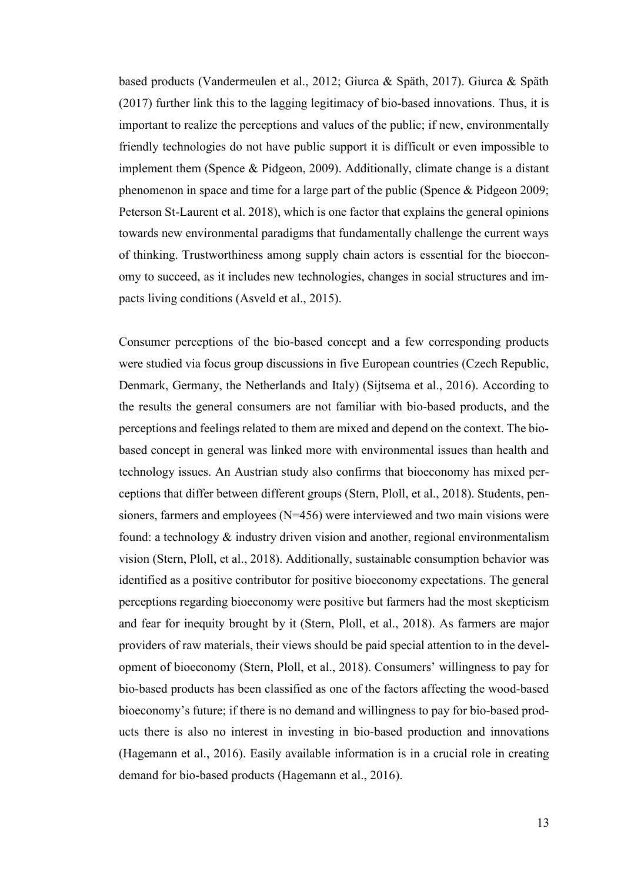based products (Vandermeulen et al., 2012; Giurca & Späth, 2017). Giurca & Späth (2017) further link this to the lagging legitimacy of bio-based innovations. Thus, it is important to realize the perceptions and values of the public; if new, environmentally friendly technologies do not have public support it is difficult or even impossible to implement them (Spence & Pidgeon, 2009). Additionally, climate change is a distant phenomenon in space and time for a large part of the public (Spence & Pidgeon 2009; Peterson St-Laurent et al. 2018), which is one factor that explains the general opinions towards new environmental paradigms that fundamentally challenge the current ways of thinking. Trustworthiness among supply chain actors is essential for the bioeconomy to succeed, as it includes new technologies, changes in social structures and impacts living conditions (Asveld et al., 2015).

Consumer perceptions of the bio-based concept and a few corresponding products were studied via focus group discussions in five European countries (Czech Republic, Denmark, Germany, the Netherlands and Italy) (Sijtsema et al., 2016). According to the results the general consumers are not familiar with bio-based products, and the perceptions and feelings related to them are mixed and depend on the context. The bio-based concept in general was linked more with environmental issues than health and technology issues. An Austrian study also confirms that bioeconomy has mixed perceptions that differ between different groups (Stern, Ploll, et al., 2018). Students, pensioners, farmers and employees (N=456) were interviewed and two main visions were found: a technology & industry driven vision and another, regional environmentalism vision (Stern, Ploll, et al., 2018). Additionally, sustainable consumption behavior was identified as a positive contributor for positive bioeconomy expectations. The general perceptions regarding bioeconomy were positive but farmers had the most skepticism and fear for inequity brought by it (Stern, Ploll, et al., 2018). As farmers are major providers of raw materials, their views should be paid special attention to in the development of bioeconomy (Stern, Ploll, et al., 2018). Consumers' willingness to pay for bio-based products has been classified as one of the factors affecting the wood-based bioeconomy's future; if there is no demand and willingness to pay for bio-based products there is also no interest in investing in bio-based production and innovations (Hagemann et al., 2016). Easily available information is in a crucial role in creating demand for bio-based products (Hagemann et al., 2016).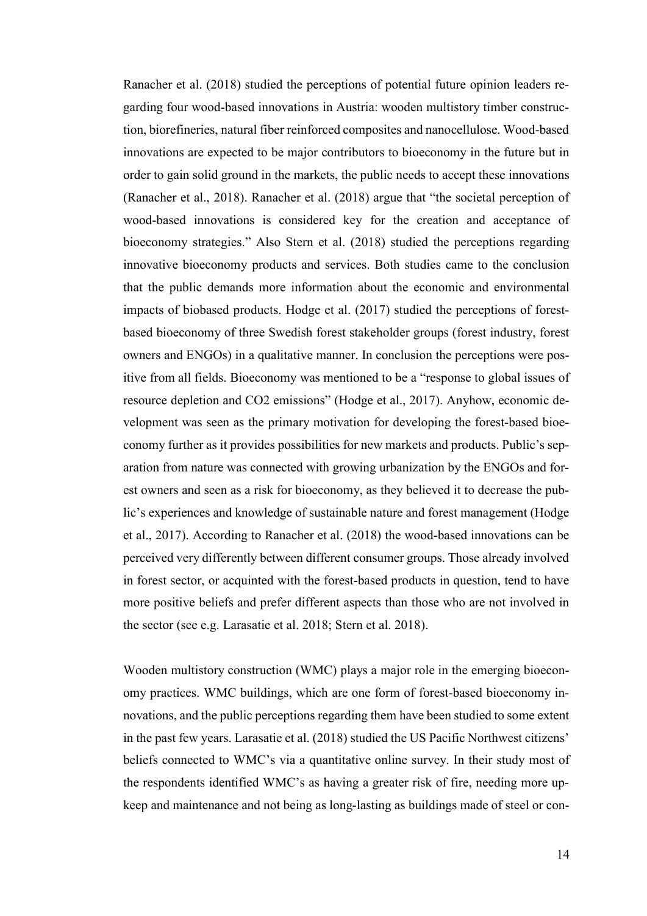Ranacher et al. (2018) studied the perceptions of potential future opinion leaders regarding four wood-based innovations in Austria: wooden multistory timber construction, biorefineries, natural fiber reinforced composites and nanocellulose. Wood-based innovations are expected to be major contributors to bioeconomy in the future but in order to gain solid ground in the markets, the public needs to accept these innovations (Ranacher et al., 2018). Ranacher et al. (2018) argue that "the societal perception of wood-based innovations is considered key for the creation and acceptance of bioeconomy strategies." Also Stern et al. (2018) studied the perceptions regarding innovative bioeconomy products and services. Both studies came to the conclusion that the public demands more information about the economic and environmental impacts of biobased products. Hodge et al. (2017) studied the perceptions of forest-based bioeconomy of three Swedish forest stakeholder groups (forest industry, forest owners and ENGOs) in a qualitative manner. In conclusion the perceptions were positive from all fields. Bioeconomy was mentioned to be a "response to global issues of resource depletion and $CO_2$ emissions" (Hodge et al., 2017). Anyhow, economic development was seen as the primary motivation for developing the forest-based bioeconomy further as it provides possibilities for new markets and products. Public's separation from nature was connected with growing urbanization by the ENGOs and forest owners and seen as a risk for bioeconomy, as they believed it to decrease the public's experiences and knowledge of sustainable nature and forest management (Hodge et al., 2017). According to Ranacher et al. (2018) the wood-based innovations can be perceived very differently between different consumer groups. Those already involved in forest sector, or acquinted with the forest-based products in question, tend to have more positive beliefs and prefer different aspects than those who are not involved in the sector (see e.g. Larasatie et al. 2018; Stern et al. 2018).

Wooden multistory construction (WMC) plays a major role in the emerging bioeconomy practices. WMC buildings, which are one form of forest-based bioeconomy innovations, and the public perceptions regarding them have been studied to some extent in the past few years. Larasatie et al. (2018) studied the US Pacific Northwest citizens' beliefs connected to WMC's via a quantitative online survey. In their study most of the respondents identified WMC's as having a greater risk of fire, needing more upkeep and maintenance and not being as long-lasting as buildings made of steel or con-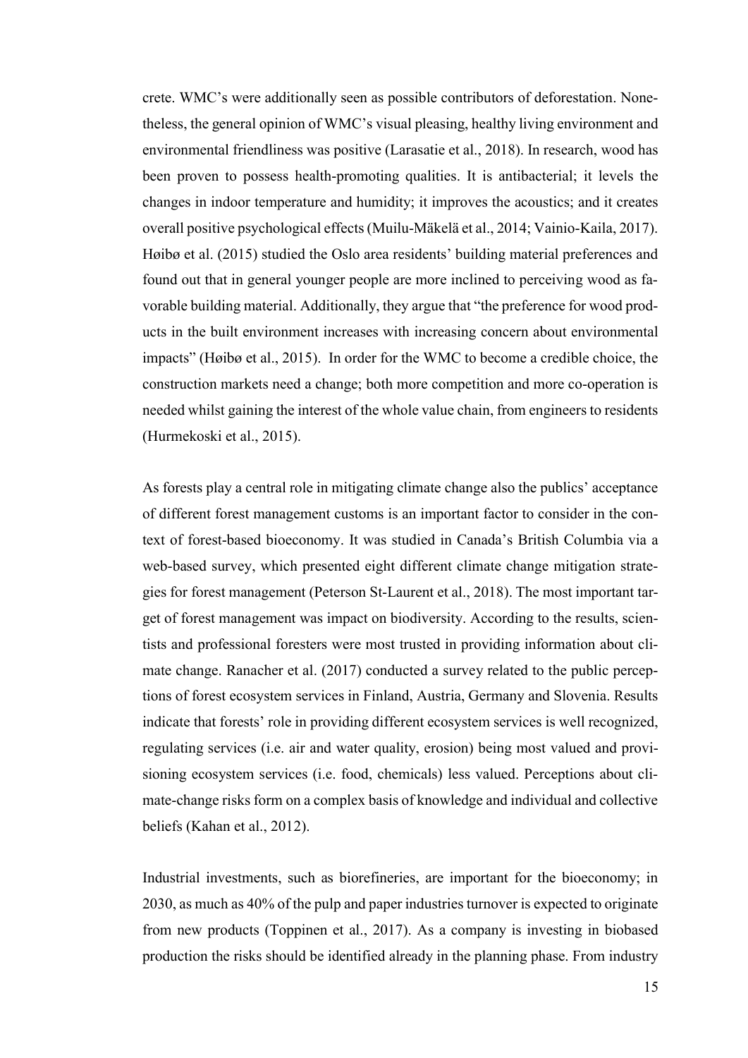crete. WMC's were additionally seen as possible contributors of deforestation. Nonetheless, the general opinion of WMC's visual pleasing, healthy living environment and environmental friendliness was positive (Larasatie et al., 2018). In research, wood has been proven to possess health-promoting qualities. It is antibacterial; it levels the changes in indoor temperature and humidity; it improves the acoustics; and it creates overall positive psychological effects (Muilu-Mäkelä et al., 2014; Vainio-Kaila, 2017). Høibø et al. (2015) studied the Oslo area residents' building material preferences and found out that in general younger people are more inclined to perceiving wood as favorable building material. Additionally, they argue that "the preference for wood products in the built environment increases with increasing concern about environmental impacts" (Høibø et al., 2015). In order for the WMC to become a credible choice, the construction markets need a change; both more competition and more co-operation is needed whilst gaining the interest of the whole value chain, from engineers to residents (Hurmekoski et al., 2015).

As forests play a central role in mitigating climate change also the publics' acceptance of different forest management customs is an important factor to consider in the context of forest-based bioeconomy. It was studied in Canada's British Columbia via a web-based survey, which presented eight different climate change mitigation strategies for forest management (Peterson St-Laurent et al., 2018). The most important target of forest management was impact on biodiversity. According to the results, scientists and professional foresters were most trusted in providing information about climate change. Ranacher et al. (2017) conducted a survey related to the public perceptions of forest ecosystem services in Finland, Austria, Germany and Slovenia. Results indicate that forests' role in providing different ecosystem services is well recognized, regulating services (i.e. air and water quality, erosion) being most valued and provisioning ecosystem services (i.e. food, chemicals) less valued. Perceptions about climate-change risks form on a complex basis of knowledge and individual and collective beliefs (Kahan et al., 2012).

Industrial investments, such as biorefineries, are important for the bioeconomy; in 2030, as much as 40% of the pulp and paper industries turnover is expected to originate from new products (Toppinen et al., 2017). As a company is investing in biobased production the risks should be identified already in the planning phase. From industry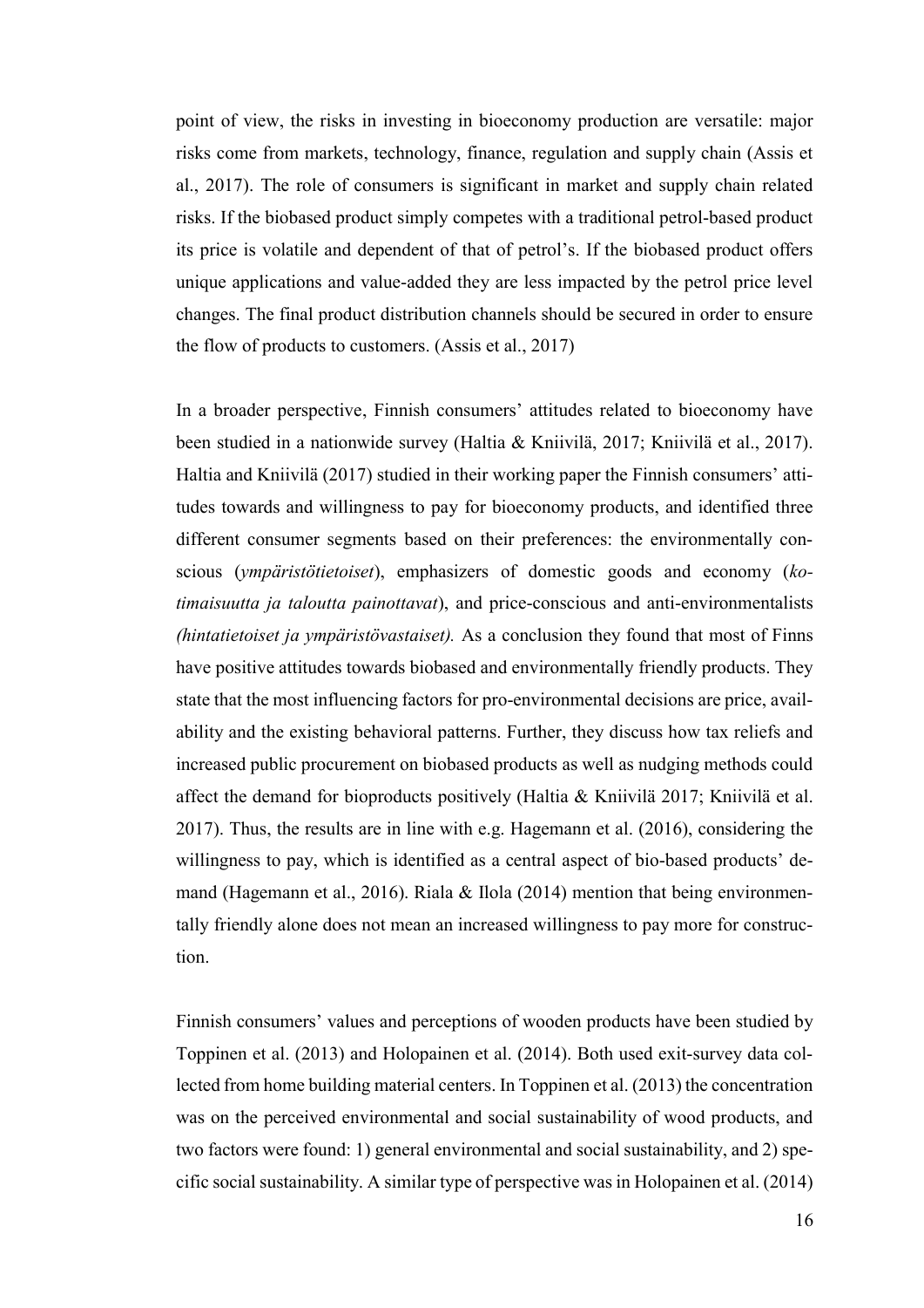point of view, the risks in investing in bioeconomy production are versatile: major risks come from markets, technology, finance, regulation and supply chain (Assis et al., 2017). The role of consumers is significant in market and supply chain related risks. If the biobased product simply competes with a traditional petrol-based product its price is volatile and dependent of that of petrol's. If the biobased product offers unique applications and value-added they are less impacted by the petrol price level changes. The final product distribution channels should be secured in order to ensure the flow of products to customers. (Assis et al., 2017)

In a broader perspective, Finnish consumers' attitudes related to bioeconomy have been studied in a nationwide survey (Haltia & Kniivilä, 2017; Kniivilä et al., 2017). Haltia and Kniivilä (2017) studied in their working paper the Finnish consumers' attitudes towards and willingness to pay for bioeconomy products, and identified three different consumer segments based on their preferences: the environmentally conscious (*ympäristötietoiset*), emphasizers of domestic goods and economy (*kotimaisuutta ja taloutta painottavat*), and price-conscious and anti-environmentalists *(hintatietoiset ja ympäristövastaiset).* As a conclusion they found that most of Finns have positive attitudes towards biobased and environmentally friendly products. They state that the most influencing factors for pro-environmental decisions are price, availability and the existing behavioral patterns. Further, they discuss how tax reliefs and increased public procurement on biobased products as well as nudging methods could affect the demand for bioproducts positively (Haltia & Kniivilä 2017; Kniivilä et al. 2017). Thus, the results are in line with e.g. Hagemann et al. (2016), considering the willingness to pay, which is identified as a central aspect of bio-based products' demand (Hagemann et al., 2016). Riala & Ilola (2014) mention that being environmentally friendly alone does not mean an increased willingness to pay more for construction.

Finnish consumers' values and perceptions of wooden products have been studied by Toppinen et al. (2013) and Holopainen et al. (2014). Both used exit-survey data collected from home building material centers. In Toppinen et al. (2013) the concentration was on the perceived environmental and social sustainability of wood products, and two factors were found: 1) general environmental and social sustainability, and 2) specific social sustainability. A similar type of perspective was in Holopainen et al. (2014)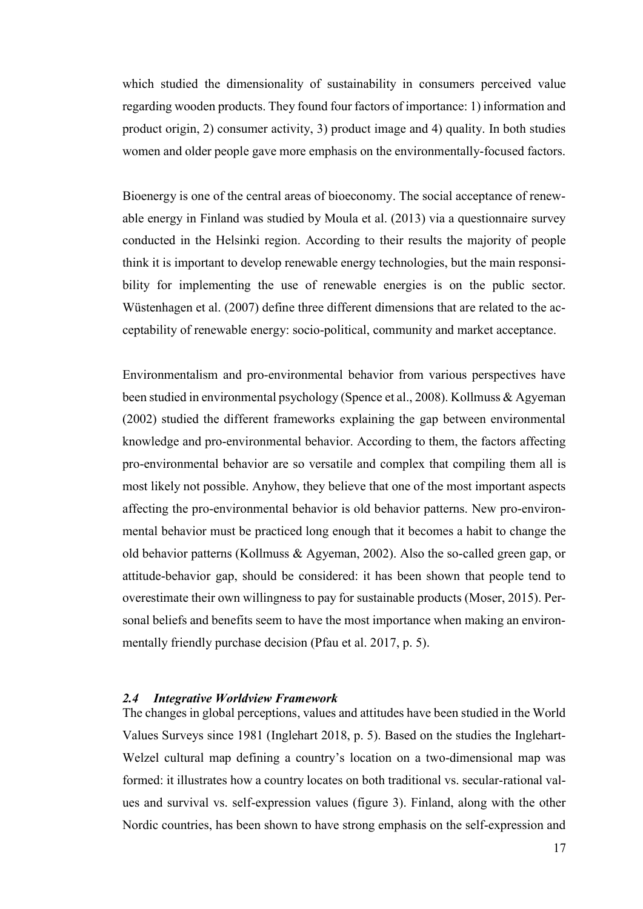which studied the dimensionality of sustainability in consumers perceived value regarding wooden products. They found four factors of importance: 1) information and product origin, 2) consumer activity, 3) product image and 4) quality. In both studies women and older people gave more emphasis on the environmentally-focused factors.

Bioenergy is one of the central areas of bioeconomy. The social acceptance of renewable energy in Finland was studied by Moula et al. (2013) via a questionnaire survey conducted in the Helsinki region. According to their results the majority of people think it is important to develop renewable energy technologies, but the main responsibility for implementing the use of renewable energies is on the public sector. Wüstenhagen et al. (2007) define three different dimensions that are related to the acceptability of renewable energy: socio-political, community and market acceptance.

Environmentalism and pro-environmental behavior from various perspectives have been studied in environmental psychology (Spence et al., 2008). Kollmuss & Agyeman (2002) studied the different frameworks explaining the gap between environmental knowledge and pro-environmental behavior. According to them, the factors affecting pro-environmental behavior are so versatile and complex that compiling them all is most likely not possible. Anyhow, they believe that one of the most important aspects affecting the pro-environmental behavior is old behavior patterns. New pro-environmental behavior must be practiced long enough that it becomes a habit to change the old behavior patterns (Kollmuss & Agyeman, 2002). Also the so-called green gap, or attitude-behavior gap, should be considered: it has been shown that people tend to overestimate their own willingness to pay for sustainable products (Moser, 2015). Personal beliefs and benefits seem to have the most importance when making an environmentally friendly purchase decision (Pfau et al. 2017, p. 5).

### *2.4 Integrative Worldview Framework*

The changes in global perceptions, values and attitudes have been studied in the World Values Surveys since 1981 (Inglehart 2018, p. 5). Based on the studies the Inglehart-Welzel cultural map defining a country's location on a two-dimensional map was formed: it illustrates how a country locates on both traditional vs. secular-rational values and survival vs. self-expression values (figure 3). Finland, along with the other Nordic countries, has been shown to have strong emphasis on the self-expression and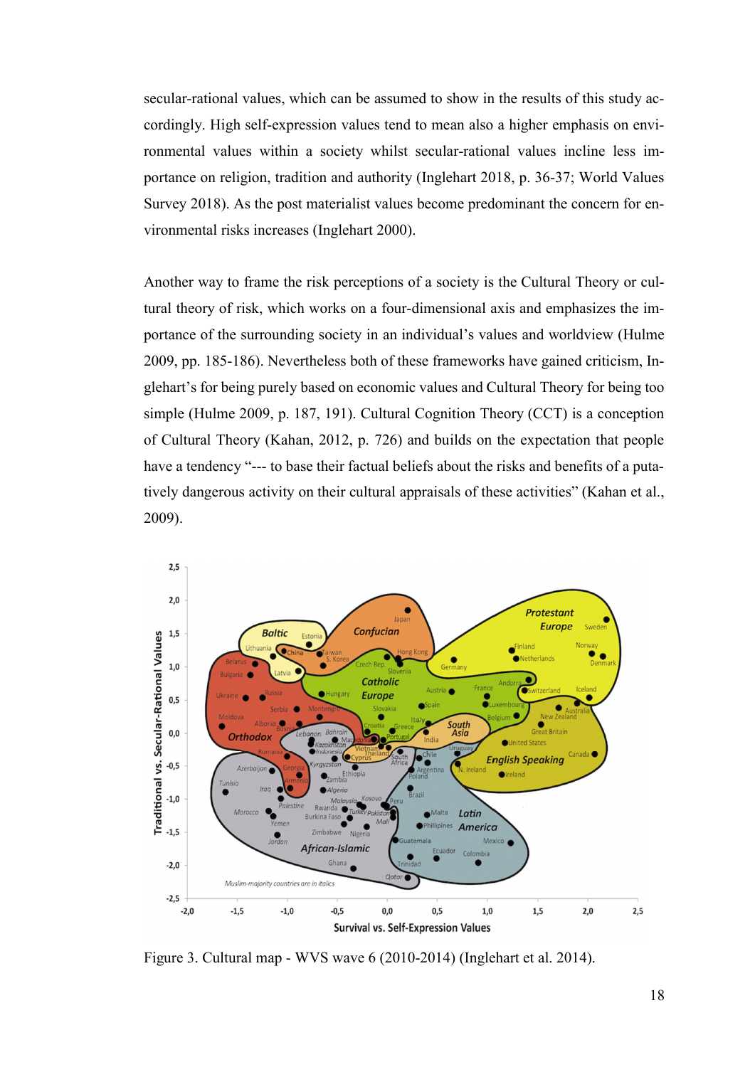secular-rational values, which can be assumed to show in the results of this study accordingly. High self-expression values tend to mean also a higher emphasis on environmental values within a society whilst secular-rational values incline less importance on religion, tradition and authority (Inglehart 2018, p. 36-37; World Values Survey 2018). As the post materialist values become predominant the concern for environmental risks increases (Inglehart 2000).

Another way to frame the risk perceptions of a society is the Cultural Theory or cultural theory of risk, which works on a four-dimensional axis and emphasizes the importance of the surrounding society in an individual's values and worldview (Hulme 2009, pp. 185-186). Nevertheless both of these frameworks have gained criticism, Inglehart's for being purely based on economic values and Cultural Theory for being too simple (Hulme 2009, p. 187, 191). Cultural Cognition Theory (CCT) is a conception of Cultural Theory (Kahan, 2012, p. 726) and builds on the expectation that people have a tendency "--- to base their factual beliefs about the risks and benefits of a putatively dangerous activity on their cultural appraisals of these activities" (Kahan et al., 2009).

Figure 3. Cultural map - WVS wave 6 (2010-2014) (Inglehart et al. 2014).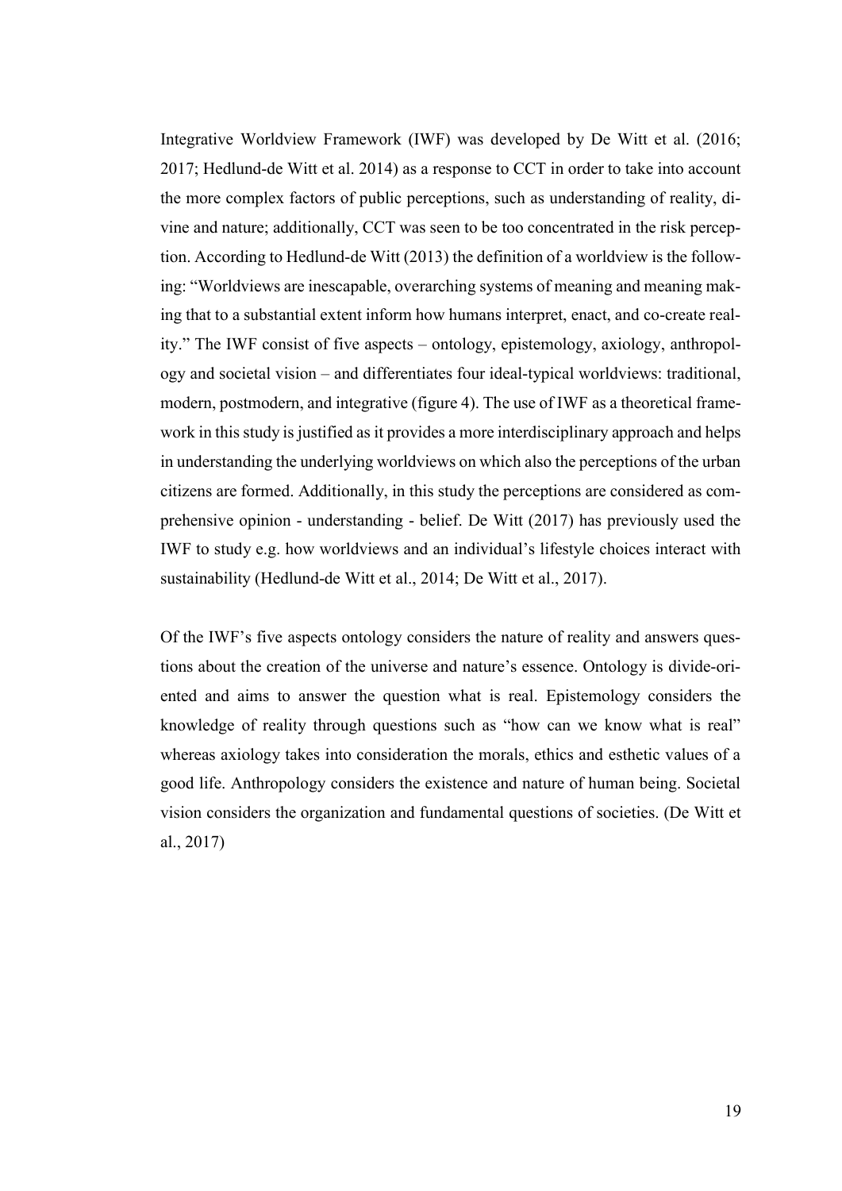Integrative Worldview Framework (IWF) was developed by De Witt et al. (2016; 2017; Hedlund-de Witt et al. 2014) as a response to CCT in order to take into account the more complex factors of public perceptions, such as understanding of reality, divine and nature; additionally, CCT was seen to be too concentrated in the risk perception. According to Hedlund-de Witt (2013) the definition of a worldview is the following: "Worldviews are inescapable, overarching systems of meaning and meaning making that to a substantial extent inform how humans interpret, enact, and co-create reality." The IWF consist of five aspects – ontology, epistemology, axiology, anthropology and societal vision – and differentiates four ideal-typical worldviews: traditional, modern, postmodern, and integrative (figure 4). The use of IWF as a theoretical framework in this study is justified as it provides a more interdisciplinary approach and helps in understanding the underlying worldviews on which also the perceptions of the urban citizens are formed. Additionally, in this study the perceptions are considered as comprehensive opinion - understanding - belief. De Witt (2017) has previously used the IWF to study e.g. how worldviews and an individual's lifestyle choices interact with sustainability (Hedlund-de Witt et al., 2014; De Witt et al., 2017).

Of the IWF's five aspects ontology considers the nature of reality and answers questions about the creation of the universe and nature's essence. Ontology is divide-oriented and aims to answer the question what is real. Epistemology considers the knowledge of reality through questions such as "how can we know what is real" whereas axiology takes into consideration the morals, ethics and esthetic values of a good life. Anthropology considers the existence and nature of human being. Societal vision considers the organization and fundamental questions of societies. (De Witt et al., 2017)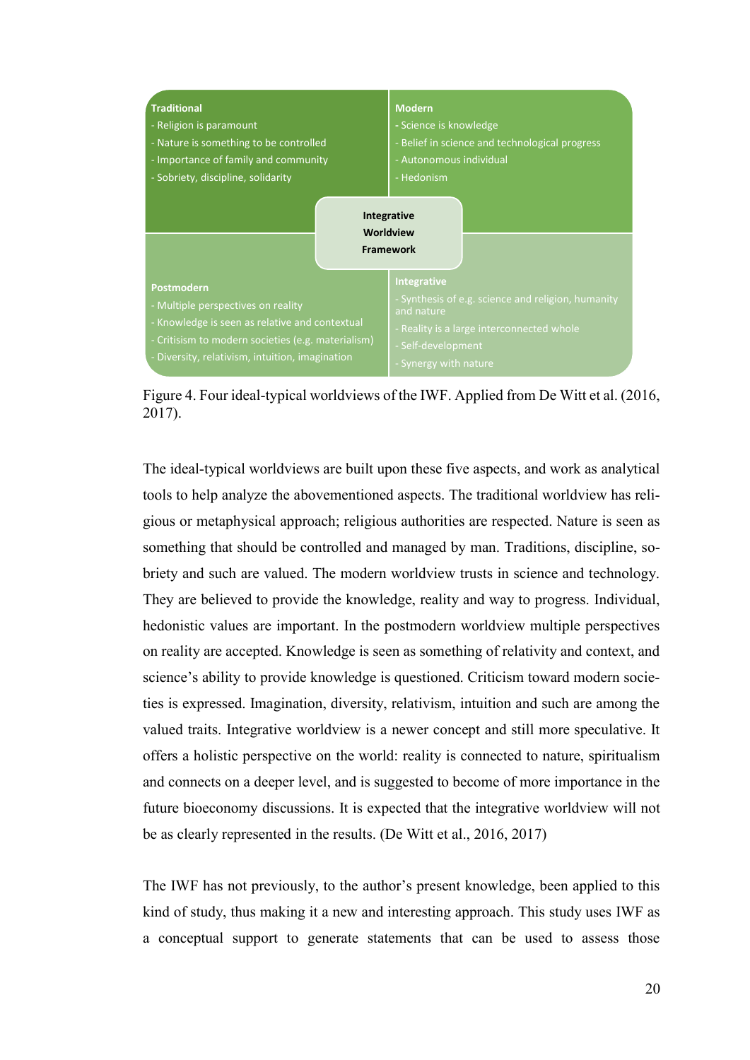**Traditional**
- Religion is paramount
- Nature is something to be controlled
- Importance of family and community
- Sobriety, discipline, solidarity

**Modern**
- Science is knowledge
- Belief in science and technological progress
- Autonomous individual
- Hedonism

**Integrative Worldview Framework**

**Postmodern**
- Multiple perspectives on reality
- Knowledge is seen as relative and contextual
- Critisism to modern societies (e.g. materialism)
- Diversity, relativism, intuition, imagination

**Integrative**
- Synthesis of e.g. science and religion, humanity and nature
- Reality is a large interconnected whole
- Self-development
- Synergy with nature

Figure 4. Four ideal-typical worldviews of the IWF. Applied from De Witt et al. (2016, 2017).

The ideal-typical worldviews are built upon these five aspects, and work as analytical tools to help analyze the abovementioned aspects. The traditional worldview has religious or metaphysical approach; religious authorities are respected. Nature is seen as something that should be controlled and managed by man. Traditions, discipline, sobriety and such are valued. The modern worldview trusts in science and technology. They are believed to provide the knowledge, reality and way to progress. Individual, hedonistic values are important. In the postmodern worldview multiple perspectives on reality are accepted. Knowledge is seen as something of relativity and context, and science's ability to provide knowledge is questioned. Criticism toward modern societies is expressed. Imagination, diversity, relativism, intuition and such are among the valued traits. Integrative worldview is a newer concept and still more speculative. It offers a holistic perspective on the world: reality is connected to nature, spiritualism and connects on a deeper level, and is suggested to become of more importance in the future bioeconomy discussions. It is expected that the integrative worldview will not be as clearly represented in the results. (De Witt et al., 2016, 2017)

The IWF has not previously, to the author's present knowledge, been applied to this kind of study, thus making it a new and interesting approach. This study uses IWF as a conceptual support to generate statements that can be used to assess those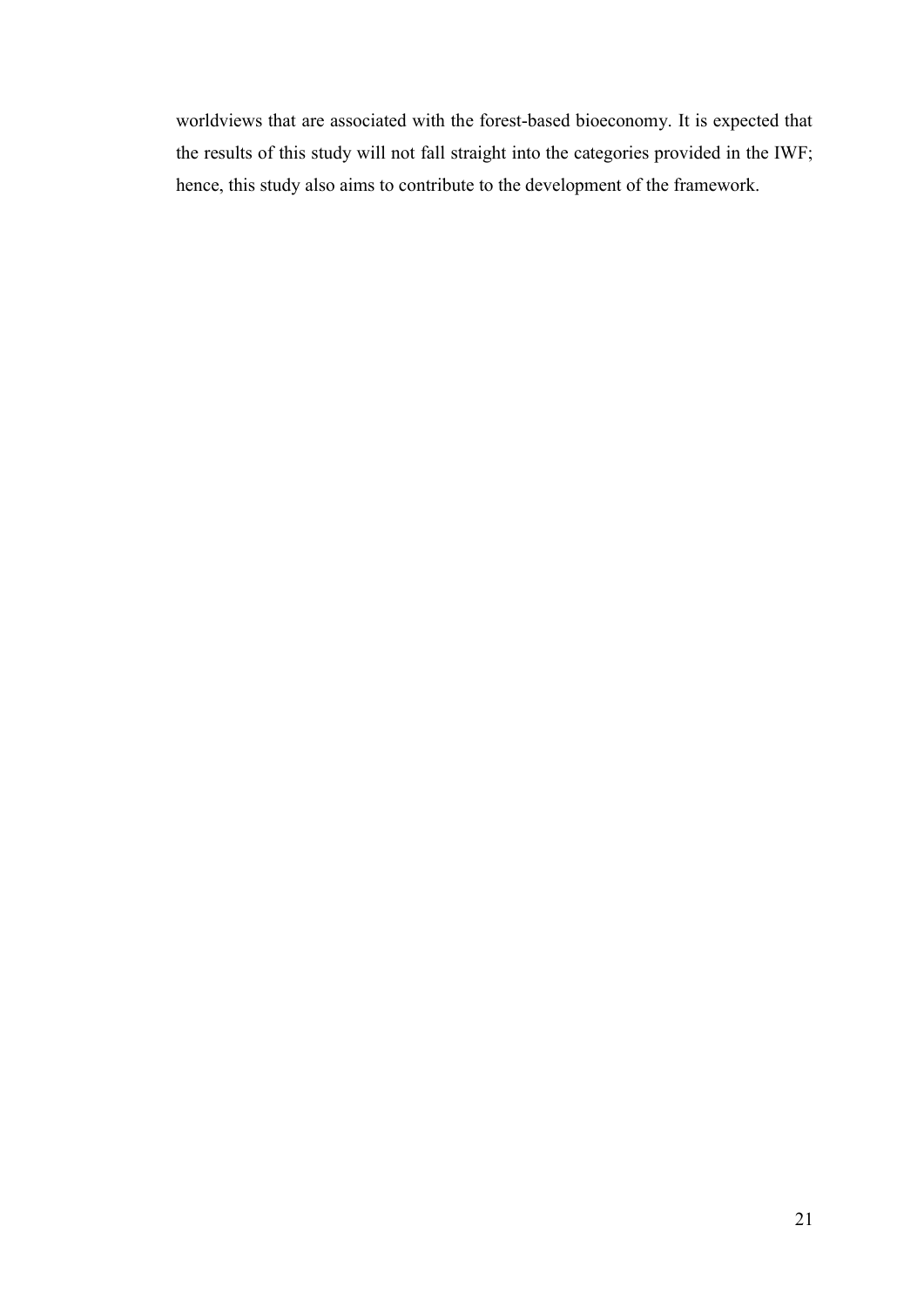worldviews that are associated with the forest-based bioeconomy. It is expected that the results of this study will not fall straight into the categories provided in the IWF; hence, this study also aims to contribute to the development of the framework.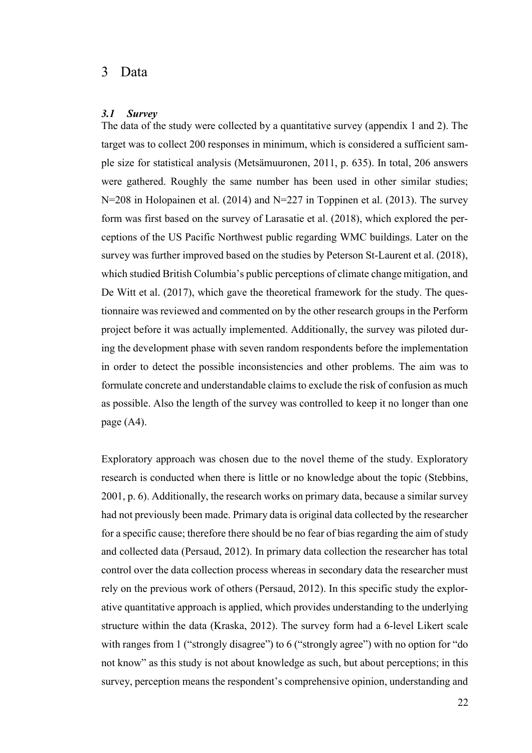# 3 Data

### *3.1 Survey*

The data of the study were collected by a quantitative survey (appendix 1 and 2). The target was to collect 200 responses in minimum, which is considered a sufficient sample size for statistical analysis (Metsämuuronen, 2011, p. 635). In total, 206 answers were gathered. Roughly the same number has been used in other similar studies; N=208 in Holopainen et al. (2014) and N=227 in Toppinen et al. (2013). The survey form was first based on the survey of Larasatie et al. (2018), which explored the perceptions of the US Pacific Northwest public regarding WMC buildings. Later on the survey was further improved based on the studies by Peterson St-Laurent et al. (2018), which studied British Columbia's public perceptions of climate change mitigation, and De Witt et al. (2017), which gave the theoretical framework for the study. The questionnaire was reviewed and commented on by the other research groups in the Perform project before it was actually implemented. Additionally, the survey was piloted during the development phase with seven random respondents before the implementation in order to detect the possible inconsistencies and other problems. The aim was to formulate concrete and understandable claims to exclude the risk of confusion as much as possible. Also the length of the survey was controlled to keep it no longer than one page (A4).

Exploratory approach was chosen due to the novel theme of the study. Exploratory research is conducted when there is little or no knowledge about the topic (Stebbins, 2001, p. 6). Additionally, the research works on primary data, because a similar survey had not previously been made. Primary data is original data collected by the researcher for a specific cause; therefore there should be no fear of bias regarding the aim of study and collected data (Persaud, 2012). In primary data collection the researcher has total control over the data collection process whereas in secondary data the researcher must rely on the previous work of others (Persaud, 2012). In this specific study the explorative quantitative approach is applied, which provides understanding to the underlying structure within the data (Kraska, 2012). The survey form had a 6-level Likert scale with ranges from 1 ("strongly disagree") to 6 ("strongly agree") with no option for "do not know" as this study is not about knowledge as such, but about perceptions; in this survey, perception means the respondent's comprehensive opinion, understanding and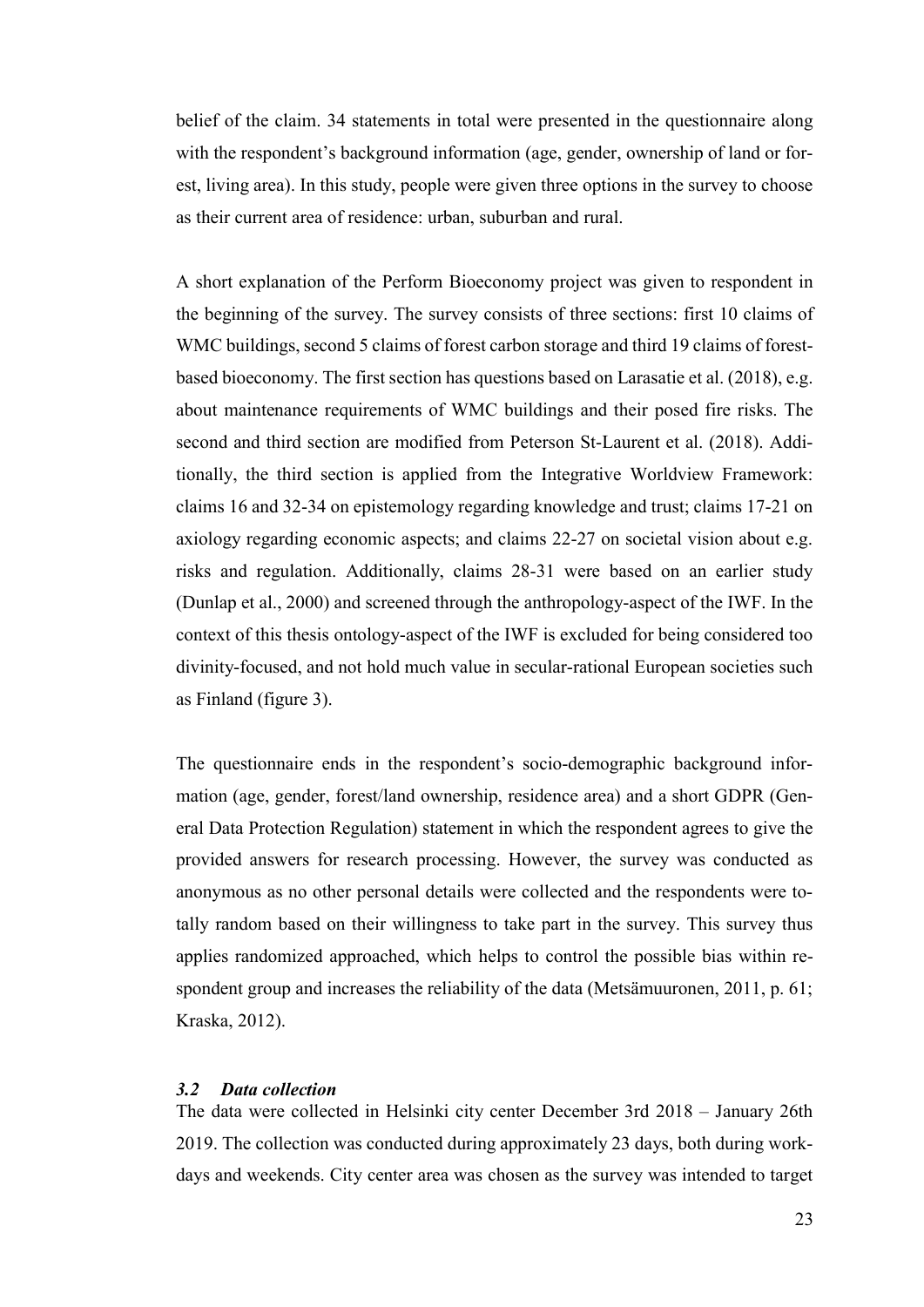belief of the claim. 34 statements in total were presented in the questionnaire along with the respondent's background information (age, gender, ownership of land or forest, living area). In this study, people were given three options in the survey to choose as their current area of residence: urban, suburban and rural.

A short explanation of the Perform Bioeconomy project was given to respondent in the beginning of the survey. The survey consists of three sections: first 10 claims of WMC buildings, second 5 claims of forest carbon storage and third 19 claims of forest-based bioeconomy. The first section has questions based on Larasatie et al. (2018), e.g. about maintenance requirements of WMC buildings and their posed fire risks. The second and third section are modified from Peterson St-Laurent et al. (2018). Additionally, the third section is applied from the Integrative Worldview Framework: claims 16 and 32-34 on epistemology regarding knowledge and trust; claims 17-21 on axiology regarding economic aspects; and claims 22-27 on societal vision about e.g. risks and regulation. Additionally, claims 28-31 were based on an earlier study (Dunlap et al., 2000) and screened through the anthropology-aspect of the IWF. In the context of this thesis ontology-aspect of the IWF is excluded for being considered too divinity-focused, and not hold much value in secular-rational European societies such as Finland (figure 3).

The questionnaire ends in the respondent's socio-demographic background information (age, gender, forest/land ownership, residence area) and a short GDPR (General Data Protection Regulation) statement in which the respondent agrees to give the provided answers for research processing. However, the survey was conducted as anonymous as no other personal details were collected and the respondents were totally random based on their willingness to take part in the survey. This survey thus applies randomized approached, which helps to control the possible bias within respondent group and increases the reliability of the data (Metsämuuronen, 2011, p. 61; Kraska, 2012).

### *3.2 Data collection*

The data were collected in Helsinki city center December 3rd 2018 – January 26th 2019. The collection was conducted during approximately 23 days, both during workdays and weekends. City center area was chosen as the survey was intended to target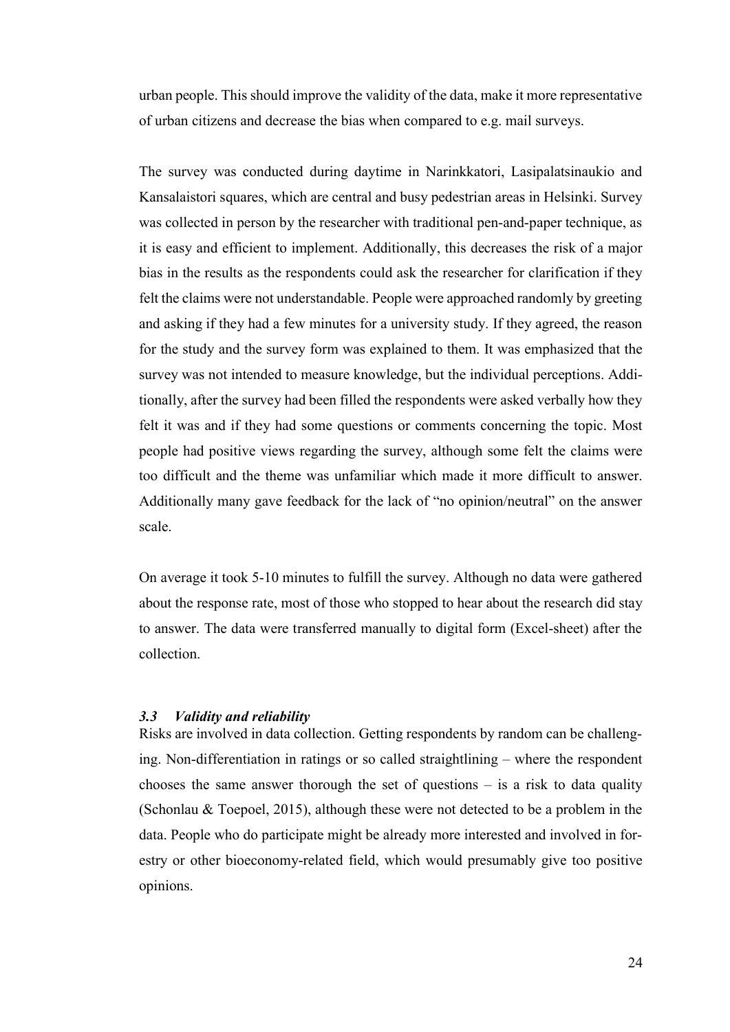urban people. This should improve the validity of the data, make it more representative of urban citizens and decrease the bias when compared to e.g. mail surveys.

The survey was conducted during daytime in Narinkkatori, Lasipalatsinaukio and Kansalaistori squares, which are central and busy pedestrian areas in Helsinki. Survey was collected in person by the researcher with traditional pen-and-paper technique, as it is easy and efficient to implement. Additionally, this decreases the risk of a major bias in the results as the respondents could ask the researcher for clarification if they felt the claims were not understandable. People were approached randomly by greeting and asking if they had a few minutes for a university study. If they agreed, the reason for the study and the survey form was explained to them. It was emphasized that the survey was not intended to measure knowledge, but the individual perceptions. Additionally, after the survey had been filled the respondents were asked verbally how they felt it was and if they had some questions or comments concerning the topic. Most people had positive views regarding the survey, although some felt the claims were too difficult and the theme was unfamiliar which made it more difficult to answer. Additionally many gave feedback for the lack of "no opinion/neutral" on the answer scale.

On average it took 5-10 minutes to fulfill the survey. Although no data were gathered about the response rate, most of those who stopped to hear about the research did stay to answer. The data were transferred manually to digital form (Excel-sheet) after the collection.

### *3.3 Validity and reliability*

Risks are involved in data collection. Getting respondents by random can be challenging. Non-differentiation in ratings or so called straightlining – where the respondent chooses the same answer thorough the set of questions – is a risk to data quality (Schonlau & Toepoel, 2015), although these were not detected to be a problem in the data. People who do participate might be already more interested and involved in forestry or other bioeconomy-related field, which would presumably give too positive opinions.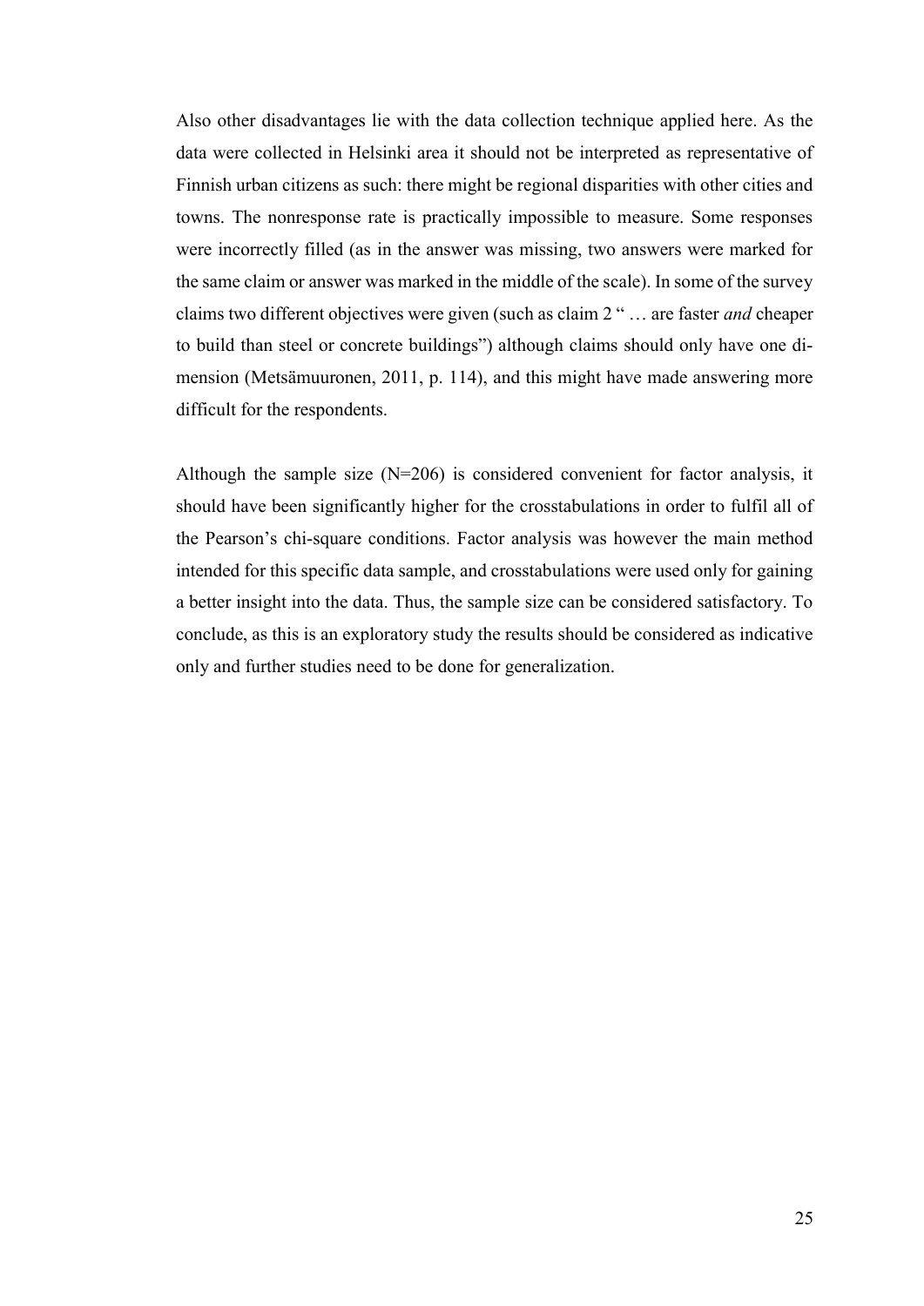Also other disadvantages lie with the data collection technique applied here. As the data were collected in Helsinki area it should not be interpreted as representative of Finnish urban citizens as such: there might be regional disparities with other cities and towns. The nonresponse rate is practically impossible to measure. Some responses were incorrectly filled (as in the answer was missing, two answers were marked for the same claim or answer was marked in the middle of the scale). In some of the survey claims two different objectives were given (such as claim 2 " … are faster *and* cheaper to build than steel or concrete buildings") although claims should only have one dimension (Metsämuuronen, 2011, p. 114), and this might have made answering more difficult for the respondents.

Although the sample size (N=206) is considered convenient for factor analysis, it should have been significantly higher for the crosstabulations in order to fulfil all of the Pearson's chi-square conditions. Factor analysis was however the main method intended for this specific data sample, and crosstabulations were used only for gaining a better insight into the data. Thus, the sample size can be considered satisfactory. To conclude, as this is an exploratory study the results should be considered as indicative only and further studies need to be done for generalization.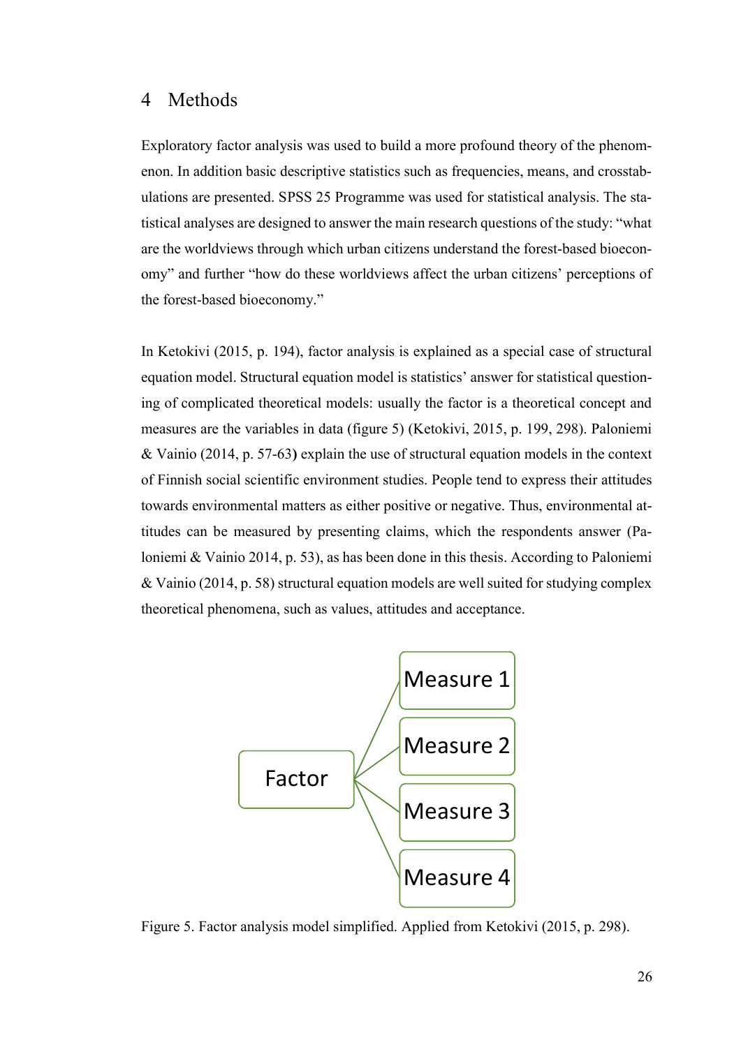# 4 Methods

Exploratory factor analysis was used to build a more profound theory of the phenomenon. In addition basic descriptive statistics such as frequencies, means, and crosstabulations are presented. SPSS 25 Programme was used for statistical analysis. The statistical analyses are designed to answer the main research questions of the study: "what are the worldviews through which urban citizens understand the forest-based bioeconomy" and further "how do these worldviews affect the urban citizens' perceptions of the forest-based bioeconomy."

In Ketokivi (2015, p. 194), factor analysis is explained as a special case of structural equation model. Structural equation model is statistics' answer for statistical questioning of complicated theoretical models: usually the factor is a theoretical concept and measures are the variables in data (figure 5) (Ketokivi, 2015, p. 199, 298). Paloniemi & Vainio (2014, p. 57-63**)** explain the use of structural equation models in the context of Finnish social scientific environment studies. People tend to express their attitudes towards environmental matters as either positive or negative. Thus, environmental attitudes can be measured by presenting claims, which the respondents answer (Paloniemi & Vainio 2014, p. 53), as has been done in this thesis. According to Paloniemi & Vainio (2014, p. 58) structural equation models are well suited for studying complex theoretical phenomena, such as values, attitudes and acceptance.

Factor

Measure 1

Measure 2

Measure 3

Measure 4

Figure 5. Factor analysis model simplified. Applied from Ketokivi (2015, p. 298).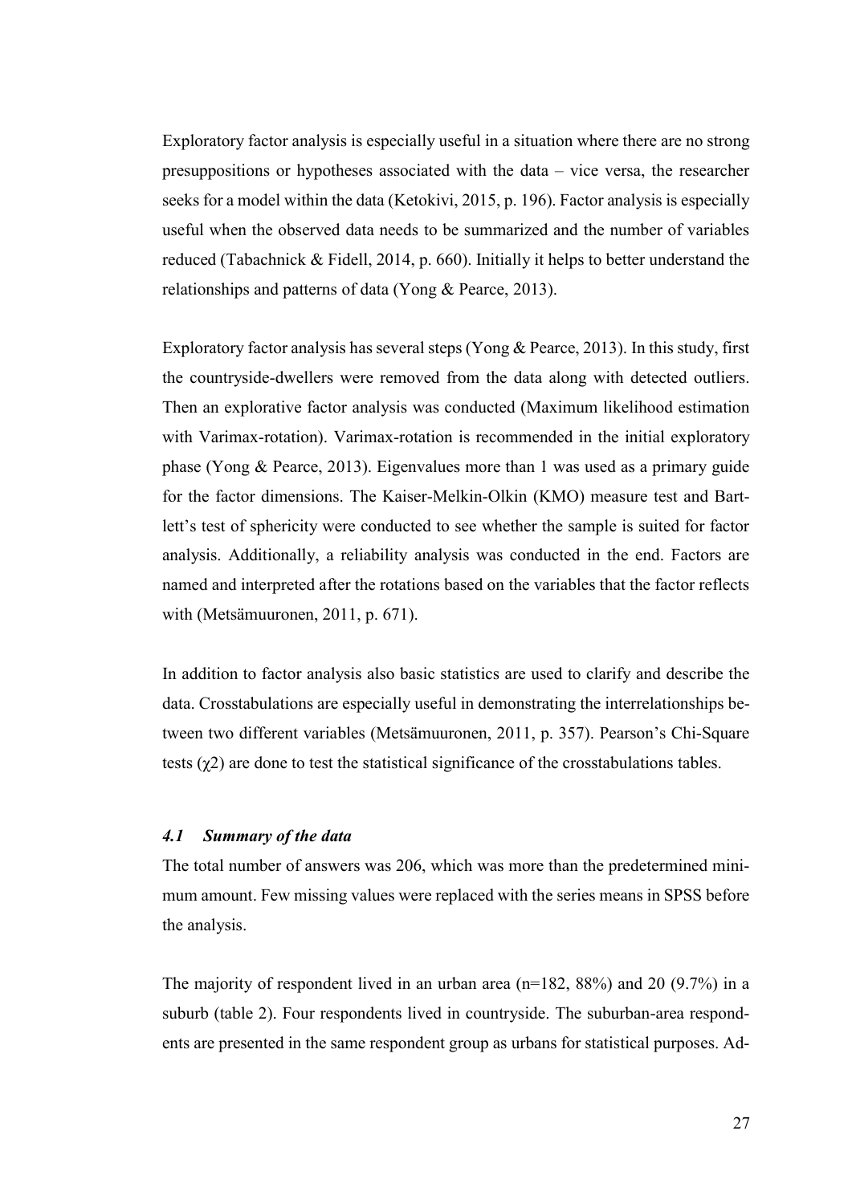Exploratory factor analysis is especially useful in a situation where there are no strong presuppositions or hypotheses associated with the data – vice versa, the researcher seeks for a model within the data (Ketokivi, 2015, p. 196). Factor analysis is especially useful when the observed data needs to be summarized and the number of variables reduced (Tabachnick & Fidell, 2014, p. 660). Initially it helps to better understand the relationships and patterns of data (Yong & Pearce, 2013).

Exploratory factor analysis has several steps (Yong & Pearce, 2013). In this study, first the countryside-dwellers were removed from the data along with detected outliers. Then an explorative factor analysis was conducted (Maximum likelihood estimation with Varimax-rotation). Varimax-rotation is recommended in the initial exploratory phase (Yong & Pearce, 2013). Eigenvalues more than 1 was used as a primary guide for the factor dimensions. The Kaiser-Melkin-Olkin (KMO) measure test and Bartlett's test of sphericity were conducted to see whether the sample is suited for factor analysis. Additionally, a reliability analysis was conducted in the end. Factors are named and interpreted after the rotations based on the variables that the factor reflects with (Metsämuuronen, 2011, p. 671).

In addition to factor analysis also basic statistics are used to clarify and describe the data. Crosstabulations are especially useful in demonstrating the interrelationships between two different variables (Metsämuuronen, 2011, p. 357). Pearson's Chi-Square tests ($\chi 2$) are done to test the statistical significance of the crosstabulations tables.

### *4.1 Summary of the data*

The total number of answers was 206, which was more than the predetermined minimum amount. Few missing values were replaced with the series means in SPSS before the analysis.

The majority of respondent lived in an urban area (n=182, 88%) and 20 (9.7%) in a suburb (table 2). Four respondents lived in countryside. The suburban-area respondents are presented in the same respondent group as urbans for statistical purposes. Ad-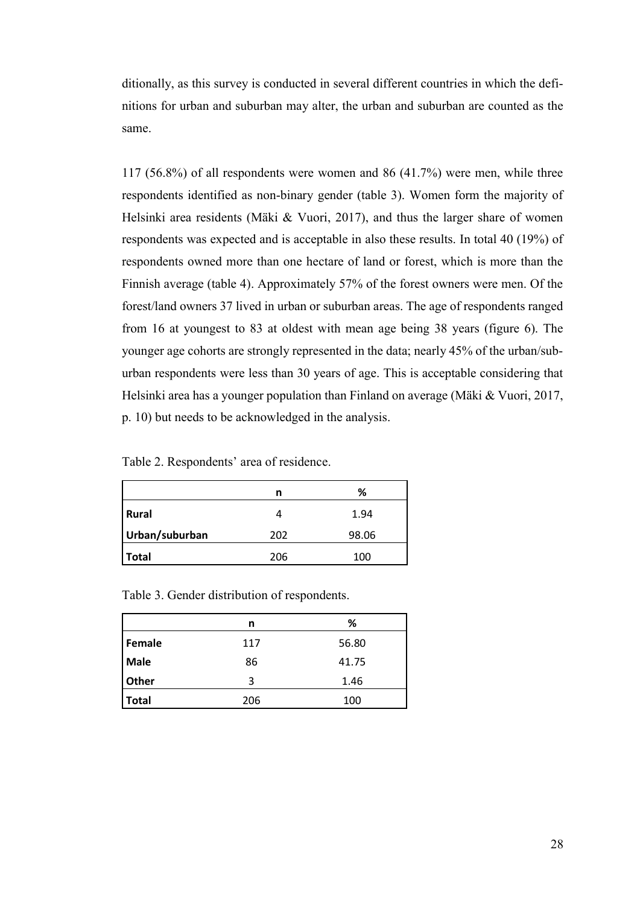ditionally, as this survey is conducted in several different countries in which the definitions for urban and suburban may alter, the urban and suburban are counted as the same.

117 (56.8%) of all respondents were women and 86 (41.7%) were men, while three respondents identified as non-binary gender (table 3). Women form the majority of Helsinki area residents (Mäki & Vuori, 2017), and thus the larger share of women respondents was expected and is acceptable in also these results. In total 40 (19%) of respondents owned more than one hectare of land or forest, which is more than the Finnish average (table 4). Approximately 57% of the forest owners were men. Of the forest/land owners 37 lived in urban or suburban areas. The age of respondents ranged from 16 at youngest to 83 at oldest with mean age being 38 years (figure 6). The younger age cohorts are strongly represented in the data; nearly 45% of the urban/suburban respondents were less than 30 years of age. This is acceptable considering that Helsinki area has a younger population than Finland on average (Mäki & Vuori, 2017, p. 10) but needs to be acknowledged in the analysis.

Table 2. Respondents' area of residence.

| | n | % |
|---|---|---|
| **Rural** | 4 | 1.94 |
| **Urban/suburban** | 202 | 98.06 |
| **Total** | 206 | 100 |

Table 3. Gender distribution of respondents.

| | n | % |
|---|---|---|
| **Female** | 117 | 56.80 |
| **Male** | 86 | 41.75 |
| **Other** | 3 | 1.46 |
| **Total** | 206 | 100 |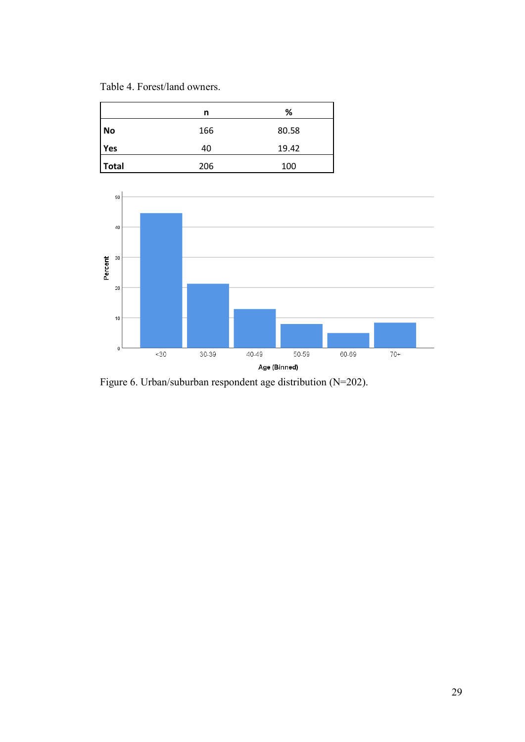Table 4. Forest/land owners.

| | n | % |
|---|---|---|
| **No** | 166 | 80.58 |
| **Yes** | 40 | 19.42 |
| **Total** | 206 | 100 |

Figure 6. Urban/suburban respondent age distribution (N=202).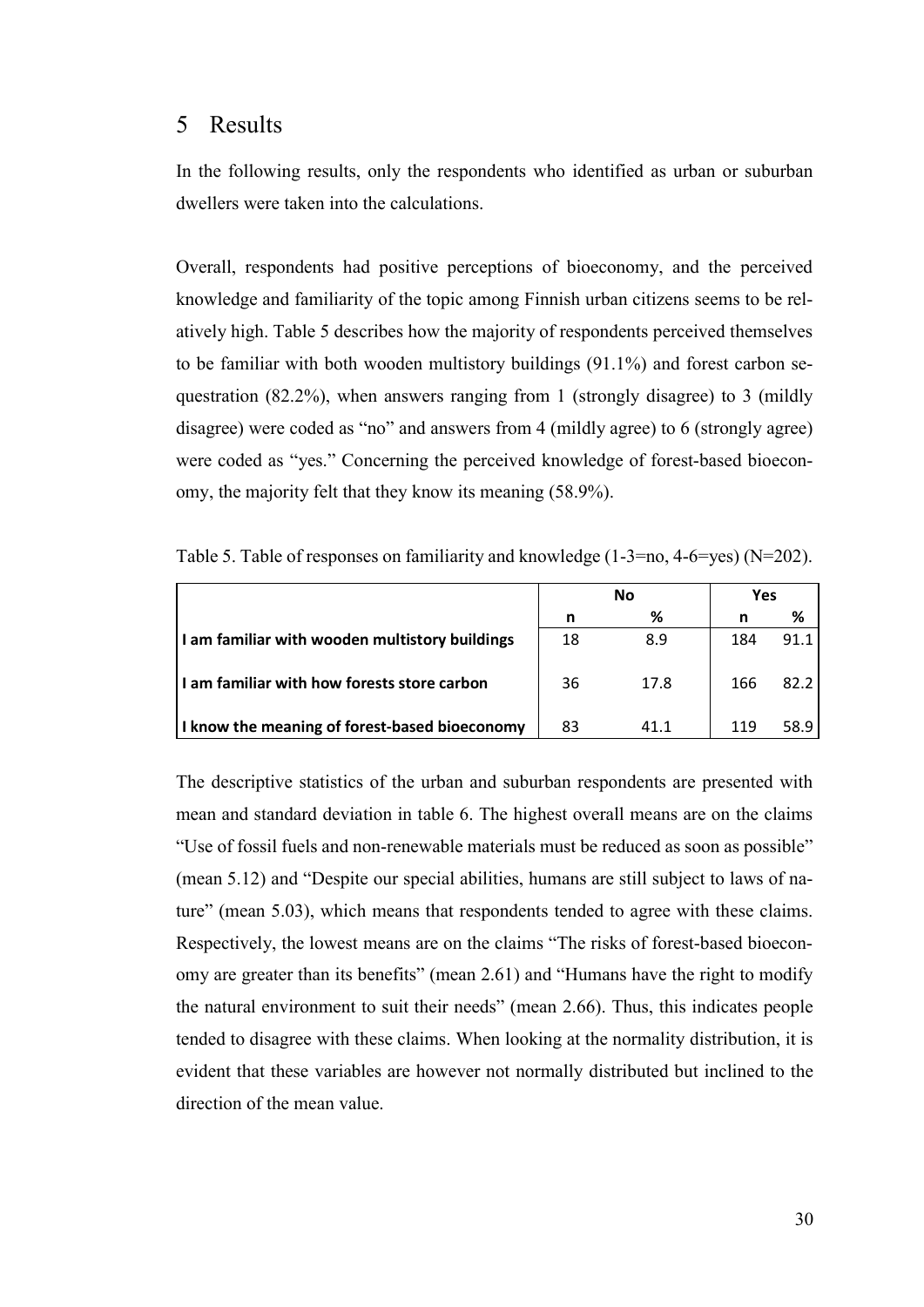# 5 Results

In the following results, only the respondents who identified as urban or suburban dwellers were taken into the calculations.

Overall, respondents had positive perceptions of bioeconomy, and the perceived knowledge and familiarity of the topic among Finnish urban citizens seems to be relatively high. Table 5 describes how the majority of respondents perceived themselves to be familiar with both wooden multistory buildings (91.1%) and forest carbon sequestration (82.2%), when answers ranging from 1 (strongly disagree) to 3 (mildly disagree) were coded as "no" and answers from 4 (mildly agree) to 6 (strongly agree) were coded as "yes." Concerning the perceived knowledge of forest-based bioeconomy, the majority felt that they know its meaning (58.9%).

Table 5. Table of responses on familiarity and knowledge (1-3=no, 4-6=yes) (N=202).

| | No | | Yes | |
|---|---|---|---|---|
| | **n** | **%** | **n** | **%** |
| **I am familiar with wooden multistory buildings** | 18 | 8.9 | 184 | 91.1 |
| **I am familiar with how forests store carbon** | 36 | 17.8 | 166 | 82.2 |
| **I know the meaning of forest-based bioeconomy** | 83 | 41.1 | 119 | 58.9 |

The descriptive statistics of the urban and suburban respondents are presented with mean and standard deviation in table 6. The highest overall means are on the claims "Use of fossil fuels and non-renewable materials must be reduced as soon as possible" (mean 5.12) and "Despite our special abilities, humans are still subject to laws of nature" (mean 5.03), which means that respondents tended to agree with these claims. Respectively, the lowest means are on the claims "The risks of forest-based bioeconomy are greater than its benefits" (mean 2.61) and "Humans have the right to modify the natural environment to suit their needs" (mean 2.66). Thus, this indicates people tended to disagree with these claims. When looking at the normality distribution, it is evident that these variables are however not normally distributed but inclined to the direction of the mean value.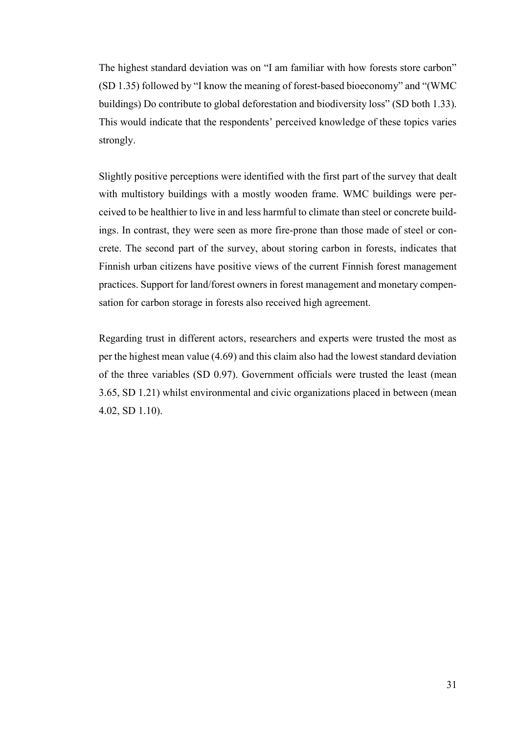The highest standard deviation was on "I am familiar with how forests store carbon" (SD 1.35) followed by "I know the meaning of forest-based bioeconomy" and "(WMC buildings) Do contribute to global deforestation and biodiversity loss" (SD both 1.33). This would indicate that the respondents' perceived knowledge of these topics varies strongly.

Slightly positive perceptions were identified with the first part of the survey that dealt with multistory buildings with a mostly wooden frame. WMC buildings were perceived to be healthier to live in and less harmful to climate than steel or concrete buildings. In contrast, they were seen as more fire-prone than those made of steel or concrete. The second part of the survey, about storing carbon in forests, indicates that Finnish urban citizens have positive views of the current Finnish forest management practices. Support for land/forest owners in forest management and monetary compensation for carbon storage in forests also received high agreement.

Regarding trust in different actors, researchers and experts were trusted the most as per the highest mean value (4.69) and this claim also had the lowest standard deviation of the three variables (SD 0.97). Government officials were trusted the least (mean 3.65, SD 1.21) whilst environmental and civic organizations placed in between (mean 4.02, SD 1.10).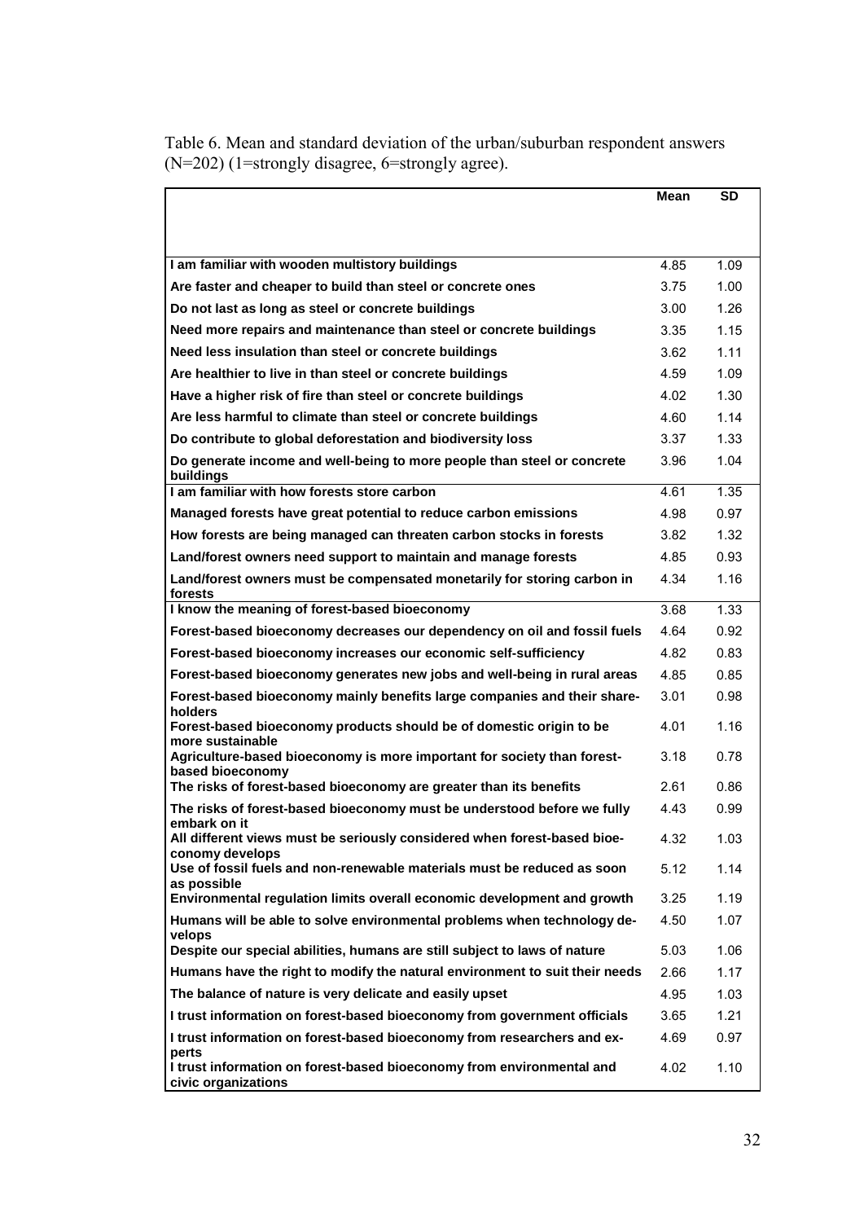Table 6. Mean and standard deviation of the urban/suburban respondent answers (N=202) (1=strongly disagree, 6=strongly agree).

| | Mean | SD |
|---|---|---|
| I am familiar with wooden multistory buildings | 4.85 | 1.09 |
| Are faster and cheaper to build than steel or concrete ones | 3.75 | 1.00 |
| Do not last as long as steel or concrete buildings | 3.00 | 1.26 |
| Need more repairs and maintenance than steel or concrete buildings | 3.35 | 1.15 |
| Need less insulation than steel or concrete buildings | 3.62 | 1.11 |
| Are healthier to live in than steel or concrete buildings | 4.59 | 1.09 |
| Have a higher risk of fire than steel or concrete buildings | 4.02 | 1.30 |
| Are less harmful to climate than steel or concrete buildings | 4.60 | 1.14 |
| Do contribute to global deforestation and biodiversity loss | 3.37 | 1.33 |
| Do generate income and well-being to more people than steel or concrete buildings | 3.96 | 1.04 |
| I am familiar with how forests store carbon | 4.61 | 1.35 |
| Managed forests have great potential to reduce carbon emissions | 4.98 | 0.97 |
| How forests are being managed can threaten carbon stocks in forests | 3.82 | 1.32 |
| Land/forest owners need support to maintain and manage forests | 4.85 | 0.93 |
| Land/forest owners must be compensated monetarily for storing carbon in forests | 4.34 | 1.16 |
| I know the meaning of forest-based bioeconomy | 3.68 | 1.33 |
| Forest-based bioeconomy decreases our dependency on oil and fossil fuels | 4.64 | 0.92 |
| Forest-based bioeconomy increases our economic self-sufficiency | 4.82 | 0.83 |
| Forest-based bioeconomy generates new jobs and well-being in rural areas | 4.85 | 0.85 |
| Forest-based bioeconomy mainly benefits large companies and their share-holders | 3.01 | 0.98 |
| Forest-based bioeconomy products should be of domestic origin to be more sustainable | 4.01 | 1.16 |
| Agriculture-based bioeconomy is more important for society than forest-based bioeconomy | 3.18 | 0.78 |
| The risks of forest-based bioeconomy are greater than its benefits | 2.61 | 0.86 |
| The risks of forest-based bioeconomy must be understood before we fully embark on it | 4.43 | 0.99 |
| All different views must be seriously considered when forest-based bioe-conomy develops | 4.32 | 1.03 |
| Use of fossil fuels and non-renewable materials must be reduced as soon as possible | 5.12 | 1.14 |
| Environmental regulation limits overall economic development and growth | 3.25 | 1.19 |
| Humans will be able to solve environmental problems when technology de-velops | 4.50 | 1.07 |
| Despite our special abilities, humans are still subject to laws of nature | 5.03 | 1.06 |
| Humans have the right to modify the natural environment to suit their needs | 2.66 | 1.17 |
| The balance of nature is very delicate and easily upset | 4.95 | 1.03 |
| I trust information on forest-based bioeconomy from government officials | 3.65 | 1.21 |
| I trust information on forest-based bioeconomy from researchers and ex-perts | 4.69 | 0.97 |
| I trust information on forest-based bioeconomy from environmental and civic organizations | 4.02 | 1.10 |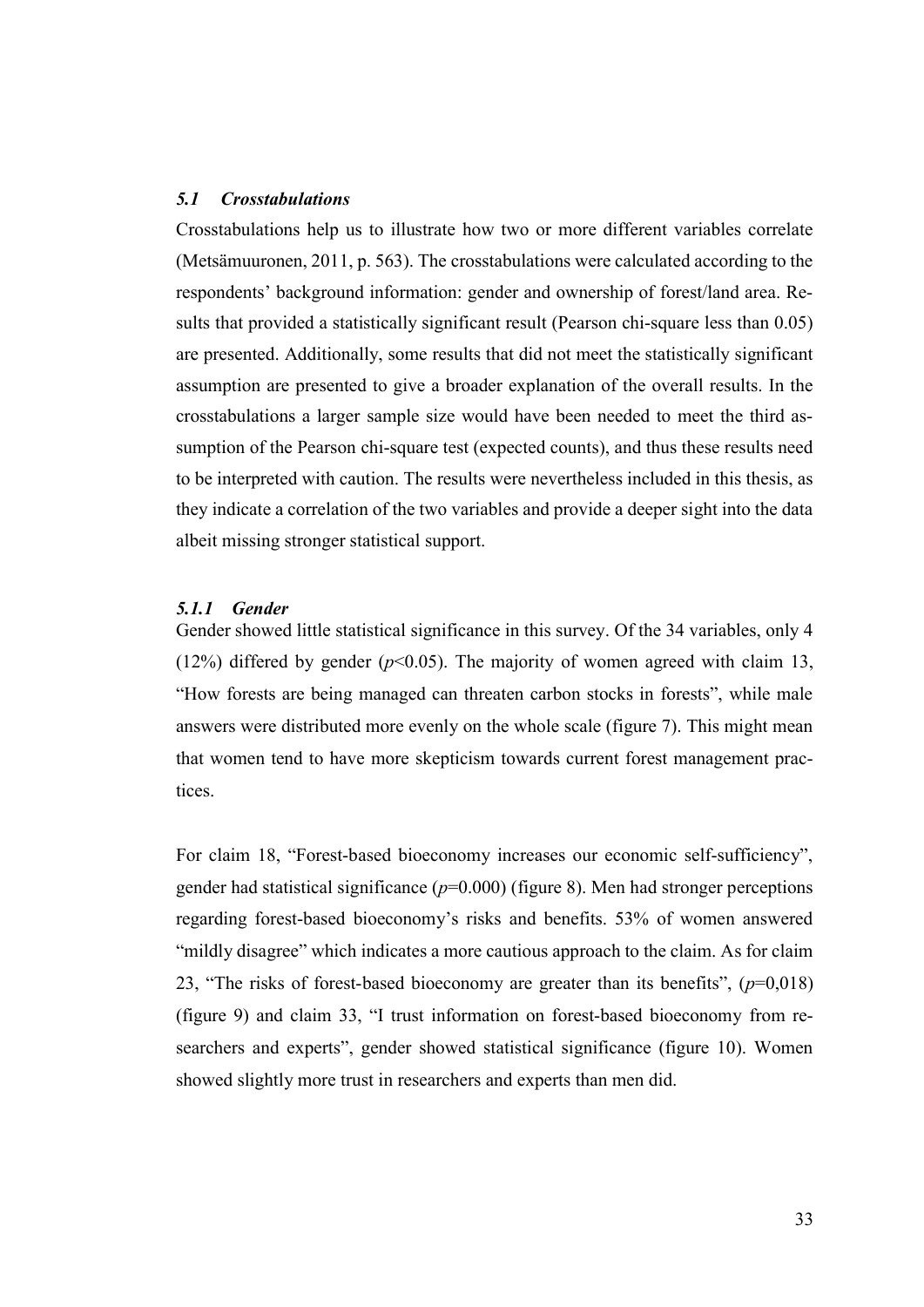### *5.1 Crosstabulations*

Crosstabulations help us to illustrate how two or more different variables correlate (Metsämuuronen, 2011, p. 563). The crosstabulations were calculated according to the respondents' background information: gender and ownership of forest/land area. Results that provided a statistically significant result (Pearson chi-square less than 0.05) are presented. Additionally, some results that did not meet the statistically significant assumption are presented to give a broader explanation of the overall results. In the crosstabulations a larger sample size would have been needed to meet the third assumption of the Pearson chi-square test (expected counts), and thus these results need to be interpreted with caution. The results were nevertheless included in this thesis, as they indicate a correlation of the two variables and provide a deeper sight into the data albeit missing stronger statistical support.

#### *5.1.1 Gender*

Gender showed little statistical significance in this survey. Of the 34 variables, only 4 (12%) differed by gender ($p<0.05$). The majority of women agreed with claim 13, "How forests are being managed can threaten carbon stocks in forests", while male answers were distributed more evenly on the whole scale (figure 7). This might mean that women tend to have more skepticism towards current forest management practices.

For claim 18, "Forest-based bioeconomy increases our economic self-sufficiency", gender had statistical significance ($p=0.000$) (figure 8). Men had stronger perceptions regarding forest-based bioeconomy's risks and benefits. 53% of women answered "mildly disagree" which indicates a more cautious approach to the claim. As for claim 23, "The risks of forest-based bioeconomy are greater than its benefits", ($p=0{,}018$) (figure 9) and claim 33, "I trust information on forest-based bioeconomy from researchers and experts", gender showed statistical significance (figure 10). Women showed slightly more trust in researchers and experts than men did.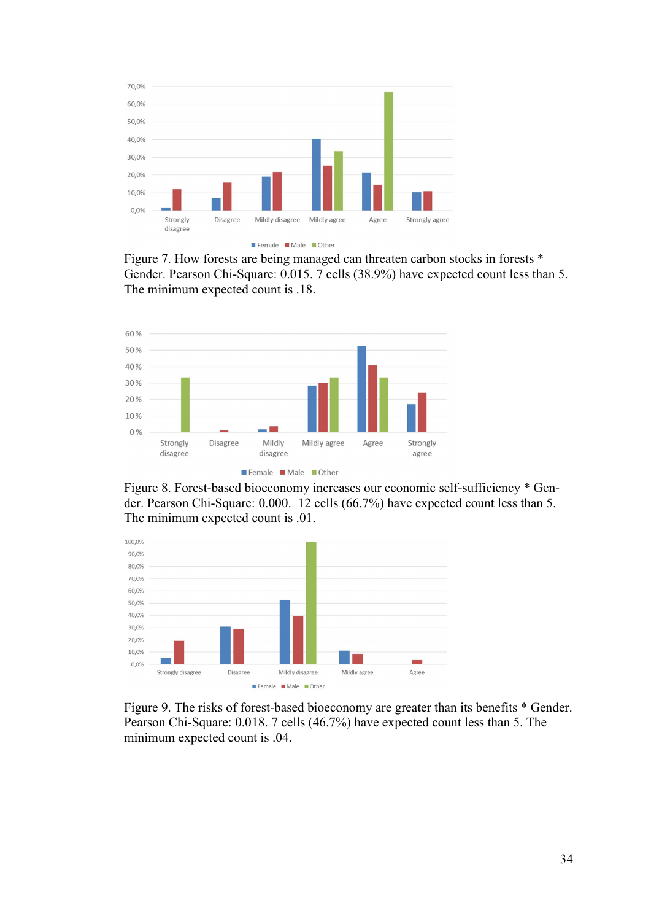Figure 7. How forests are being managed can threaten carbon stocks in forests * Gender. Pearson Chi-Square: 0.015. 7 cells (38.9%) have expected count less than 5. The minimum expected count is .18.

Figure 8. Forest-based bioeconomy increases our economic self-sufficiency * Gender. Pearson Chi-Square: 0.000. 12 cells (66.7%) have expected count less than 5. The minimum expected count is .01.

Figure 9. The risks of forest-based bioeconomy are greater than its benefits * Gender. Pearson Chi-Square: 0.018. 7 cells (46.7%) have expected count less than 5. The minimum expected count is .04.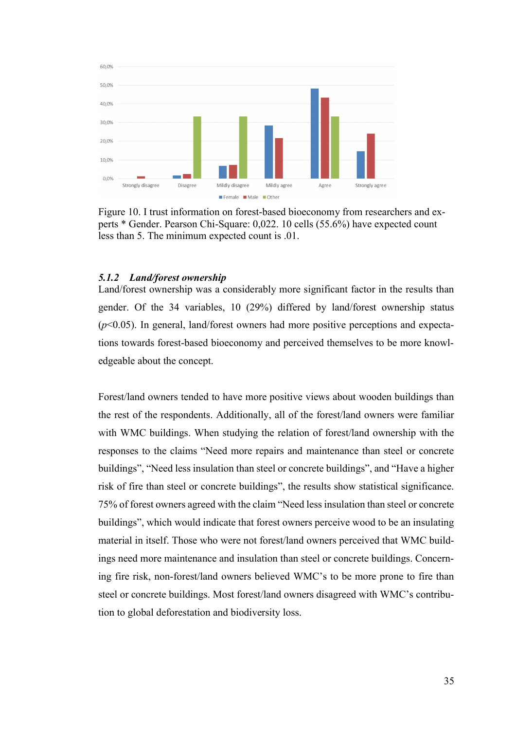Figure 10. I trust information on forest-based bioeconomy from researchers and experts * Gender. Pearson Chi-Square: 0,022. 10 cells (55.6%) have expected count less than 5. The minimum expected count is .01.

### *5.1.2 Land/forest ownership*

Land/forest ownership was a considerably more significant factor in the results than gender. Of the 34 variables, 10 (29%) differed by land/forest ownership status ($p<0.05$). In general, land/forest owners had more positive perceptions and expectations towards forest-based bioeconomy and perceived themselves to be more knowledgeable about the concept.

Forest/land owners tended to have more positive views about wooden buildings than the rest of the respondents. Additionally, all of the forest/land owners were familiar with WMC buildings. When studying the relation of forest/land ownership with the responses to the claims “Need more repairs and maintenance than steel or concrete buildings”, “Need less insulation than steel or concrete buildings”, and “Have a higher risk of fire than steel or concrete buildings”, the results show statistical significance. 75% of forest owners agreed with the claim “Need less insulation than steel or concrete buildings”, which would indicate that forest owners perceive wood to be an insulating material in itself. Those who were not forest/land owners perceived that WMC buildings need more maintenance and insulation than steel or concrete buildings. Concerning fire risk, non-forest/land owners believed WMC’s to be more prone to fire than steel or concrete buildings. Most forest/land owners disagreed with WMC’s contribution to global deforestation and biodiversity loss.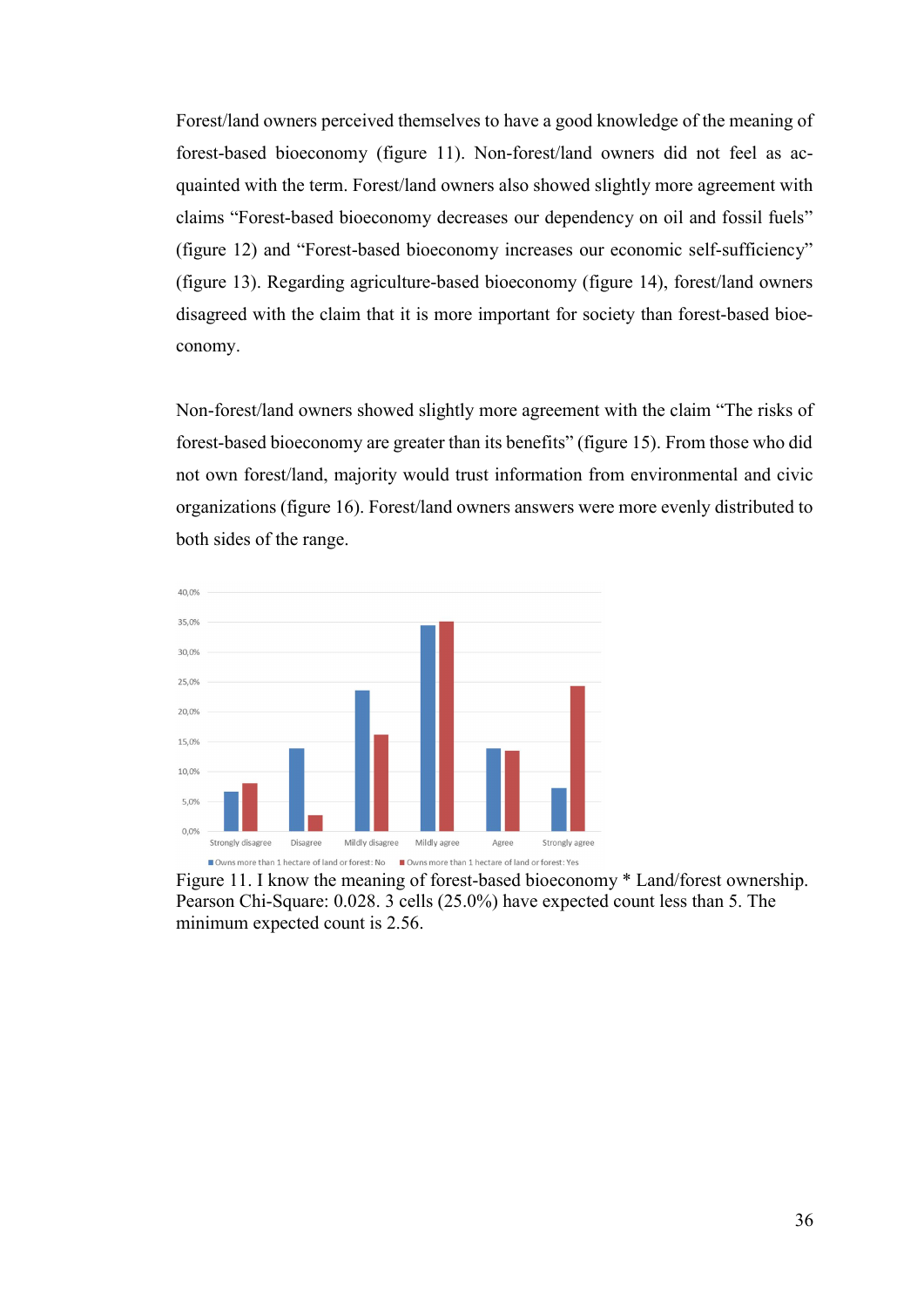Forest/land owners perceived themselves to have a good knowledge of the meaning of forest-based bioeconomy (figure 11). Non-forest/land owners did not feel as acquainted with the term. Forest/land owners also showed slightly more agreement with claims “Forest-based bioeconomy decreases our dependency on oil and fossil fuels” (figure 12) and “Forest-based bioeconomy increases our economic self-sufficiency” (figure 13). Regarding agriculture-based bioeconomy (figure 14), forest/land owners disagreed with the claim that it is more important for society than forest-based bioeconomy.

Non-forest/land owners showed slightly more agreement with the claim “The risks of forest-based bioeconomy are greater than its benefits” (figure 15). From those who did not own forest/land, majority would trust information from environmental and civic organizations (figure 16). Forest/land owners answers were more evenly distributed to both sides of the range.

Figure 11. I know the meaning of forest-based bioeconomy * Land/forest ownership. Pearson Chi-Square: 0.028. 3 cells (25.0%) have expected count less than 5. The minimum expected count is 2.56.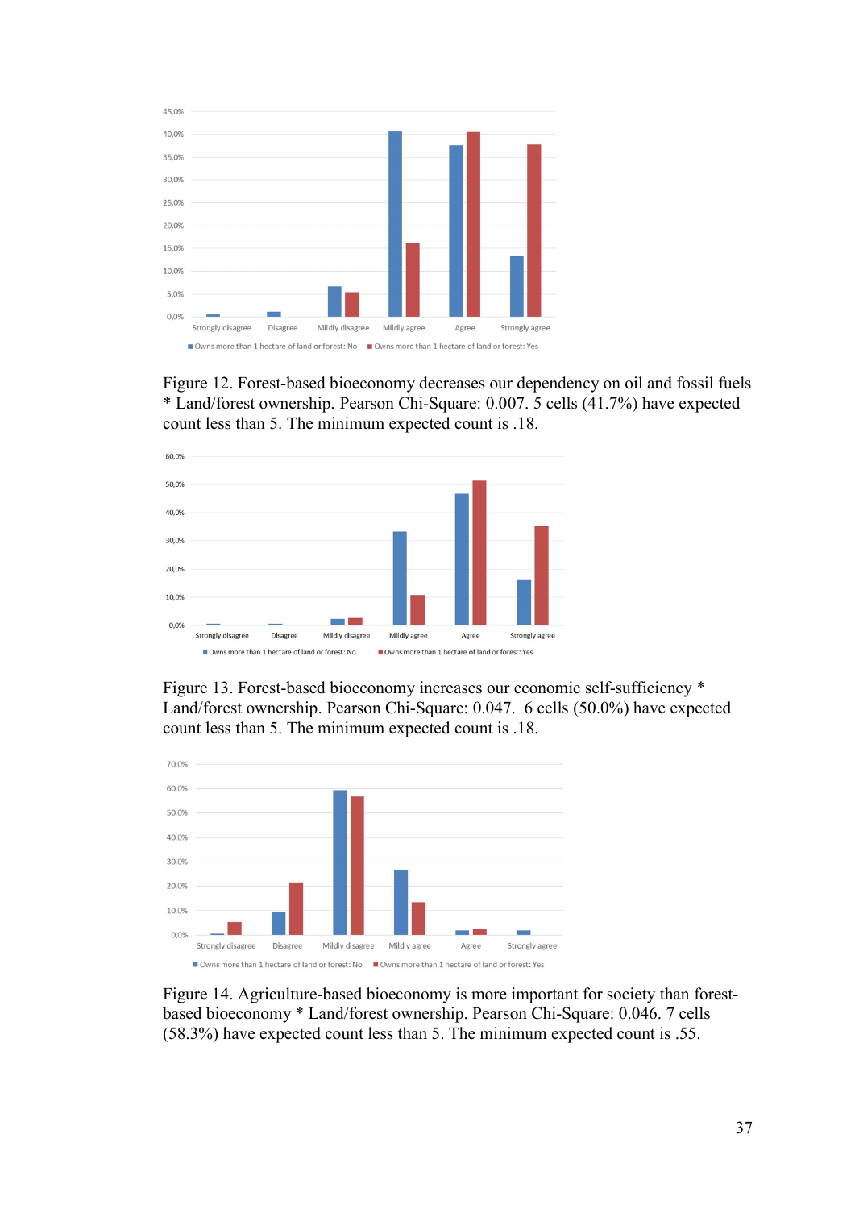Figure 12. Forest-based bioeconomy decreases our dependency on oil and fossil fuels * Land/forest ownership. Pearson Chi-Square: 0.007. 5 cells (41.7%) have expected count less than 5. The minimum expected count is .18.

Figure 13. Forest-based bioeconomy increases our economic self-sufficiency * Land/forest ownership. Pearson Chi-Square: 0.047. 6 cells (50.0%) have expected count less than 5. The minimum expected count is .18.

Figure 14. Agriculture-based bioeconomy is more important for society than forest-based bioeconomy * Land/forest ownership. Pearson Chi-Square: 0.046. 7 cells (58.3%) have expected count less than 5. The minimum expected count is .55.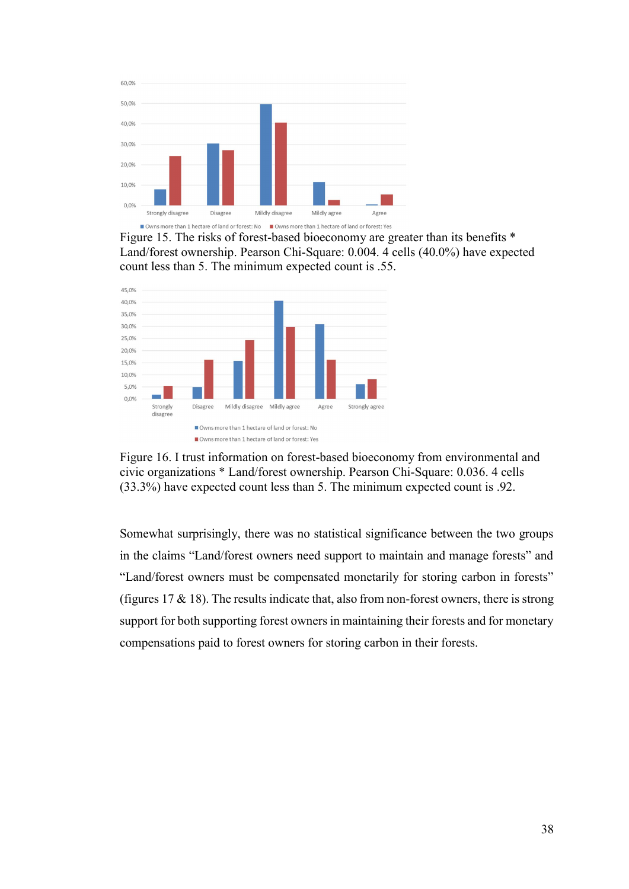Figure 15. The risks of forest-based bioeconomy are greater than its benefits * Land/forest ownership. Pearson Chi-Square: 0.004. 4 cells (40.0%) have expected count less than 5. The minimum expected count is .55.

Figure 16. I trust information on forest-based bioeconomy from environmental and civic organizations * Land/forest ownership. Pearson Chi-Square: 0.036. 4 cells (33.3%) have expected count less than 5. The minimum expected count is .92.

Somewhat surprisingly, there was no statistical significance between the two groups in the claims "Land/forest owners need support to maintain and manage forests" and "Land/forest owners must be compensated monetarily for storing carbon in forests" (figures 17 & 18). The results indicate that, also from non-forest owners, there is strong support for both supporting forest owners in maintaining their forests and for monetary compensations paid to forest owners for storing carbon in their forests.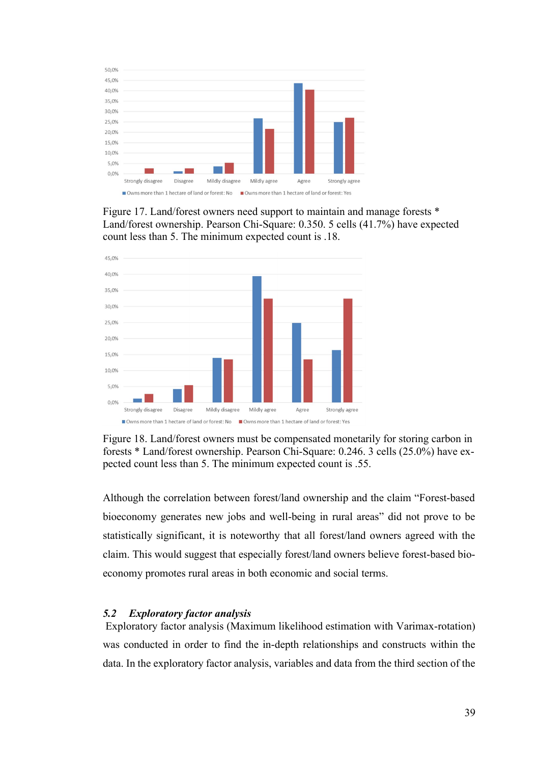Figure 17. Land/forest owners need support to maintain and manage forests * Land/forest ownership. Pearson Chi-Square: 0.350. 5 cells (41.7%) have expected count less than 5. The minimum expected count is .18.

Figure 18. Land/forest owners must be compensated monetarily for storing carbon in forests * Land/forest ownership. Pearson Chi-Square: 0.246. 3 cells (25.0%) have expected count less than 5. The minimum expected count is .55.

Although the correlation between forest/land ownership and the claim "Forest-based bioeconomy generates new jobs and well-being in rural areas" did not prove to be statistically significant, it is noteworthy that all forest/land owners agreed with the claim. This would suggest that especially forest/land owners believe forest-based bioeconomy promotes rural areas in both economic and social terms.

### *5.2 Exploratory factor analysis*

Exploratory factor analysis (Maximum likelihood estimation with Varimax-rotation) was conducted in order to find the in-depth relationships and constructs within the data. In the exploratory factor analysis, variables and data from the third section of the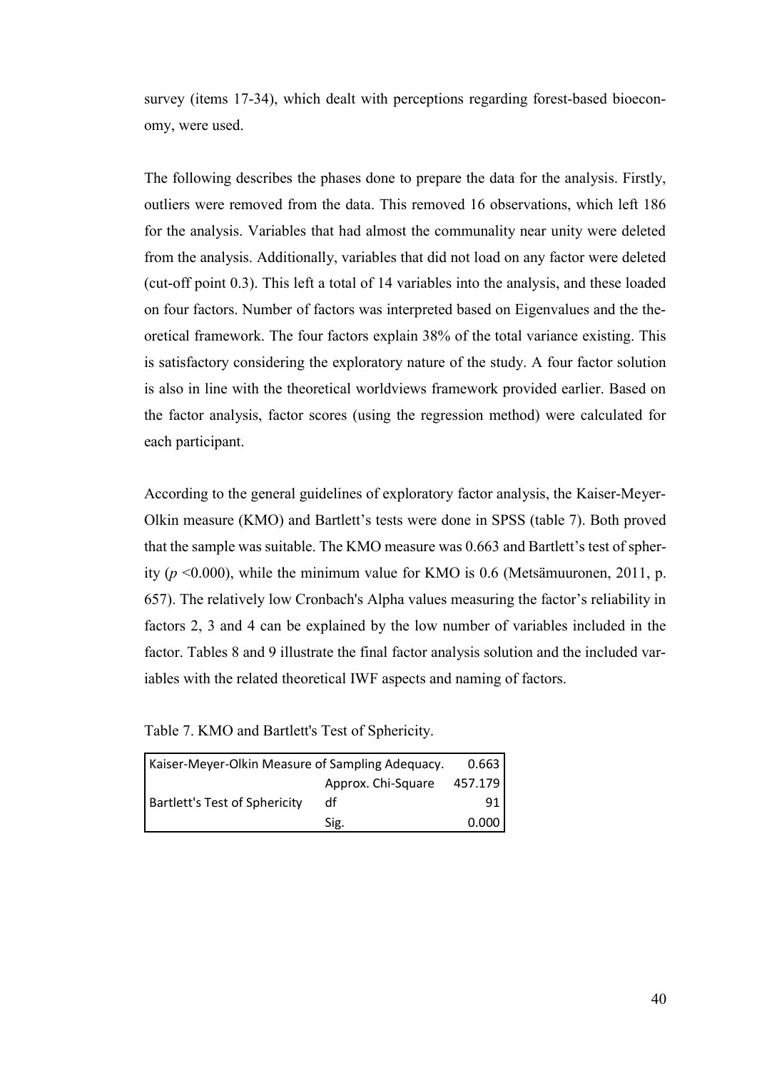survey (items 17-34), which dealt with perceptions regarding forest-based bioeconomy, were used.

The following describes the phases done to prepare the data for the analysis. Firstly, outliers were removed from the data. This removed 16 observations, which left 186 for the analysis. Variables that had almost the communality near unity were deleted from the analysis. Additionally, variables that did not load on any factor were deleted (cut-off point 0.3). This left a total of 14 variables into the analysis, and these loaded on four factors. Number of factors was interpreted based on Eigenvalues and the theoretical framework. The four factors explain 38% of the total variance existing. This is satisfactory considering the exploratory nature of the study. A four factor solution is also in line with the theoretical worldviews framework provided earlier. Based on the factor analysis, factor scores (using the regression method) were calculated for each participant.

According to the general guidelines of exploratory factor analysis, the Kaiser-Meyer-Olkin measure (KMO) and Bartlett's tests were done in SPSS (table 7). Both proved that the sample was suitable. The KMO measure was 0.663 and Bartlett's test of sphericity ($p$ <0.000), while the minimum value for KMO is 0.6 (Metsämuuronen, 2011, p. 657). The relatively low Cronbach's Alpha values measuring the factor's reliability in factors 2, 3 and 4 can be explained by the low number of variables included in the factor. Tables 8 and 9 illustrate the final factor analysis solution and the included variables with the related theoretical IWF aspects and naming of factors.

Table 7. KMO and Bartlett's Test of Sphericity.

| Kaiser-Meyer-Olkin Measure of Sampling Adequacy. | | 0.663 |
|---|---|---|
| Bartlett's Test of Sphericity | Approx. Chi-Square | 457.179 |
| | df | 91 |
| | Sig. | 0.000 |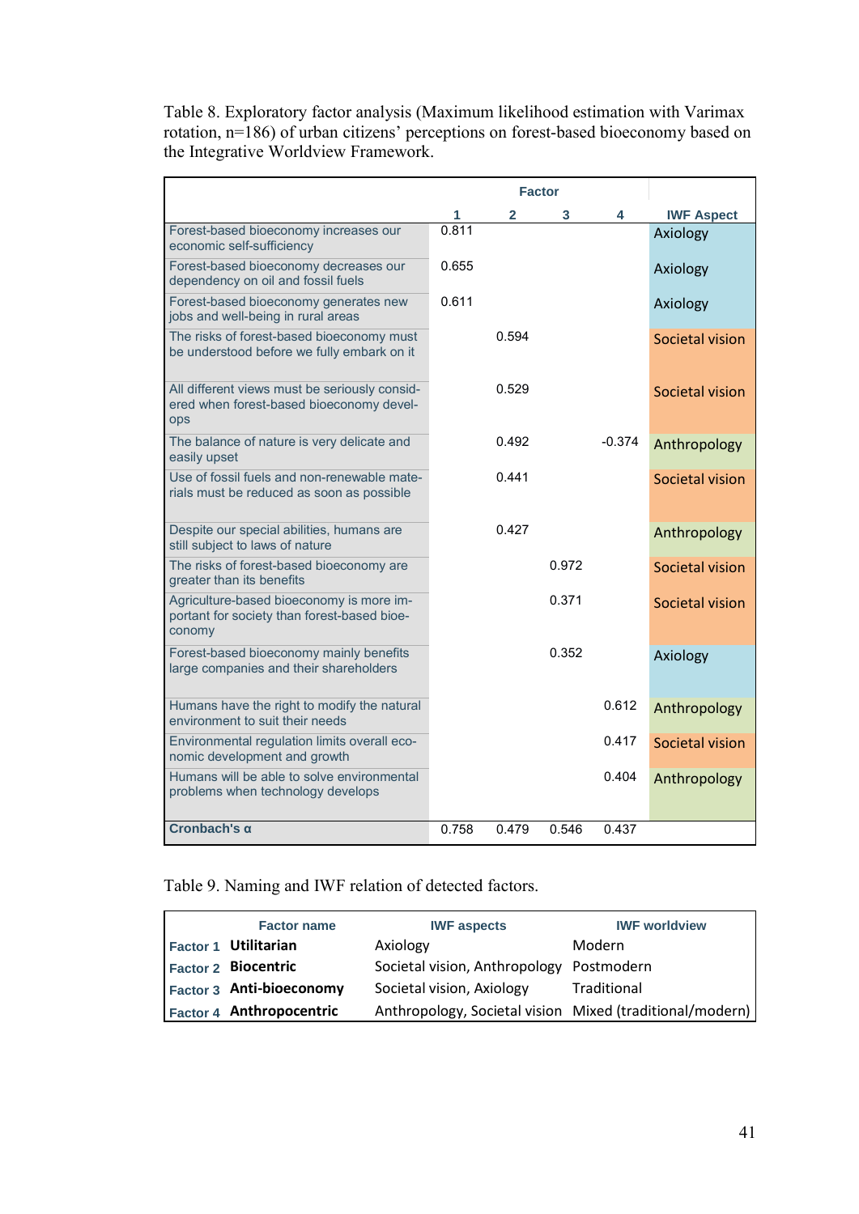Table 8. Exploratory factor analysis (Maximum likelihood estimation with Varimax rotation, n=186) of urban citizens' perceptions on forest-based bioeconomy based on the Integrative Worldview Framework.

| | Factor | | | | |
|---|---|---|---|---|---|
| | 1 | 2 | 3 | 4 | IWF Aspect |
| Forest-based bioeconomy increases our economic self-sufficiency | 0.811 | | | | Axiology |
| Forest-based bioeconomy decreases our dependency on oil and fossil fuels | 0.655 | | | | Axiology |
| Forest-based bioeconomy generates new jobs and well-being in rural areas | 0.611 | | | | Axiology |
| The risks of forest-based bioeconomy must be understood before we fully embark on it | | 0.594 | | | Societal vision |
| All different views must be seriously considered when forest-based bioeconomy develops | | 0.529 | | | Societal vision |
| The balance of nature is very delicate and easily upset | | 0.492 | | -0.374 | Anthropology |
| Use of fossil fuels and non-renewable materials must be reduced as soon as possible | | 0.441 | | | Societal vision |
| Despite our special abilities, humans are still subject to laws of nature | | 0.427 | | | Anthropology |
| The risks of forest-based bioeconomy are greater than its benefits | | | 0.972 | | Societal vision |
| Agriculture-based bioeconomy is more important for society than forest-based bioeconomy | | | 0.371 | | Societal vision |
| Forest-based bioeconomy mainly benefits large companies and their shareholders | | | 0.352 | | Axiology |
| Humans have the right to modify the natural environment to suit their needs | | | | 0.612 | Anthropology |
| Environmental regulation limits overall economic development and growth | | | | 0.417 | Societal vision |
| Humans will be able to solve environmental problems when technology develops | | | | 0.404 | Anthropology |
| Cronbach's α | 0.758 | 0.479 | 0.546 | 0.437 | |

Table 9. Naming and IWF relation of detected factors.

| | Factor name | IWF aspects | IWF worldview |
|---|---|---|---|
| Factor 1 | **Utilitarian** | Axiology | Modern |
| Factor 2 | **Biocentric** | Societal vision, Anthropology | Postmodern |
| Factor 3 | **Anti-bioeconomy** | Societal vision, Axiology | Traditional |
| Factor 4 | **Anthropocentric** | Anthropology, Societal vision | Mixed (traditional/modern) |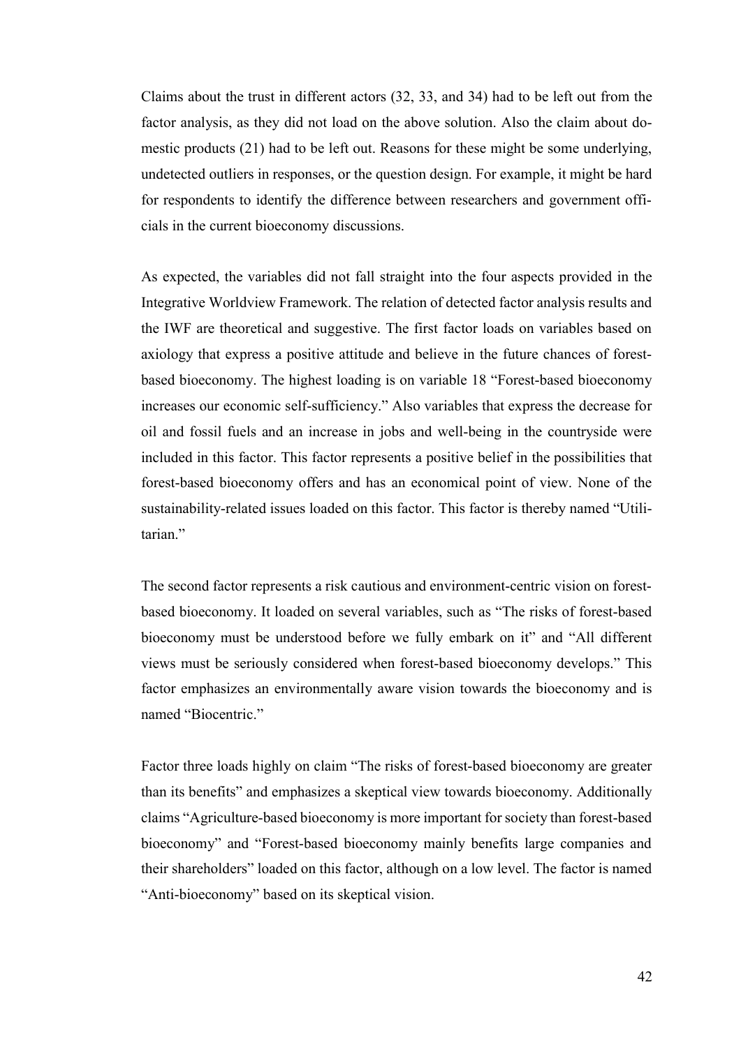Claims about the trust in different actors (32, 33, and 34) had to be left out from the factor analysis, as they did not load on the above solution. Also the claim about domestic products (21) had to be left out. Reasons for these might be some underlying, undetected outliers in responses, or the question design. For example, it might be hard for respondents to identify the difference between researchers and government officials in the current bioeconomy discussions.

As expected, the variables did not fall straight into the four aspects provided in the Integrative Worldview Framework. The relation of detected factor analysis results and the IWF are theoretical and suggestive. The first factor loads on variables based on axiology that express a positive attitude and believe in the future chances of forest-based bioeconomy. The highest loading is on variable 18 "Forest-based bioeconomy increases our economic self-sufficiency." Also variables that express the decrease for oil and fossil fuels and an increase in jobs and well-being in the countryside were included in this factor. This factor represents a positive belief in the possibilities that forest-based bioeconomy offers and has an economical point of view. None of the sustainability-related issues loaded on this factor. This factor is thereby named "Utilitarian."

The second factor represents a risk cautious and environment-centric vision on forest-based bioeconomy. It loaded on several variables, such as "The risks of forest-based bioeconomy must be understood before we fully embark on it" and "All different views must be seriously considered when forest-based bioeconomy develops." This factor emphasizes an environmentally aware vision towards the bioeconomy and is named "Biocentric."

Factor three loads highly on claim "The risks of forest-based bioeconomy are greater than its benefits" and emphasizes a skeptical view towards bioeconomy. Additionally claims "Agriculture-based bioeconomy is more important for society than forest-based bioeconomy" and "Forest-based bioeconomy mainly benefits large companies and their shareholders" loaded on this factor, although on a low level. The factor is named "Anti-bioeconomy" based on its skeptical vision.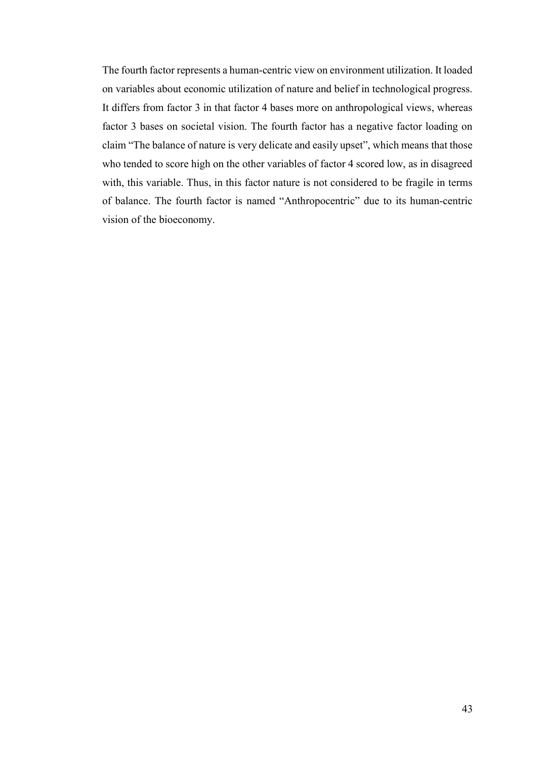The fourth factor represents a human-centric view on environment utilization. It loaded on variables about economic utilization of nature and belief in technological progress. It differs from factor 3 in that factor 4 bases more on anthropological views, whereas factor 3 bases on societal vision. The fourth factor has a negative factor loading on claim "The balance of nature is very delicate and easily upset", which means that those who tended to score high on the other variables of factor 4 scored low, as in disagreed with, this variable. Thus, in this factor nature is not considered to be fragile in terms of balance. The fourth factor is named "Anthropocentric" due to its human-centric vision of the bioeconomy.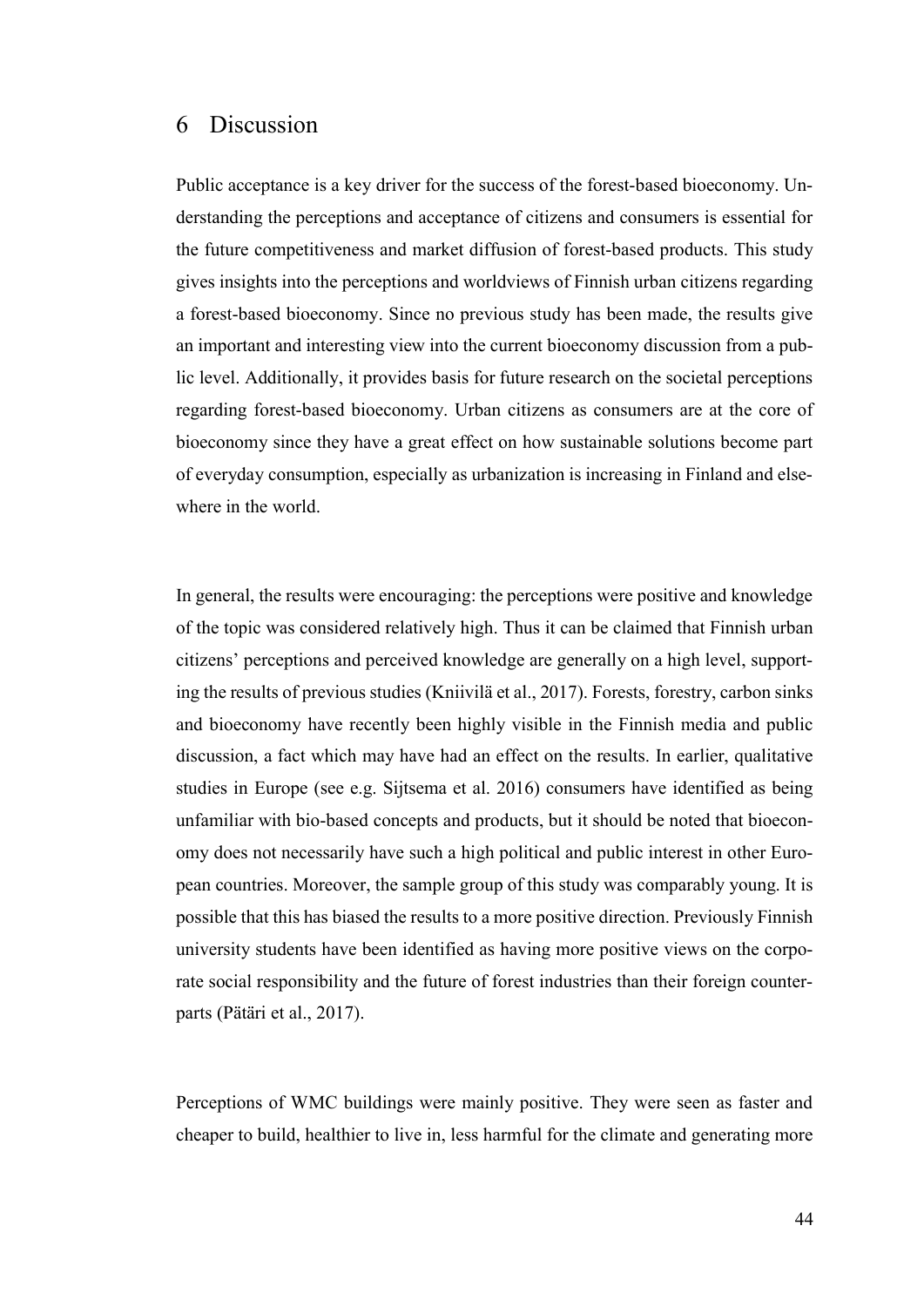# 6 Discussion

Public acceptance is a key driver for the success of the forest-based bioeconomy. Understanding the perceptions and acceptance of citizens and consumers is essential for the future competitiveness and market diffusion of forest-based products. This study gives insights into the perceptions and worldviews of Finnish urban citizens regarding a forest-based bioeconomy. Since no previous study has been made, the results give an important and interesting view into the current bioeconomy discussion from a public level. Additionally, it provides basis for future research on the societal perceptions regarding forest-based bioeconomy. Urban citizens as consumers are at the core of bioeconomy since they have a great effect on how sustainable solutions become part of everyday consumption, especially as urbanization is increasing in Finland and elsewhere in the world.

In general, the results were encouraging: the perceptions were positive and knowledge of the topic was considered relatively high. Thus it can be claimed that Finnish urban citizens' perceptions and perceived knowledge are generally on a high level, supporting the results of previous studies (Kniivilä et al., 2017). Forests, forestry, carbon sinks and bioeconomy have recently been highly visible in the Finnish media and public discussion, a fact which may have had an effect on the results. In earlier, qualitative studies in Europe (see e.g. Sijtsema et al. 2016) consumers have identified as being unfamiliar with bio-based concepts and products, but it should be noted that bioeconomy does not necessarily have such a high political and public interest in other European countries. Moreover, the sample group of this study was comparably young. It is possible that this has biased the results to a more positive direction. Previously Finnish university students have been identified as having more positive views on the corporate social responsibility and the future of forest industries than their foreign counterparts (Pätäri et al., 2017).

Perceptions of WMC buildings were mainly positive. They were seen as faster and cheaper to build, healthier to live in, less harmful for the climate and generating more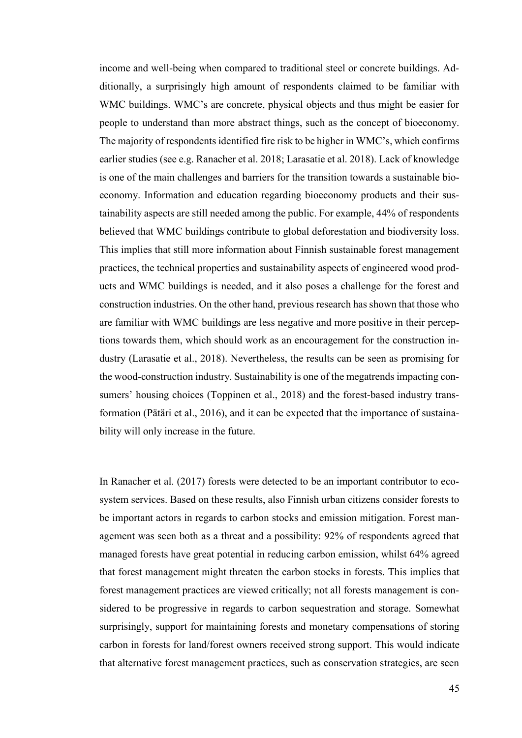income and well-being when compared to traditional steel or concrete buildings. Additionally, a surprisingly high amount of respondents claimed to be familiar with WMC buildings. WMC's are concrete, physical objects and thus might be easier for people to understand than more abstract things, such as the concept of bioeconomy. The majority of respondents identified fire risk to be higher in WMC's, which confirms earlier studies (see e.g. Ranacher et al. 2018; Larasatie et al. 2018). Lack of knowledge is one of the main challenges and barriers for the transition towards a sustainable bioeconomy. Information and education regarding bioeconomy products and their sustainability aspects are still needed among the public. For example, 44% of respondents believed that WMC buildings contribute to global deforestation and biodiversity loss. This implies that still more information about Finnish sustainable forest management practices, the technical properties and sustainability aspects of engineered wood products and WMC buildings is needed, and it also poses a challenge for the forest and construction industries. On the other hand, previous research has shown that those who are familiar with WMC buildings are less negative and more positive in their perceptions towards them, which should work as an encouragement for the construction industry (Larasatie et al., 2018). Nevertheless, the results can be seen as promising for the wood-construction industry. Sustainability is one of the megatrends impacting consumers' housing choices (Toppinen et al., 2018) and the forest-based industry transformation (Pätäri et al., 2016), and it can be expected that the importance of sustainability will only increase in the future.

In Ranacher et al. (2017) forests were detected to be an important contributor to ecosystem services. Based on these results, also Finnish urban citizens consider forests to be important actors in regards to carbon stocks and emission mitigation. Forest management was seen both as a threat and a possibility: 92% of respondents agreed that managed forests have great potential in reducing carbon emission, whilst 64% agreed that forest management might threaten the carbon stocks in forests. This implies that forest management practices are viewed critically; not all forests management is considered to be progressive in regards to carbon sequestration and storage. Somewhat surprisingly, support for maintaining forests and monetary compensations of storing carbon in forests for land/forest owners received strong support. This would indicate that alternative forest management practices, such as conservation strategies, are seen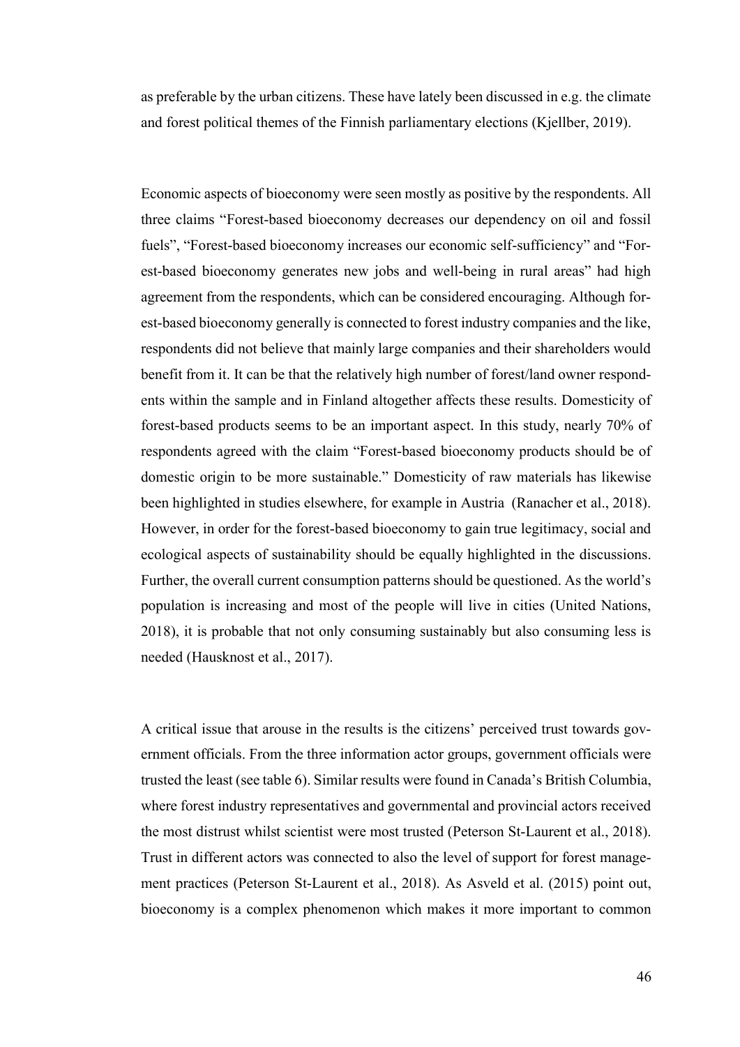as preferable by the urban citizens. These have lately been discussed in e.g. the climate and forest political themes of the Finnish parliamentary elections (Kjellber, 2019).

Economic aspects of bioeconomy were seen mostly as positive by the respondents. All three claims “Forest-based bioeconomy decreases our dependency on oil and fossil fuels”, “Forest-based bioeconomy increases our economic self-sufficiency” and “Forest-based bioeconomy generates new jobs and well-being in rural areas” had high agreement from the respondents, which can be considered encouraging. Although forest-based bioeconomy generally is connected to forest industry companies and the like, respondents did not believe that mainly large companies and their shareholders would benefit from it. It can be that the relatively high number of forest/land owner respondents within the sample and in Finland altogether affects these results. Domesticity of forest-based products seems to be an important aspect. In this study, nearly 70% of respondents agreed with the claim “Forest-based bioeconomy products should be of domestic origin to be more sustainable.” Domesticity of raw materials has likewise been highlighted in studies elsewhere, for example in Austria (Ranacher et al., 2018). However, in order for the forest-based bioeconomy to gain true legitimacy, social and ecological aspects of sustainability should be equally highlighted in the discussions. Further, the overall current consumption patterns should be questioned. As the world’s population is increasing and most of the people will live in cities (United Nations, 2018), it is probable that not only consuming sustainably but also consuming less is needed (Hausknost et al., 2017).

A critical issue that arouse in the results is the citizens’ perceived trust towards government officials. From the three information actor groups, government officials were trusted the least (see table 6). Similar results were found in Canada’s British Columbia, where forest industry representatives and governmental and provincial actors received the most distrust whilst scientist were most trusted (Peterson St-Laurent et al., 2018). Trust in different actors was connected to also the level of support for forest management practices (Peterson St-Laurent et al., 2018). As Asveld et al. (2015) point out, bioeconomy is a complex phenomenon which makes it more important to common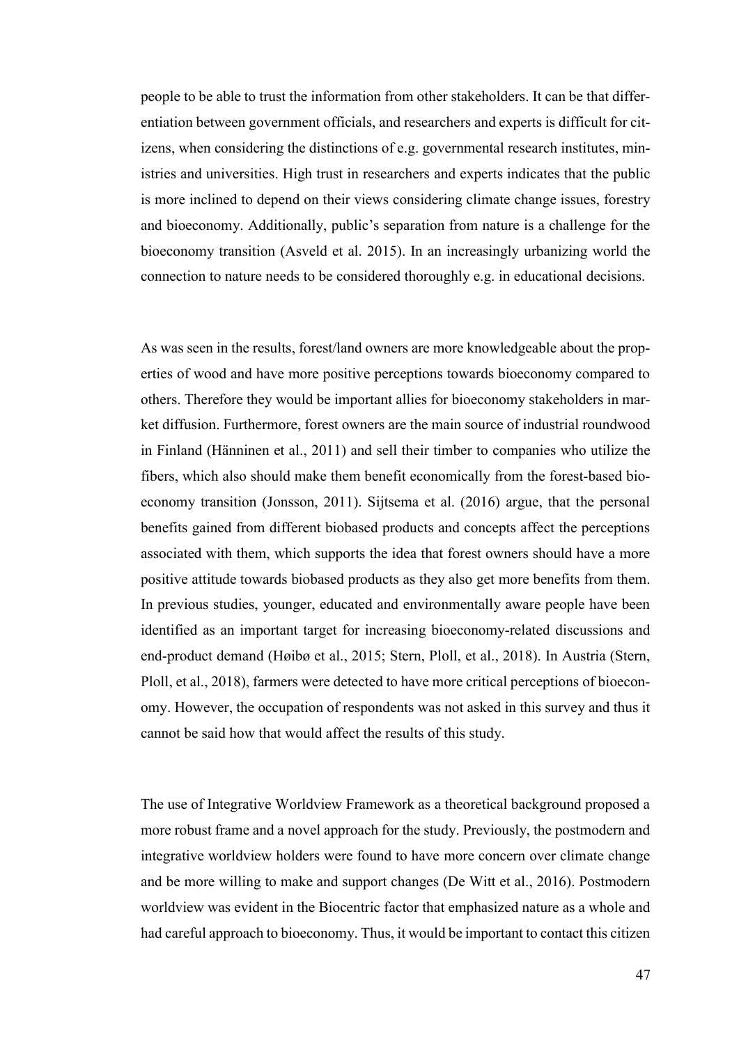people to be able to trust the information from other stakeholders. It can be that differentiation between government officials, and researchers and experts is difficult for citizens, when considering the distinctions of e.g. governmental research institutes, ministries and universities. High trust in researchers and experts indicates that the public is more inclined to depend on their views considering climate change issues, forestry and bioeconomy. Additionally, public's separation from nature is a challenge for the bioeconomy transition (Asveld et al. 2015). In an increasingly urbanizing world the connection to nature needs to be considered thoroughly e.g. in educational decisions.

As was seen in the results, forest/land owners are more knowledgeable about the properties of wood and have more positive perceptions towards bioeconomy compared to others. Therefore they would be important allies for bioeconomy stakeholders in market diffusion. Furthermore, forest owners are the main source of industrial roundwood in Finland (Hänninen et al., 2011) and sell their timber to companies who utilize the fibers, which also should make them benefit economically from the forest-based bioeconomy transition (Jonsson, 2011). Sijtsema et al. (2016) argue, that the personal benefits gained from different biobased products and concepts affect the perceptions associated with them, which supports the idea that forest owners should have a more positive attitude towards biobased products as they also get more benefits from them. In previous studies, younger, educated and environmentally aware people have been identified as an important target for increasing bioeconomy-related discussions and end-product demand (Høibø et al., 2015; Stern, Ploll, et al., 2018). In Austria (Stern, Ploll, et al., 2018), farmers were detected to have more critical perceptions of bioeconomy. However, the occupation of respondents was not asked in this survey and thus it cannot be said how that would affect the results of this study.

The use of Integrative Worldview Framework as a theoretical background proposed a more robust frame and a novel approach for the study. Previously, the postmodern and integrative worldview holders were found to have more concern over climate change and be more willing to make and support changes (De Witt et al., 2016). Postmodern worldview was evident in the Biocentric factor that emphasized nature as a whole and had careful approach to bioeconomy. Thus, it would be important to contact this citizen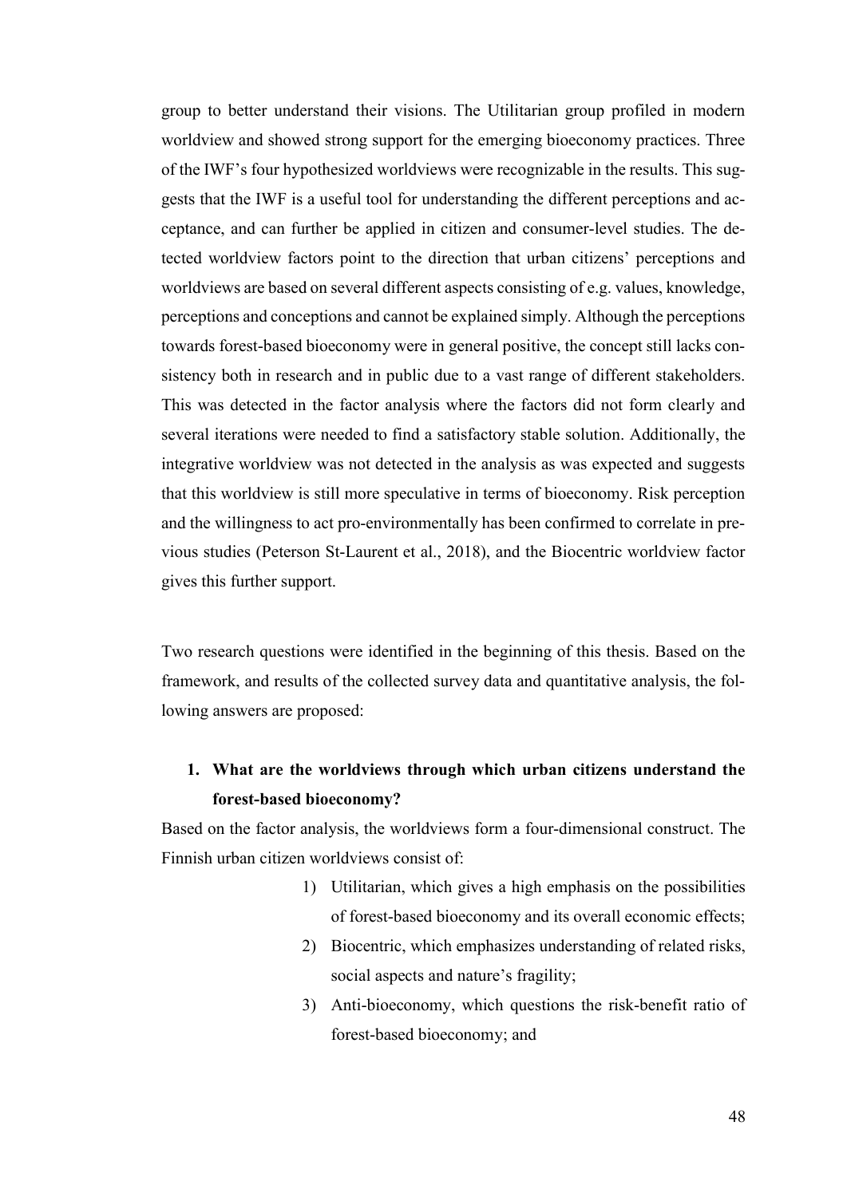group to better understand their visions. The Utilitarian group profiled in modern worldview and showed strong support for the emerging bioeconomy practices. Three of the IWF's four hypothesized worldviews were recognizable in the results. This suggests that the IWF is a useful tool for understanding the different perceptions and acceptance, and can further be applied in citizen and consumer-level studies. The detected worldview factors point to the direction that urban citizens' perceptions and worldviews are based on several different aspects consisting of e.g. values, knowledge, perceptions and conceptions and cannot be explained simply. Although the perceptions towards forest-based bioeconomy were in general positive, the concept still lacks consistency both in research and in public due to a vast range of different stakeholders. This was detected in the factor analysis where the factors did not form clearly and several iterations were needed to find a satisfactory stable solution. Additionally, the integrative worldview was not detected in the analysis as was expected and suggests that this worldview is still more speculative in terms of bioeconomy. Risk perception and the willingness to act pro-environmentally has been confirmed to correlate in previous studies (Peterson St-Laurent et al., 2018), and the Biocentric worldview factor gives this further support.

Two research questions were identified in the beginning of this thesis. Based on the framework, and results of the collected survey data and quantitative analysis, the following answers are proposed:

1. **What are the worldviews through which urban citizens understand the forest-based bioeconomy?**

Based on the factor analysis, the worldviews form a four-dimensional construct. The Finnish urban citizen worldviews consist of:

1) Utilitarian, which gives a high emphasis on the possibilities of forest-based bioeconomy and its overall economic effects;
2) Biocentric, which emphasizes understanding of related risks, social aspects and nature's fragility;
3) Anti-bioeconomy, which questions the risk-benefit ratio of forest-based bioeconomy; and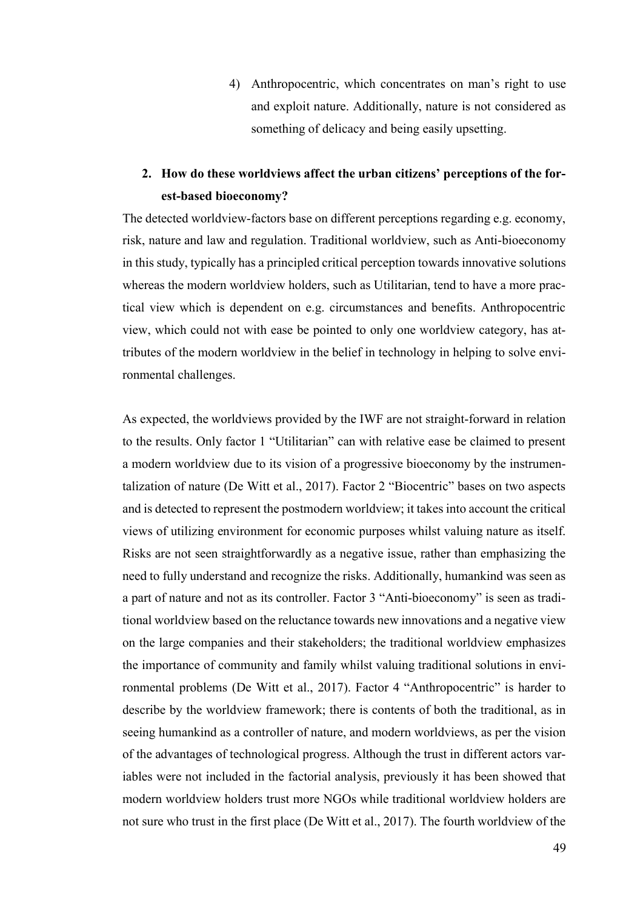4) Anthropocentric, which concentrates on man's right to use and exploit nature. Additionally, nature is not considered as something of delicacy and being easily upsetting.

2. **How do these worldviews affect the urban citizens' perceptions of the forest-based bioeconomy?**

The detected worldview-factors base on different perceptions regarding e.g. economy, risk, nature and law and regulation. Traditional worldview, such as Anti-bioeconomy in this study, typically has a principled critical perception towards innovative solutions whereas the modern worldview holders, such as Utilitarian, tend to have a more practical view which is dependent on e.g. circumstances and benefits. Anthropocentric view, which could not with ease be pointed to only one worldview category, has attributes of the modern worldview in the belief in technology in helping to solve environmental challenges.

As expected, the worldviews provided by the IWF are not straight-forward in relation to the results. Only factor 1 "Utilitarian" can with relative ease be claimed to present a modern worldview due to its vision of a progressive bioeconomy by the instrumentalization of nature (De Witt et al., 2017). Factor 2 "Biocentric" bases on two aspects and is detected to represent the postmodern worldview; it takes into account the critical views of utilizing environment for economic purposes whilst valuing nature as itself. Risks are not seen straightforwardly as a negative issue, rather than emphasizing the need to fully understand and recognize the risks. Additionally, humankind was seen as a part of nature and not as its controller. Factor 3 "Anti-bioeconomy" is seen as traditional worldview based on the reluctance towards new innovations and a negative view on the large companies and their stakeholders; the traditional worldview emphasizes the importance of community and family whilst valuing traditional solutions in environmental problems (De Witt et al., 2017). Factor 4 "Anthropocentric" is harder to describe by the worldview framework; there is contents of both the traditional, as in seeing humankind as a controller of nature, and modern worldviews, as per the vision of the advantages of technological progress. Although the trust in different actors variables were not included in the factorial analysis, previously it has been showed that modern worldview holders trust more NGOs while traditional worldview holders are not sure who trust in the first place (De Witt et al., 2017). The fourth worldview of the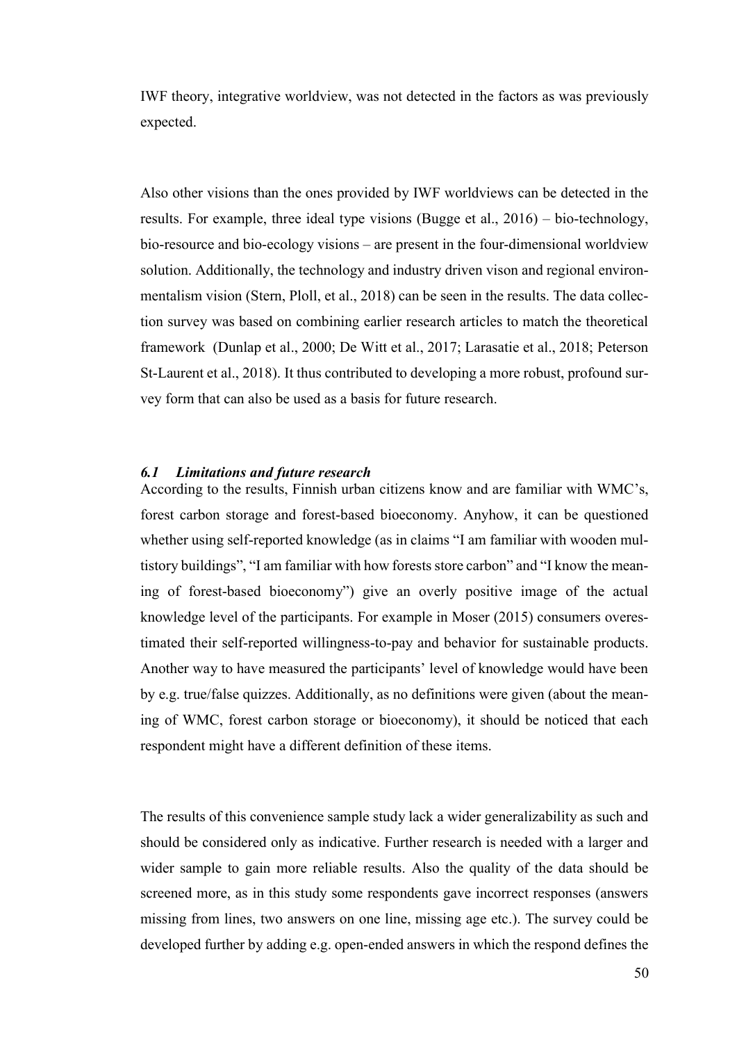IWF theory, integrative worldview, was not detected in the factors as was previously expected.

Also other visions than the ones provided by IWF worldviews can be detected in the results. For example, three ideal type visions (Bugge et al., 2016) – bio-technology, bio-resource and bio-ecology visions – are present in the four-dimensional worldview solution. Additionally, the technology and industry driven vison and regional environmentalism vision (Stern, Ploll, et al., 2018) can be seen in the results. The data collection survey was based on combining earlier research articles to match the theoretical framework (Dunlap et al., 2000; De Witt et al., 2017; Larasatie et al., 2018; Peterson St-Laurent et al., 2018). It thus contributed to developing a more robust, profound survey form that can also be used as a basis for future research.

### *6.1 Limitations and future research*

According to the results, Finnish urban citizens know and are familiar with WMC's, forest carbon storage and forest-based bioeconomy. Anyhow, it can be questioned whether using self-reported knowledge (as in claims "I am familiar with wooden multistory buildings", "I am familiar with how forests store carbon" and "I know the meaning of forest-based bioeconomy") give an overly positive image of the actual knowledge level of the participants. For example in Moser (2015) consumers overestimated their self-reported willingness-to-pay and behavior for sustainable products. Another way to have measured the participants' level of knowledge would have been by e.g. true/false quizzes. Additionally, as no definitions were given (about the meaning of WMC, forest carbon storage or bioeconomy), it should be noticed that each respondent might have a different definition of these items.

The results of this convenience sample study lack a wider generalizability as such and should be considered only as indicative. Further research is needed with a larger and wider sample to gain more reliable results. Also the quality of the data should be screened more, as in this study some respondents gave incorrect responses (answers missing from lines, two answers on one line, missing age etc.). The survey could be developed further by adding e.g. open-ended answers in which the respond defines the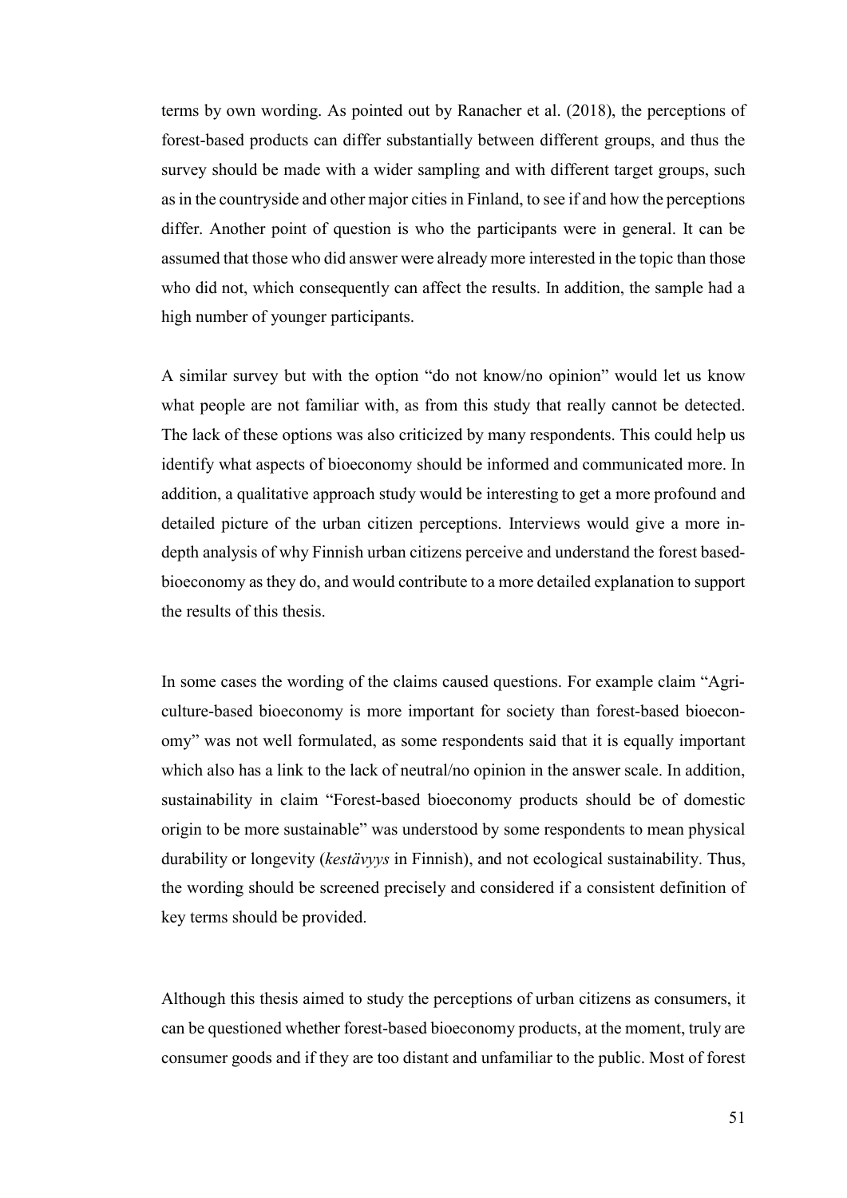terms by own wording. As pointed out by Ranacher et al. (2018), the perceptions of forest-based products can differ substantially between different groups, and thus the survey should be made with a wider sampling and with different target groups, such as in the countryside and other major cities in Finland, to see if and how the perceptions differ. Another point of question is who the participants were in general. It can be assumed that those who did answer were already more interested in the topic than those who did not, which consequently can affect the results. In addition, the sample had a high number of younger participants.

A similar survey but with the option "do not know/no opinion" would let us know what people are not familiar with, as from this study that really cannot be detected. The lack of these options was also criticized by many respondents. This could help us identify what aspects of bioeconomy should be informed and communicated more. In addition, a qualitative approach study would be interesting to get a more profound and detailed picture of the urban citizen perceptions. Interviews would give a more in-depth analysis of why Finnish urban citizens perceive and understand the forest based-bioeconomy as they do, and would contribute to a more detailed explanation to support the results of this thesis.

In some cases the wording of the claims caused questions. For example claim "Agriculture-based bioeconomy is more important for society than forest-based bioeconomy" was not well formulated, as some respondents said that it is equally important which also has a link to the lack of neutral/no opinion in the answer scale. In addition, sustainability in claim "Forest-based bioeconomy products should be of domestic origin to be more sustainable" was understood by some respondents to mean physical durability or longevity (*kestävyys* in Finnish), and not ecological sustainability. Thus, the wording should be screened precisely and considered if a consistent definition of key terms should be provided.

Although this thesis aimed to study the perceptions of urban citizens as consumers, it can be questioned whether forest-based bioeconomy products, at the moment, truly are consumer goods and if they are too distant and unfamiliar to the public. Most of forest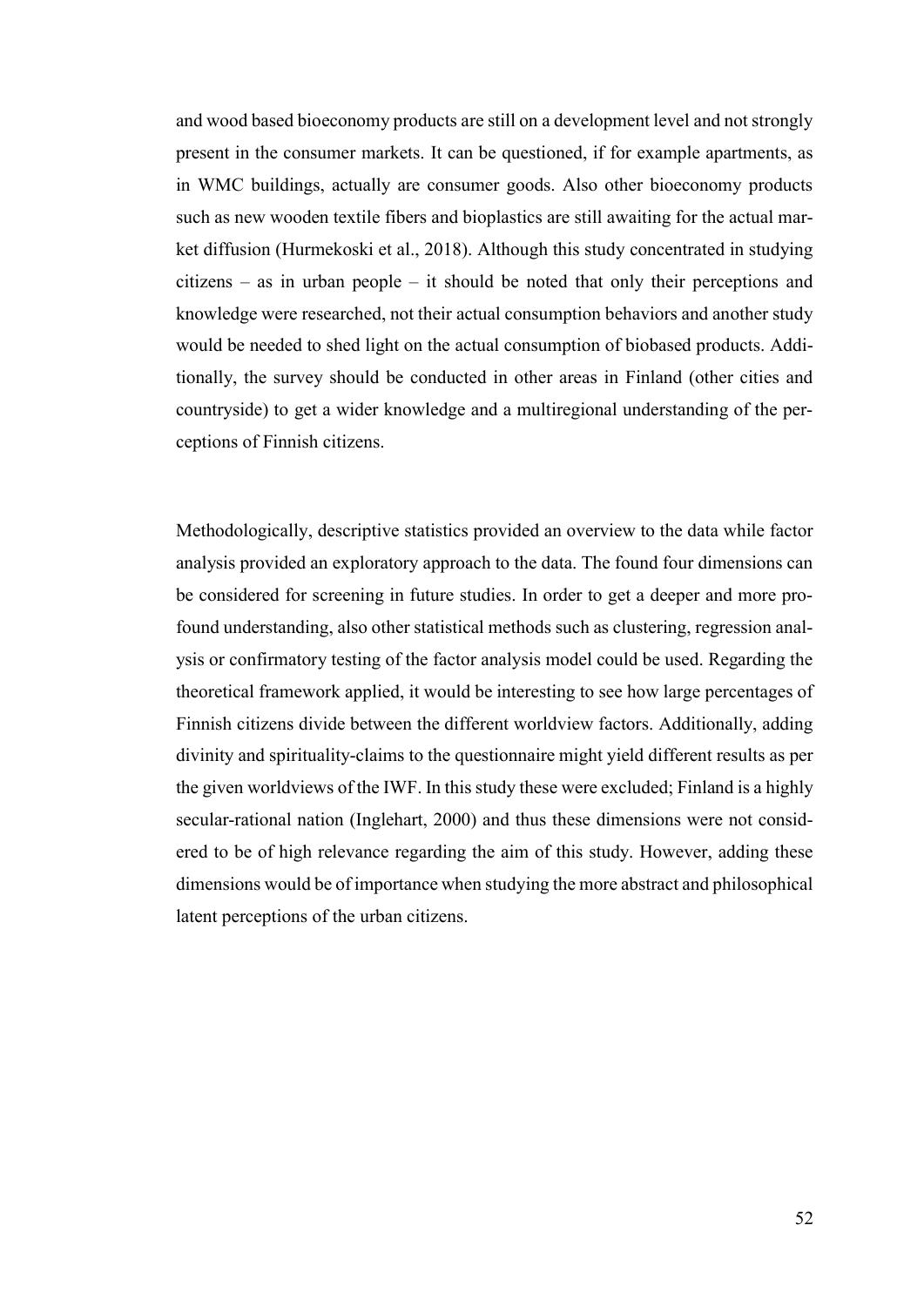and wood based bioeconomy products are still on a development level and not strongly present in the consumer markets. It can be questioned, if for example apartments, as in WMC buildings, actually are consumer goods. Also other bioeconomy products such as new wooden textile fibers and bioplastics are still awaiting for the actual market diffusion (Hurmekoski et al., 2018). Although this study concentrated in studying citizens – as in urban people – it should be noted that only their perceptions and knowledge were researched, not their actual consumption behaviors and another study would be needed to shed light on the actual consumption of biobased products. Additionally, the survey should be conducted in other areas in Finland (other cities and countryside) to get a wider knowledge and a multiregional understanding of the perceptions of Finnish citizens.

Methodologically, descriptive statistics provided an overview to the data while factor analysis provided an exploratory approach to the data. The found four dimensions can be considered for screening in future studies. In order to get a deeper and more profound understanding, also other statistical methods such as clustering, regression analysis or confirmatory testing of the factor analysis model could be used. Regarding the theoretical framework applied, it would be interesting to see how large percentages of Finnish citizens divide between the different worldview factors. Additionally, adding divinity and spirituality-claims to the questionnaire might yield different results as per the given worldviews of the IWF. In this study these were excluded; Finland is a highly secular-rational nation (Inglehart, 2000) and thus these dimensions were not considered to be of high relevance regarding the aim of this study. However, adding these dimensions would be of importance when studying the more abstract and philosophical latent perceptions of the urban citizens.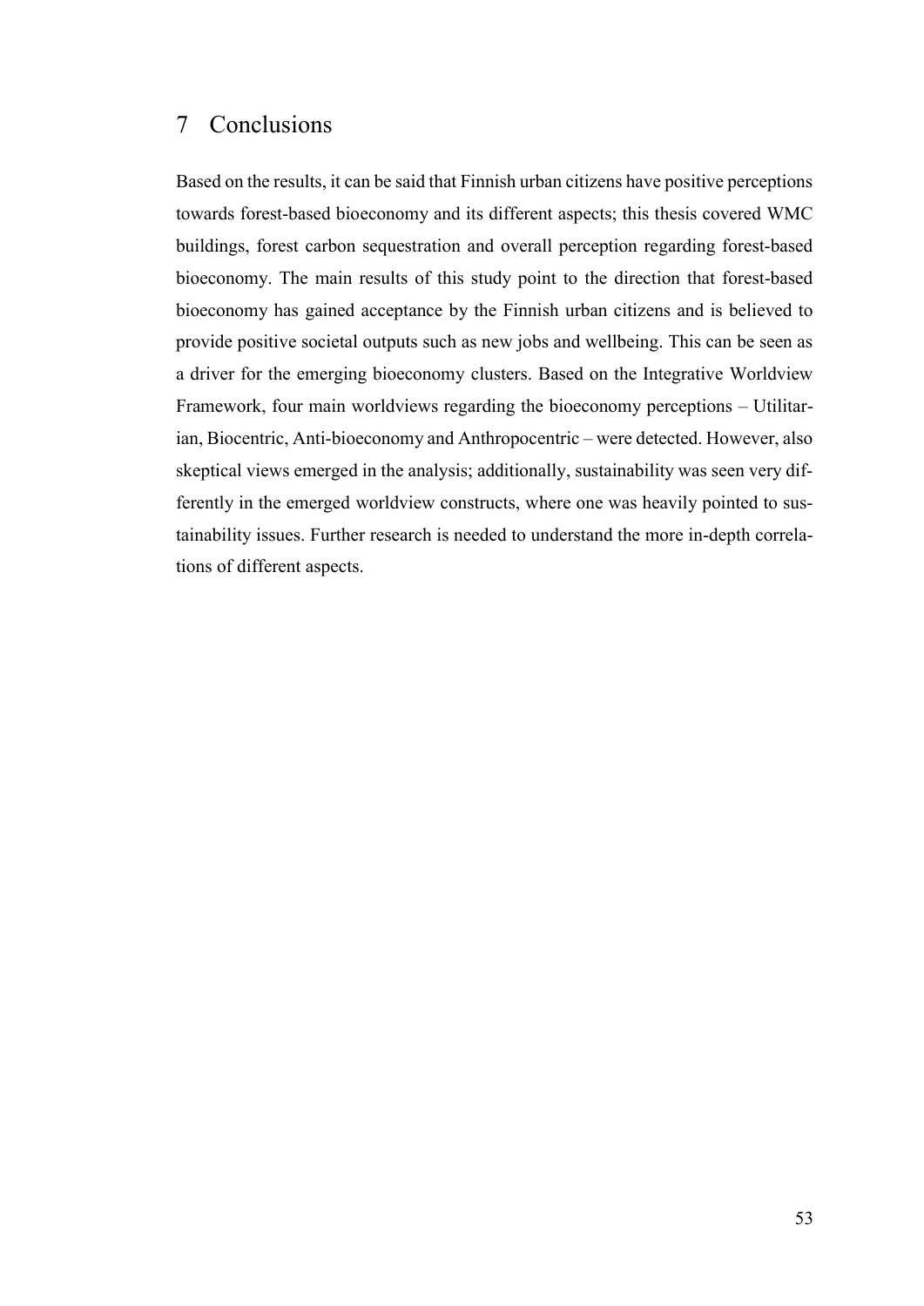# 7 Conclusions

Based on the results, it can be said that Finnish urban citizens have positive perceptions towards forest-based bioeconomy and its different aspects; this thesis covered WMC buildings, forest carbon sequestration and overall perception regarding forest-based bioeconomy. The main results of this study point to the direction that forest-based bioeconomy has gained acceptance by the Finnish urban citizens and is believed to provide positive societal outputs such as new jobs and wellbeing. This can be seen as a driver for the emerging bioeconomy clusters. Based on the Integrative Worldview Framework, four main worldviews regarding the bioeconomy perceptions – Utilitarian, Biocentric, Anti-bioeconomy and Anthropocentric – were detected. However, also skeptical views emerged in the analysis; additionally, sustainability was seen very differently in the emerged worldview constructs, where one was heavily pointed to sustainability issues. Further research is needed to understand the more in-depth correlations of different aspects.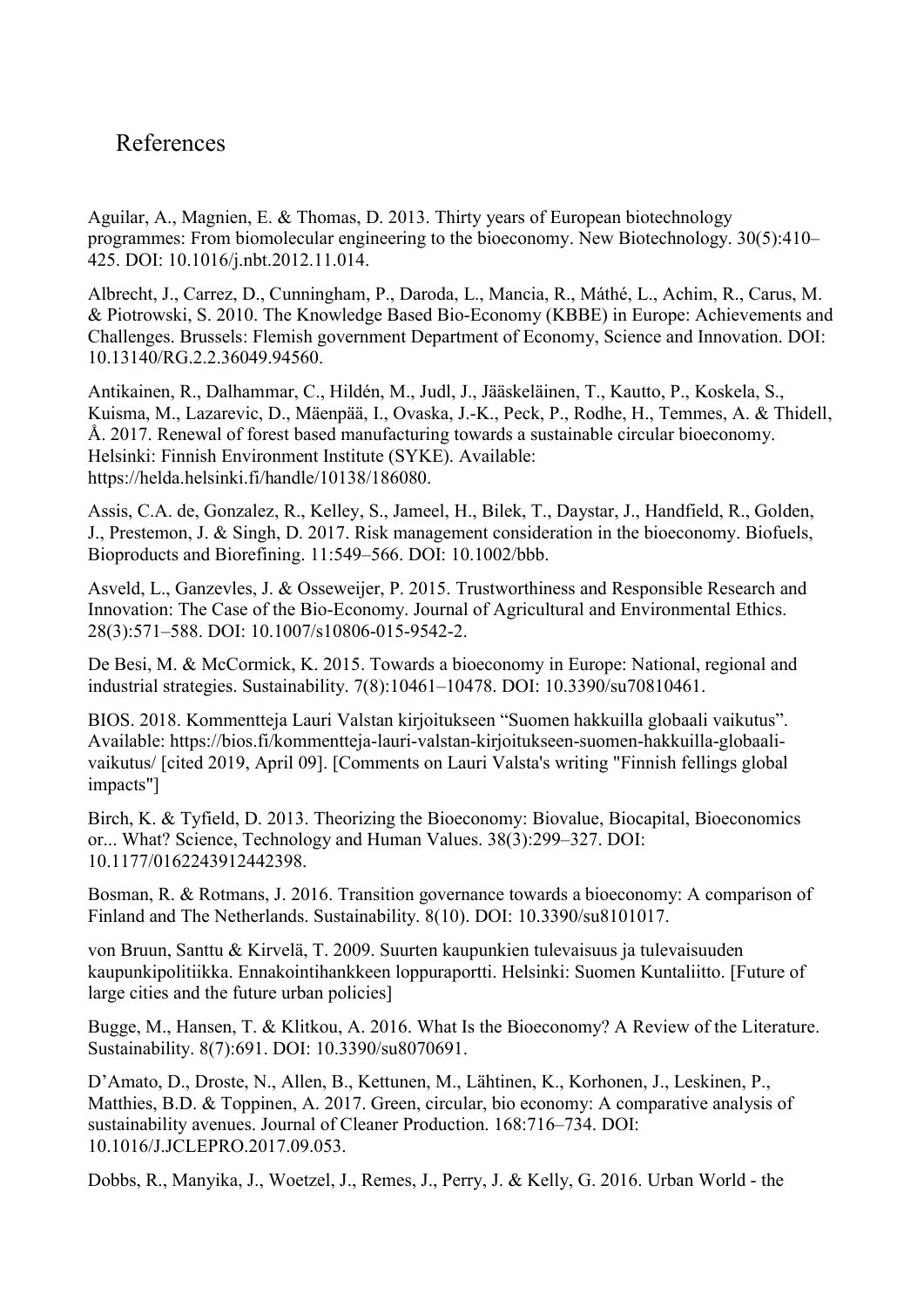# References

Aguilar, A., Magnien, E. & Thomas, D. 2013. Thirty years of European biotechnology programmes: From biomolecular engineering to the bioeconomy. New Biotechnology. 30(5):410–425. DOI: 10.1016/j.nbt.2012.11.014.

Albrecht, J., Carrez, D., Cunningham, P., Daroda, L., Mancia, R., Máthé, L., Achim, R., Carus, M. & Piotrowski, S. 2010. The Knowledge Based Bio-Economy (KBBE) in Europe: Achievements and Challenges. Brussels: Flemish government Department of Economy, Science and Innovation. DOI: 10.13140/RG.2.2.36049.94560.

Antikainen, R., Dalhammar, C., Hildén, M., Judl, J., Jääskeläinen, T., Kautto, P., Koskela, S., Kuisma, M., Lazarevic, D., Mäenpää, I., Ovaska, J.-K., Peck, P., Rodhe, H., Temmes, A. & Thidell, Å. 2017. Renewal of forest based manufacturing towards a sustainable circular bioeconomy. Helsinki: Finnish Environment Institute (SYKE). Available: https://helda.helsinki.fi/handle/10138/186080.

Assis, C.A. de, Gonzalez, R., Kelley, S., Jameel, H., Bilek, T., Daystar, J., Handfield, R., Golden, J., Prestemon, J. & Singh, D. 2017. Risk management consideration in the bioeconomy. Biofuels, Bioproducts and Biorefining. 11:549–566. DOI: 10.1002/bbb.

Asveld, L., Ganzevles, J. & Osseweijer, P. 2015. Trustworthiness and Responsible Research and Innovation: The Case of the Bio-Economy. Journal of Agricultural and Environmental Ethics. 28(3):571–588. DOI: 10.1007/s10806-015-9542-2.

De Besi, M. & McCormick, K. 2015. Towards a bioeconomy in Europe: National, regional and industrial strategies. Sustainability. 7(8):10461–10478. DOI: 10.3390/su70810461.

BIOS. 2018. Kommentteja Lauri Valstan kirjoitukseen "Suomen hakkuilla globaali vaikutus". Available: https://bios.fi/kommentteja-lauri-valstan-kirjoitukseen-suomen-hakkuilla-globaali-vaikutus/ [cited 2019, April 09]. [Comments on Lauri Valsta's writing "Finnish fellings global impacts"]

Birch, K. & Tyfield, D. 2013. Theorizing the Bioeconomy: Biovalue, Biocapital, Bioeconomics or... What? Science, Technology and Human Values. 38(3):299–327. DOI: 10.1177/0162243912442398.

Bosman, R. & Rotmans, J. 2016. Transition governance towards a bioeconomy: A comparison of Finland and The Netherlands. Sustainability. 8(10). DOI: 10.3390/su8101017.

von Bruun, Santtu & Kirvelä, T. 2009. Suurten kaupunkien tulevaisuus ja tulevaisuuden kaupunkipolitiikka. Ennakointihankkeen loppuraportti. Helsinki: Suomen Kuntaliitto. [Future of large cities and the future urban policies]

Bugge, M., Hansen, T. & Klitkou, A. 2016. What Is the Bioeconomy? A Review of the Literature. Sustainability. 8(7):691. DOI: 10.3390/su8070691.

D'Amato, D., Droste, N., Allen, B., Kettunen, M., Lähtinen, K., Korhonen, J., Leskinen, P., Matthies, B.D. & Toppinen, A. 2017. Green, circular, bio economy: A comparative analysis of sustainability avenues. Journal of Cleaner Production. 168:716–734. DOI: 10.1016/J.JCLEPRO.2017.09.053.

Dobbs, R., Manyika, J., Woetzel, J., Remes, J., Perry, J. & Kelly, G. 2016. Urban World - the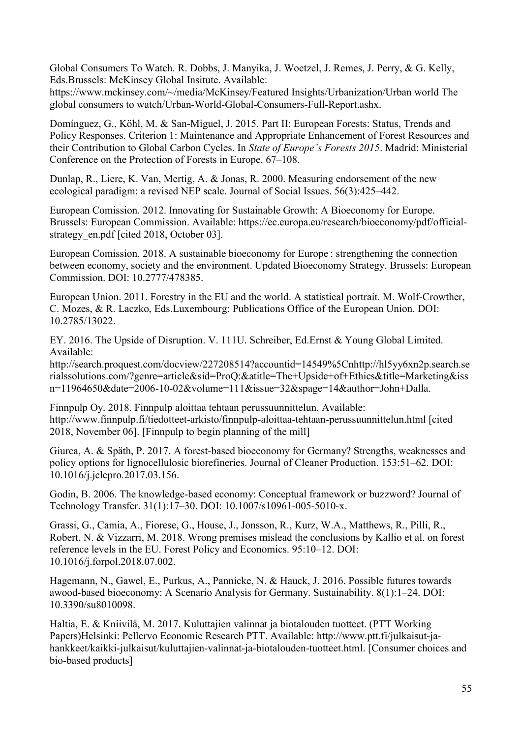Global Consumers To Watch. R. Dobbs, J. Manyika, J. Woetzel, J. Remes, J. Perry, & G. Kelly, Eds.Brussels: McKinsey Global Insitute. Available: https://www.mckinsey.com/~/media/McKinsey/Featured Insights/Urbanization/Urban world The global consumers to watch/Urban-World-Global-Consumers-Full-Report.ashx.

Domínguez, G., Köhl, M. & San-Miguel, J. 2015. Part II: European Forests: Status, Trends and Policy Responses. Criterion 1: Maintenance and Appropriate Enhancement of Forest Resources and their Contribution to Global Carbon Cycles. In *State of Europe's Forests 2015*. Madrid: Ministerial Conference on the Protection of Forests in Europe. 67–108.

Dunlap, R., Liere, K. Van, Mertig, A. & Jonas, R. 2000. Measuring endorsement of the new ecological paradigm: a revised NEP scale. Journal of Social Issues. 56(3):425–442.

European Comission. 2012. Innovating for Sustainable Growth: A Bioeconomy for Europe. Brussels: European Commission. Available: https://ec.europa.eu/research/bioeconomy/pdf/official-strategy_en.pdf [cited 2018, October 03].

European Comission. 2018. A sustainable bioeconomy for Europe : strengthening the connection between economy, society and the environment. Updated Bioeconomy Strategy. Brussels: European Commission. DOI: 10.2777/478385.

European Union. 2011. Forestry in the EU and the world. A statistical portrait. M. Wolf-Crowther, C. Mozes, & R. Laczko, Eds.Luxembourg: Publications Office of the European Union. DOI: 10.2785/13022.

EY. 2016. The Upside of Disruption. V. 111U. Schreiber, Ed.Ernst & Young Global Limited. Available: http://search.proquest.com/docview/227208514?accountid=14549%5Cnhttp://hl5yy6xn2p.search.serialssolutions.com/?genre=article&sid=ProQ:&atitle=The+Upside+of+Ethics&title=Marketing&issn=11964650&date=2006-10-02&volume=111&issue=32&spage=14&author=John+Dalla.

Finnpulp Oy. 2018. Finnpulp aloittaa tehtaan perussuunnittelun. Available: http://www.finnpulp.fi/tiedotteet-arkisto/finnpulp-aloittaa-tehtaan-perussuunnittelun.html [cited 2018, November 06]. [Finnpulp to begin planning of the mill]

Giurca, A. & Späth, P. 2017. A forest-based bioeconomy for Germany? Strengths, weaknesses and policy options for lignocellulosic biorefineries. Journal of Cleaner Production. 153:51–62. DOI: 10.1016/j.jclepro.2017.03.156.

Godin, B. 2006. The knowledge-based economy: Conceptual framework or buzzword? Journal of Technology Transfer. 31(1):17–30. DOI: 10.1007/s10961-005-5010-x.

Grassi, G., Camia, A., Fiorese, G., House, J., Jonsson, R., Kurz, W.A., Matthews, R., Pilli, R., Robert, N. & Vizzarri, M. 2018. Wrong premises mislead the conclusions by Kallio et al. on forest reference levels in the EU. Forest Policy and Economics. 95:10–12. DOI: 10.1016/j.forpol.2018.07.002.

Hagemann, N., Gawel, E., Purkus, A., Pannicke, N. & Hauck, J. 2016. Possible futures towards awood-based bioeconomy: A Scenario Analysis for Germany. Sustainability. 8(1):1–24. DOI: 10.3390/su8010098.

Haltia, E. & Kniivilä, M. 2017. Kuluttajien valinnat ja biotalouden tuotteet. (PTT Working Papers)Helsinki: Pellervo Economic Research PTT. Available: http://www.ptt.fi/julkaisut-ja-hankkeet/kaikki-julkaisut/kuluttajien-valinnat-ja-biotalouden-tuotteet.html. [Consumer choices and bio-based products]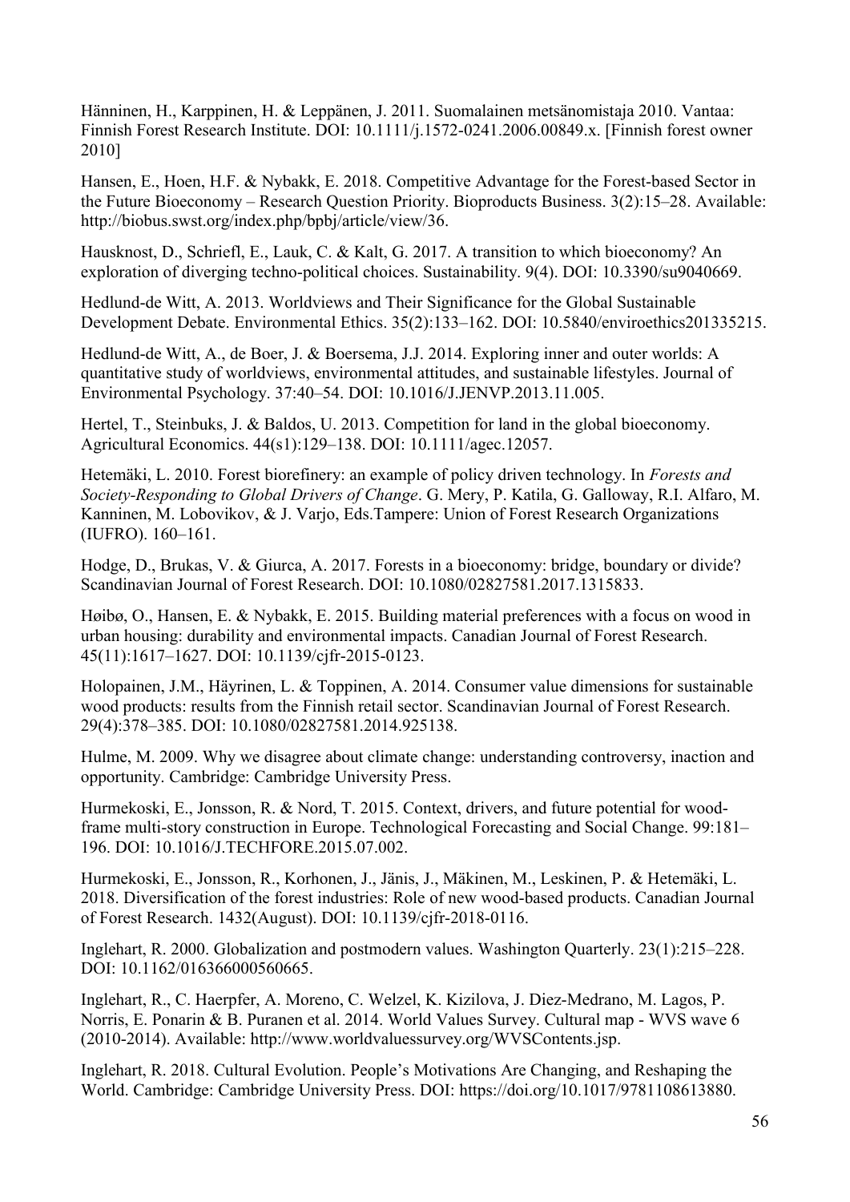Hänninen, H., Karppinen, H. & Leppänen, J. 2011. Suomalainen metsänomistaja 2010. Vantaa: Finnish Forest Research Institute. DOI: 10.1111/j.1572-0241.2006.00849.x. [Finnish forest owner 2010]

Hansen, E., Hoen, H.F. & Nybakk, E. 2018. Competitive Advantage for the Forest-based Sector in the Future Bioeconomy – Research Question Priority. Bioproducts Business. 3(2):15–28. Available: http://biobus.swst.org/index.php/bpbj/article/view/36.

Hausknost, D., Schriefl, E., Lauk, C. & Kalt, G. 2017. A transition to which bioeconomy? An exploration of diverging techno-political choices. Sustainability. 9(4). DOI: 10.3390/su9040669.

Hedlund-de Witt, A. 2013. Worldviews and Their Significance for the Global Sustainable Development Debate. Environmental Ethics. 35(2):133–162. DOI: 10.5840/enviroethics201335215.

Hedlund-de Witt, A., de Boer, J. & Boersema, J.J. 2014. Exploring inner and outer worlds: A quantitative study of worldviews, environmental attitudes, and sustainable lifestyles. Journal of Environmental Psychology. 37:40–54. DOI: 10.1016/J.JENVP.2013.11.005.

Hertel, T., Steinbuks, J. & Baldos, U. 2013. Competition for land in the global bioeconomy. Agricultural Economics. 44(s1):129–138. DOI: 10.1111/agec.12057.

Hetemäki, L. 2010. Forest biorefinery: an example of policy driven technology. In *Forests and Society-Responding to Global Drivers of Change*. G. Mery, P. Katila, G. Galloway, R.I. Alfaro, M. Kanninen, M. Lobovikov, & J. Varjo, Eds.Tampere: Union of Forest Research Organizations (IUFRO). 160–161.

Hodge, D., Brukas, V. & Giurca, A. 2017. Forests in a bioeconomy: bridge, boundary or divide? Scandinavian Journal of Forest Research. DOI: 10.1080/02827581.2017.1315833.

Høibø, O., Hansen, E. & Nybakk, E. 2015. Building material preferences with a focus on wood in urban housing: durability and environmental impacts. Canadian Journal of Forest Research. 45(11):1617–1627. DOI: 10.1139/cjfr-2015-0123.

Holopainen, J.M., Häyrinen, L. & Toppinen, A. 2014. Consumer value dimensions for sustainable wood products: results from the Finnish retail sector. Scandinavian Journal of Forest Research. 29(4):378–385. DOI: 10.1080/02827581.2014.925138.

Hulme, M. 2009. Why we disagree about climate change: understanding controversy, inaction and opportunity. Cambridge: Cambridge University Press.

Hurmekoski, E., Jonsson, R. & Nord, T. 2015. Context, drivers, and future potential for wood-frame multi-story construction in Europe. Technological Forecasting and Social Change. 99:181–196. DOI: 10.1016/J.TECHFORE.2015.07.002.

Hurmekoski, E., Jonsson, R., Korhonen, J., Jänis, J., Mäkinen, M., Leskinen, P. & Hetemäki, L. 2018. Diversification of the forest industries: Role of new wood-based products. Canadian Journal of Forest Research. 1432(August). DOI: 10.1139/cjfr-2018-0116.

Inglehart, R. 2000. Globalization and postmodern values. Washington Quarterly. 23(1):215–228. DOI: 10.1162/016366000560665.

Inglehart, R., C. Haerpfer, A. Moreno, C. Welzel, K. Kizilova, J. Diez-Medrano, M. Lagos, P. Norris, E. Ponarin & B. Puranen et al. 2014. World Values Survey. Cultural map - WVS wave 6 (2010-2014). Available: http://www.worldvaluessurvey.org/WVSContents.jsp.

Inglehart, R. 2018. Cultural Evolution. People's Motivations Are Changing, and Reshaping the World. Cambridge: Cambridge University Press. DOI: https://doi.org/10.1017/9781108613880.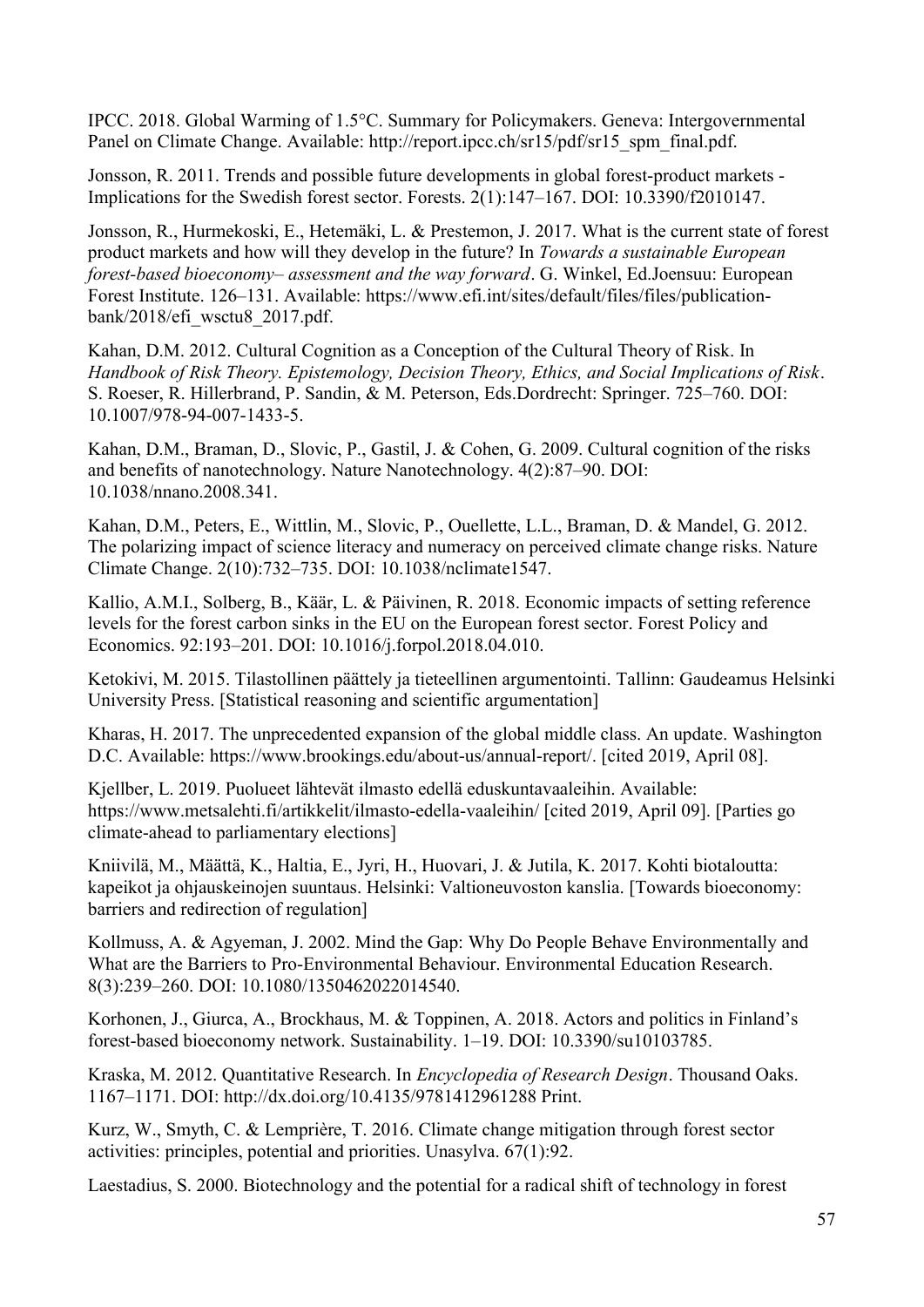IPCC. 2018. Global Warming of 1.5°C. Summary for Policymakers. Geneva: Intergovernmental Panel on Climate Change. Available: http://report.ipcc.ch/sr15/pdf/sr15_spm_final.pdf.

Jonsson, R. 2011. Trends and possible future developments in global forest-product markets - Implications for the Swedish forest sector. Forests. 2(1):147–167. DOI: 10.3390/f2010147.

Jonsson, R., Hurmekoski, E., Hetemäki, L. & Prestemon, J. 2017. What is the current state of forest product markets and how will they develop in the future? In *Towards a sustainable European forest-based bioeconomy– assessment and the way forward*. G. Winkel, Ed.Joensuu: European Forest Institute. 126–131. Available: https://www.efi.int/sites/default/files/files/publication-bank/2018/efi_wsctu8_2017.pdf.

Kahan, D.M. 2012. Cultural Cognition as a Conception of the Cultural Theory of Risk. In *Handbook of Risk Theory. Epistemology, Decision Theory, Ethics, and Social Implications of Risk*. S. Roeser, R. Hillerbrand, P. Sandin, & M. Peterson, Eds.Dordrecht: Springer. 725–760. DOI: 10.1007/978-94-007-1433-5.

Kahan, D.M., Braman, D., Slovic, P., Gastil, J. & Cohen, G. 2009. Cultural cognition of the risks and benefits of nanotechnology. Nature Nanotechnology. 4(2):87–90. DOI: 10.1038/nnano.2008.341.

Kahan, D.M., Peters, E., Wittlin, M., Slovic, P., Ouellette, L.L., Braman, D. & Mandel, G. 2012. The polarizing impact of science literacy and numeracy on perceived climate change risks. Nature Climate Change. 2(10):732–735. DOI: 10.1038/nclimate1547.

Kallio, A.M.I., Solberg, B., Käär, L. & Päivinen, R. 2018. Economic impacts of setting reference levels for the forest carbon sinks in the EU on the European forest sector. Forest Policy and Economics. 92:193–201. DOI: 10.1016/j.forpol.2018.04.010.

Ketokivi, M. 2015. Tilastollinen päättely ja tieteellinen argumentointi. Tallinn: Gaudeamus Helsinki University Press. [Statistical reasoning and scientific argumentation]

Kharas, H. 2017. The unprecedented expansion of the global middle class. An update. Washington D.C. Available: https://www.brookings.edu/about-us/annual-report/. [cited 2019, April 08].

Kjellber, L. 2019. Puolueet lähtevät ilmasto edellä eduskuntavaaleihin. Available: https://www.metsalehti.fi/artikkelit/ilmasto-edella-vaaleihin/ [cited 2019, April 09]. [Parties go climate-ahead to parliamentary elections]

Kniivilä, M., Määttä, K., Haltia, E., Jyri, H., Huovari, J. & Jutila, K. 2017. Kohti biotaloutta: kapeikot ja ohjauskeinojen suuntaus. Helsinki: Valtioneuvoston kanslia. [Towards bioeconomy: barriers and redirection of regulation]

Kollmuss, A. & Agyeman, J. 2002. Mind the Gap: Why Do People Behave Environmentally and What are the Barriers to Pro-Environmental Behaviour. Environmental Education Research. 8(3):239–260. DOI: 10.1080/1350462022014540.

Korhonen, J., Giurca, A., Brockhaus, M. & Toppinen, A. 2018. Actors and politics in Finland's forest-based bioeconomy network. Sustainability. 1–19. DOI: 10.3390/su10103785.

Kraska, M. 2012. Quantitative Research. In *Encyclopedia of Research Design*. Thousand Oaks. 1167–1171. DOI: http://dx.doi.org/10.4135/9781412961288 Print.

Kurz, W., Smyth, C. & Lemprière, T. 2016. Climate change mitigation through forest sector activities: principles, potential and priorities. Unasylva. 67(1):92.

Laestadius, S. 2000. Biotechnology and the potential for a radical shift of technology in forest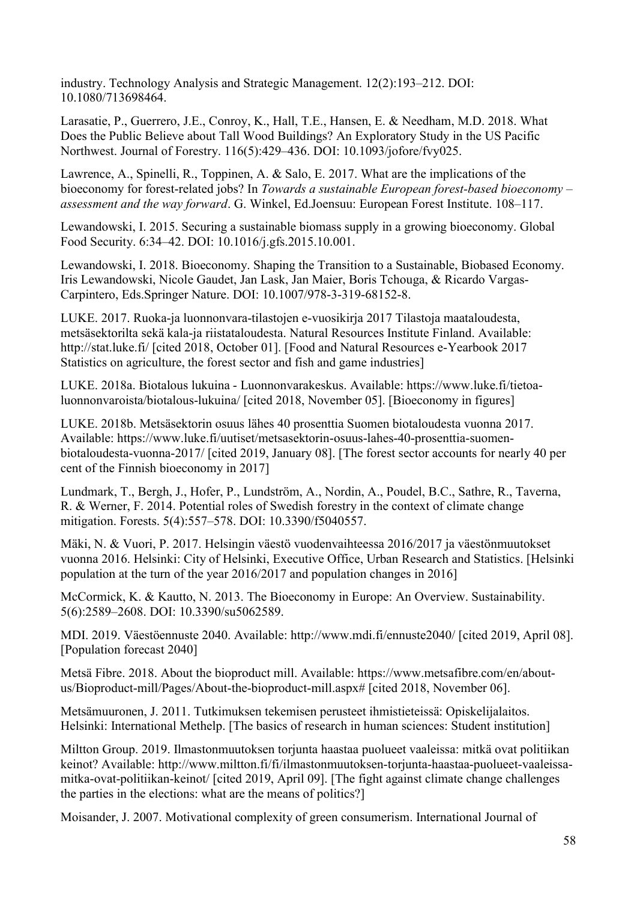industry. Technology Analysis and Strategic Management. 12(2):193–212. DOI: 10.1080/713698464.

Larasatie, P., Guerrero, J.E., Conroy, K., Hall, T.E., Hansen, E. & Needham, M.D. 2018. What Does the Public Believe about Tall Wood Buildings? An Exploratory Study in the US Pacific Northwest. Journal of Forestry. 116(5):429–436. DOI: 10.1093/jofore/fvy025.

Lawrence, A., Spinelli, R., Toppinen, A. & Salo, E. 2017. What are the implications of the bioeconomy for forest-related jobs? In *Towards a sustainable European forest-based bioeconomy – assessment and the way forward*. G. Winkel, Ed.Joensuu: European Forest Institute. 108–117.

Lewandowski, I. 2015. Securing a sustainable biomass supply in a growing bioeconomy. Global Food Security. 6:34–42. DOI: 10.1016/j.gfs.2015.10.001.

Lewandowski, I. 2018. Bioeconomy. Shaping the Transition to a Sustainable, Biobased Economy. Iris Lewandowski, Nicole Gaudet, Jan Lask, Jan Maier, Boris Tchouga, & Ricardo Vargas-Carpintero, Eds.Springer Nature. DOI: 10.1007/978-3-319-68152-8.

LUKE. 2017. Ruoka-ja luonnonvara-tilastojen e-vuosikirja 2017 Tilastoja maataloudesta, metsäsektorilta sekä kala-ja riistataloudesta. Natural Resources Institute Finland. Available: http://stat.luke.fi/ [cited 2018, October 01]. [Food and Natural Resources e-Yearbook 2017 Statistics on agriculture, the forest sector and fish and game industries]

LUKE. 2018a. Biotalous lukuina - Luonnonvarakeskus. Available: https://www.luke.fi/tietoa-luonnonvaroista/biotalous-lukuina/ [cited 2018, November 05]. [Bioeconomy in figures]

LUKE. 2018b. Metsäsektorin osuus lähes 40 prosenttia Suomen biotaloudesta vuonna 2017. Available: https://www.luke.fi/uutiset/metsasektorin-osuus-lahes-40-prosenttia-suomen-biotaloudesta-vuonna-2017/ [cited 2019, January 08]. [The forest sector accounts for nearly 40 per cent of the Finnish bioeconomy in 2017]

Lundmark, T., Bergh, J., Hofer, P., Lundström, A., Nordin, A., Poudel, B.C., Sathre, R., Taverna, R. & Werner, F. 2014. Potential roles of Swedish forestry in the context of climate change mitigation. Forests. 5(4):557–578. DOI: 10.3390/f5040557.

Mäki, N. & Vuori, P. 2017. Helsingin väestö vuodenvaihteessa 2016/2017 ja väestönmuutokset vuonna 2016. Helsinki: City of Helsinki, Executive Office, Urban Research and Statistics. [Helsinki population at the turn of the year 2016/2017 and population changes in 2016]

McCormick, K. & Kautto, N. 2013. The Bioeconomy in Europe: An Overview. Sustainability. 5(6):2589–2608. DOI: 10.3390/su5062589.

MDI. 2019. Väestöennuste 2040. Available: http://www.mdi.fi/ennuste2040/ [cited 2019, April 08]. [Population forecast 2040]

Metsä Fibre. 2018. About the bioproduct mill. Available: https://www.metsafibre.com/en/about-us/Bioproduct-mill/Pages/About-the-bioproduct-mill.aspx# [cited 2018, November 06].

Metsämuuronen, J. 2011. Tutkimuksen tekemisen perusteet ihmistieteissä: Opiskelijalaitos. Helsinki: International Methelp. [The basics of research in human sciences: Student institution]

Miltton Group. 2019. Ilmastonmuutoksen torjunta haastaa puolueet vaaleissa: mitkä ovat politiikan keinot? Available: http://www.miltton.fi/fi/ilmastonmuutoksen-torjunta-haastaa-puolueet-vaaleissa-mitka-ovat-politiikan-keinot/ [cited 2019, April 09]. [The fight against climate change challenges the parties in the elections: what are the means of politics?]

Moisander, J. 2007. Motivational complexity of green consumerism. International Journal of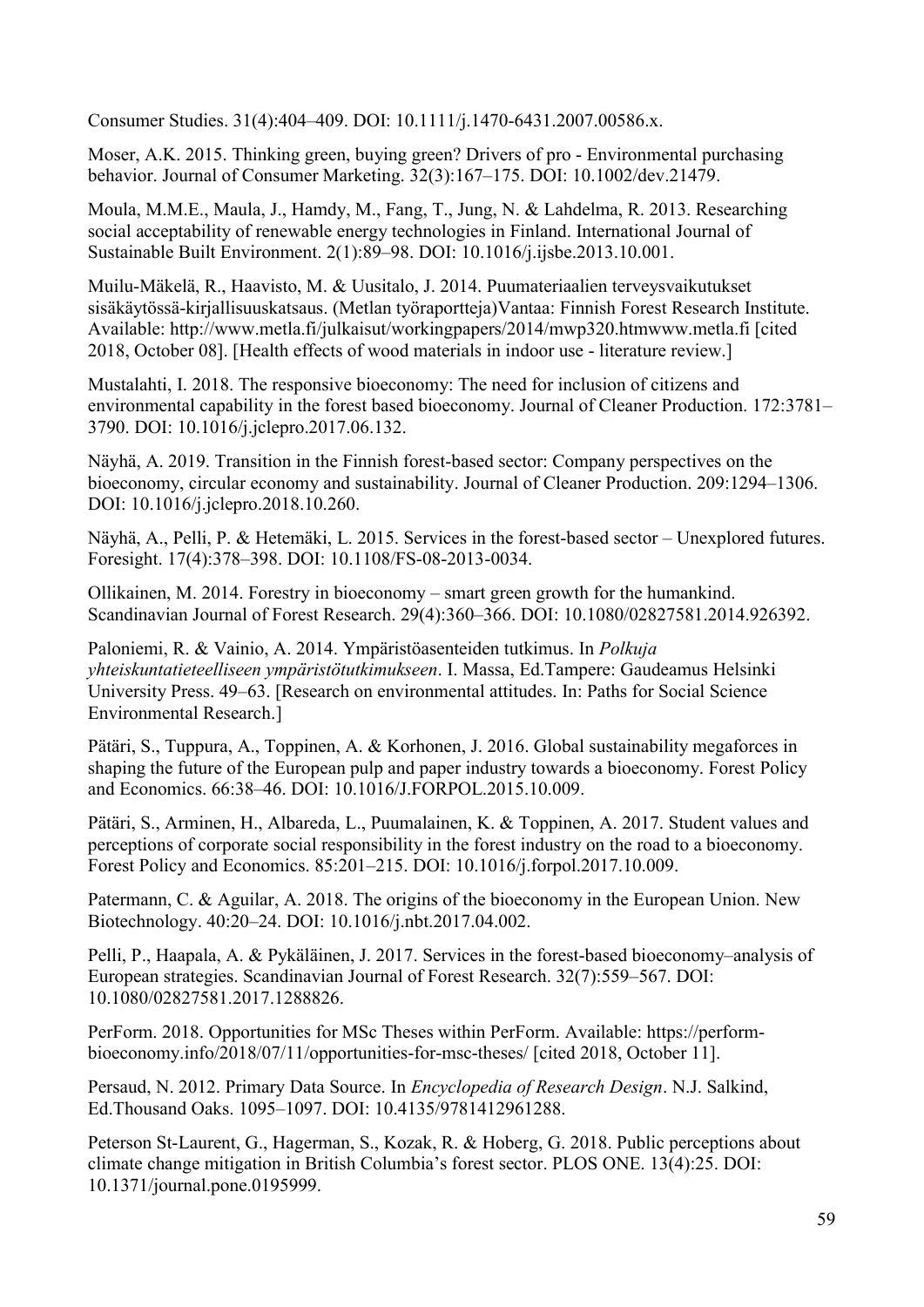Consumer Studies. 31(4):404–409. DOI: 10.1111/j.1470-6431.2007.00586.x.

Moser, A.K. 2015. Thinking green, buying green? Drivers of pro - Environmental purchasing behavior. Journal of Consumer Marketing. 32(3):167–175. DOI: 10.1002/dev.21479.

Moula, M.M.E., Maula, J., Hamdy, M., Fang, T., Jung, N. & Lahdelma, R. 2013. Researching social acceptability of renewable energy technologies in Finland. International Journal of Sustainable Built Environment. 2(1):89–98. DOI: 10.1016/j.ijsbe.2013.10.001.

Muilu-Mäkelä, R., Haavisto, M. & Uusitalo, J. 2014. Puumateriaalien terveysvaikutukset sisäkäytössä-kirjallisuuskatsaus. (Metlan työraportteja)Vantaa: Finnish Forest Research Institute. Available: http://www.metla.fi/julkaisut/workingpapers/2014/mwp320.htmwww.metla.fi [cited 2018, October 08]. [Health effects of wood materials in indoor use - literature review.]

Mustalahti, I. 2018. The responsive bioeconomy: The need for inclusion of citizens and environmental capability in the forest based bioeconomy. Journal of Cleaner Production. 172:3781–3790. DOI: 10.1016/j.jclepro.2017.06.132.

Näyhä, A. 2019. Transition in the Finnish forest-based sector: Company perspectives on the bioeconomy, circular economy and sustainability. Journal of Cleaner Production. 209:1294–1306. DOI: 10.1016/j.jclepro.2018.10.260.

Näyhä, A., Pelli, P. & Hetemäki, L. 2015. Services in the forest-based sector – Unexplored futures. Foresight. 17(4):378–398. DOI: 10.1108/FS-08-2013-0034.

Ollikainen, M. 2014. Forestry in bioeconomy – smart green growth for the humankind. Scandinavian Journal of Forest Research. 29(4):360–366. DOI: 10.1080/02827581.2014.926392.

Paloniemi, R. & Vainio, A. 2014. Ympäristöasenteiden tutkimus. In *Polkuja yhteiskuntatieteelliseen ympäristötutkimukseen*. I. Massa, Ed.Tampere: Gaudeamus Helsinki University Press. 49–63. [Research on environmental attitudes. In: Paths for Social Science Environmental Research.]

Pätäri, S., Tuppura, A., Toppinen, A. & Korhonen, J. 2016. Global sustainability megaforces in shaping the future of the European pulp and paper industry towards a bioeconomy. Forest Policy and Economics. 66:38–46. DOI: 10.1016/J.FORPOL.2015.10.009.

Pätäri, S., Arminen, H., Albareda, L., Puumalainen, K. & Toppinen, A. 2017. Student values and perceptions of corporate social responsibility in the forest industry on the road to a bioeconomy. Forest Policy and Economics. 85:201–215. DOI: 10.1016/j.forpol.2017.10.009.

Patermann, C. & Aguilar, A. 2018. The origins of the bioeconomy in the European Union. New Biotechnology. 40:20–24. DOI: 10.1016/j.nbt.2017.04.002.

Pelli, P., Haapala, A. & Pykäläinen, J. 2017. Services in the forest-based bioeconomy–analysis of European strategies. Scandinavian Journal of Forest Research. 32(7):559–567. DOI: 10.1080/02827581.2017.1288826.

PerForm. 2018. Opportunities for MSc Theses within PerForm. Available: https://perform-bioeconomy.info/2018/07/11/opportunities-for-msc-theses/ [cited 2018, October 11].

Persaud, N. 2012. Primary Data Source. In *Encyclopedia of Research Design*. N.J. Salkind, Ed.Thousand Oaks. 1095–1097. DOI: 10.4135/9781412961288.

Peterson St-Laurent, G., Hagerman, S., Kozak, R. & Hoberg, G. 2018. Public perceptions about climate change mitigation in British Columbia's forest sector. PLOS ONE. 13(4):25. DOI: 10.1371/journal.pone.0195999.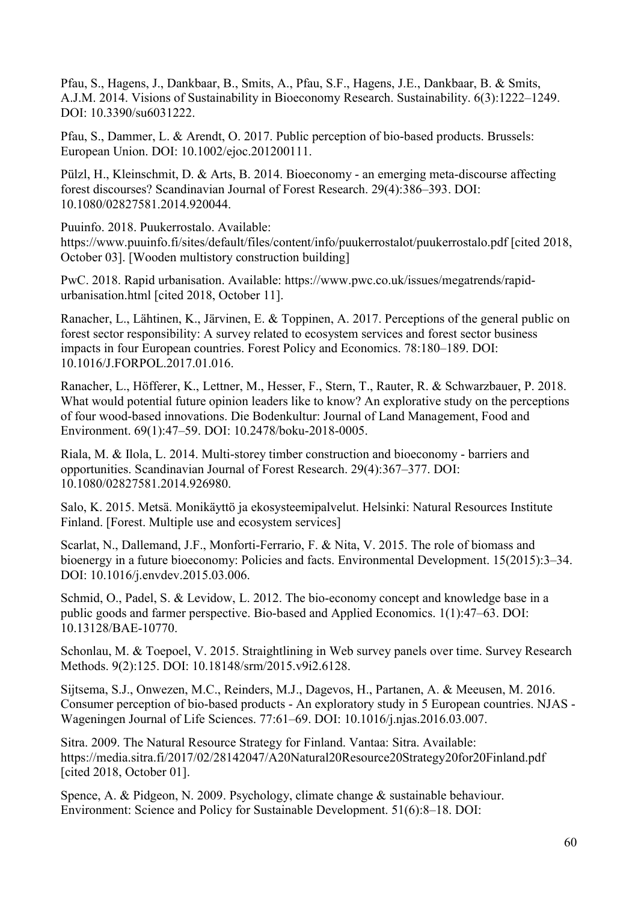Pfau, S., Hagens, J., Dankbaar, B., Smits, A., Pfau, S.F., Hagens, J.E., Dankbaar, B. & Smits, A.J.M. 2014. Visions of Sustainability in Bioeconomy Research. Sustainability. 6(3):1222–1249. DOI: 10.3390/su6031222.

Pfau, S., Dammer, L. & Arendt, O. 2017. Public perception of bio-based products. Brussels: European Union. DOI: 10.1002/ejoc.201200111.

Pülzl, H., Kleinschmit, D. & Arts, B. 2014. Bioeconomy - an emerging meta-discourse affecting forest discourses? Scandinavian Journal of Forest Research. 29(4):386–393. DOI: 10.1080/02827581.2014.920044.

Puuinfo. 2018. Puukerrostalo. Available: https://www.puuinfo.fi/sites/default/files/content/info/puukerrostalot/puukerrostalo.pdf [cited 2018, October 03]. [Wooden multistory construction building]

PwC. 2018. Rapid urbanisation. Available: https://www.pwc.co.uk/issues/megatrends/rapid-urbanisation.html [cited 2018, October 11].

Ranacher, L., Lähtinen, K., Järvinen, E. & Toppinen, A. 2017. Perceptions of the general public on forest sector responsibility: A survey related to ecosystem services and forest sector business impacts in four European countries. Forest Policy and Economics. 78:180–189. DOI: 10.1016/J.FORPOL.2017.01.016.

Ranacher, L., Höfferer, K., Lettner, M., Hesser, F., Stern, T., Rauter, R. & Schwarzbauer, P. 2018. What would potential future opinion leaders like to know? An explorative study on the perceptions of four wood-based innovations. Die Bodenkultur: Journal of Land Management, Food and Environment. 69(1):47–59. DOI: 10.2478/boku-2018-0005.

Riala, M. & Ilola, L. 2014. Multi-storey timber construction and bioeconomy - barriers and opportunities. Scandinavian Journal of Forest Research. 29(4):367–377. DOI: 10.1080/02827581.2014.926980.

Salo, K. 2015. Metsä. Monikäyttö ja ekosysteemipalvelut. Helsinki: Natural Resources Institute Finland. [Forest. Multiple use and ecosystem services]

Scarlat, N., Dallemand, J.F., Monforti-Ferrario, F. & Nita, V. 2015. The role of biomass and bioenergy in a future bioeconomy: Policies and facts. Environmental Development. 15(2015):3–34. DOI: 10.1016/j.envdev.2015.03.006.

Schmid, O., Padel, S. & Levidow, L. 2012. The bio-economy concept and knowledge base in a public goods and farmer perspective. Bio-based and Applied Economics. 1(1):47–63. DOI: 10.13128/BAE-10770.

Schonlau, M. & Toepoel, V. 2015. Straightlining in Web survey panels over time. Survey Research Methods. 9(2):125. DOI: 10.18148/srm/2015.v9i2.6128.

Sijtsema, S.J., Onwezen, M.C., Reinders, M.J., Dagevos, H., Partanen, A. & Meeusen, M. 2016. Consumer perception of bio-based products - An exploratory study in 5 European countries. NJAS - Wageningen Journal of Life Sciences. 77:61–69. DOI: 10.1016/j.njas.2016.03.007.

Sitra. 2009. The Natural Resource Strategy for Finland. Vantaa: Sitra. Available: https://media.sitra.fi/2017/02/28142047/A20Natural20Resource20Strategy20for20Finland.pdf [cited 2018, October 01].

Spence, A. & Pidgeon, N. 2009. Psychology, climate change & sustainable behaviour. Environment: Science and Policy for Sustainable Development. 51(6):8–18. DOI: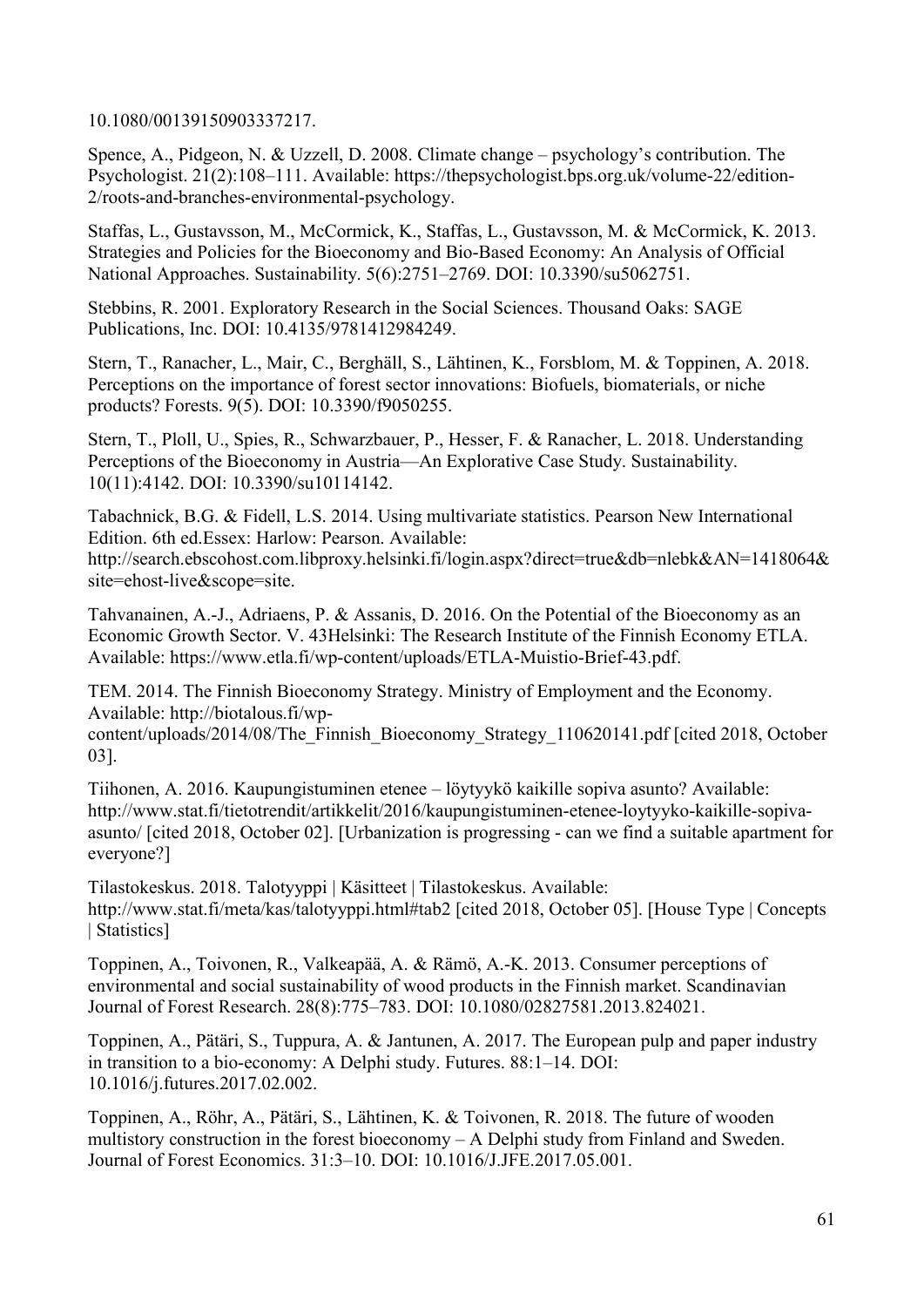10.1080/00139150903337217.

Spence, A., Pidgeon, N. & Uzzell, D. 2008. Climate change – psychology's contribution. The Psychologist. 21(2):108–111. Available: https://thepsychologist.bps.org.uk/volume-22/edition-2/roots-and-branches-environmental-psychology.

Staffas, L., Gustavsson, M., McCormick, K., Staffas, L., Gustavsson, M. & McCormick, K. 2013. Strategies and Policies for the Bioeconomy and Bio-Based Economy: An Analysis of Official National Approaches. Sustainability. 5(6):2751–2769. DOI: 10.3390/su5062751.

Stebbins, R. 2001. Exploratory Research in the Social Sciences. Thousand Oaks: SAGE Publications, Inc. DOI: 10.4135/9781412984249.

Stern, T., Ranacher, L., Mair, C., Berghäll, S., Lähtinen, K., Forsblom, M. & Toppinen, A. 2018. Perceptions on the importance of forest sector innovations: Biofuels, biomaterials, or niche products? Forests. 9(5). DOI: 10.3390/f9050255.

Stern, T., Ploll, U., Spies, R., Schwarzbauer, P., Hesser, F. & Ranacher, L. 2018. Understanding Perceptions of the Bioeconomy in Austria—An Explorative Case Study. Sustainability. 10(11):4142. DOI: 10.3390/su10114142.

Tabachnick, B.G. & Fidell, L.S. 2014. Using multivariate statistics. Pearson New International Edition. 6th ed.Essex: Harlow: Pearson. Available: http://search.ebscohost.com.libproxy.helsinki.fi/login.aspx?direct=true&db=nlebk&AN=1418064&site=ehost-live&scope=site.

Tahvanainen, A.-J., Adriaens, P. & Assanis, D. 2016. On the Potential of the Bioeconomy as an Economic Growth Sector. V. 43Helsinki: The Research Institute of the Finnish Economy ETLA. Available: https://www.etla.fi/wp-content/uploads/ETLA-Muistio-Brief-43.pdf.

TEM. 2014. The Finnish Bioeconomy Strategy. Ministry of Employment and the Economy. Available: http://biotalous.fi/wp-content/uploads/2014/08/The_Finnish_Bioeconomy_Strategy_110620141.pdf [cited 2018, October 03].

Tiihonen, A. 2016. Kaupungistuminen etenee – löytyykö kaikille sopiva asunto? Available: http://www.stat.fi/tietotrendit/artikkelit/2016/kaupungistuminen-etenee-loytyyko-kaikille-sopiva-asunto/ [cited 2018, October 02]. [Urbanization is progressing - can we find a suitable apartment for everyone?]

Tilastokeskus. 2018. Talotyyppi | Käsitteet | Tilastokeskus. Available: http://www.stat.fi/meta/kas/talotyyppi.html#tab2 [cited 2018, October 05]. [House Type | Concepts | Statistics]

Toppinen, A., Toivonen, R., Valkeapää, A. & Rämö, A.-K. 2013. Consumer perceptions of environmental and social sustainability of wood products in the Finnish market. Scandinavian Journal of Forest Research. 28(8):775–783. DOI: 10.1080/02827581.2013.824021.

Toppinen, A., Pätäri, S., Tuppura, A. & Jantunen, A. 2017. The European pulp and paper industry in transition to a bio-economy: A Delphi study. Futures. 88:1–14. DOI: 10.1016/j.futures.2017.02.002.

Toppinen, A., Röhr, A., Pätäri, S., Lähtinen, K. & Toivonen, R. 2018. The future of wooden multistory construction in the forest bioeconomy – A Delphi study from Finland and Sweden. Journal of Forest Economics. 31:3–10. DOI: 10.1016/J.JFE.2017.05.001.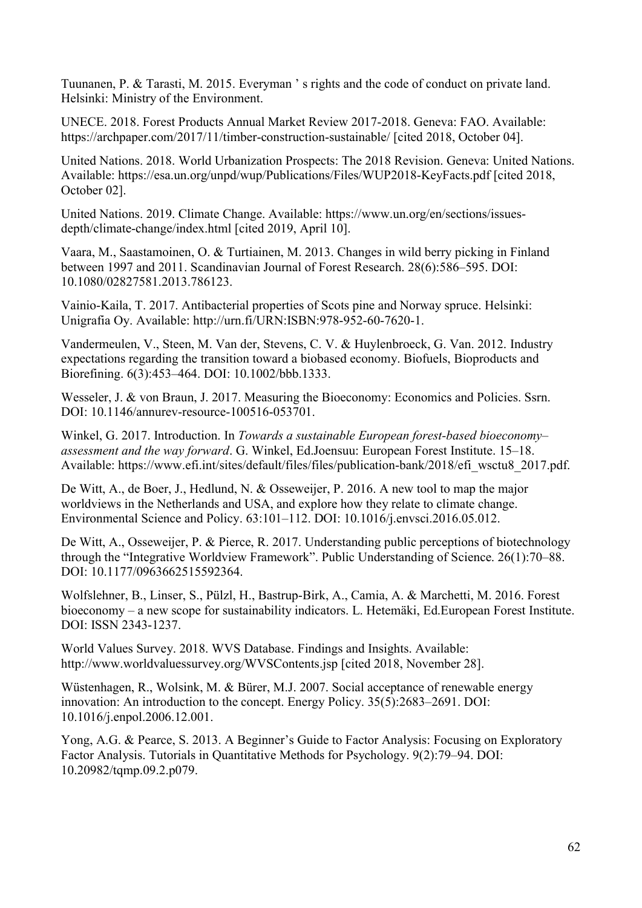Tuunanen, P. & Tarasti, M. 2015. Everyman ' s rights and the code of conduct on private land. Helsinki: Ministry of the Environment.

UNECE. 2018. Forest Products Annual Market Review 2017-2018. Geneva: FAO. Available: https://archpaper.com/2017/11/timber-construction-sustainable/ [cited 2018, October 04].

United Nations. 2018. World Urbanization Prospects: The 2018 Revision. Geneva: United Nations. Available: https://esa.un.org/unpd/wup/Publications/Files/WUP2018-KeyFacts.pdf [cited 2018, October 02].

United Nations. 2019. Climate Change. Available: https://www.un.org/en/sections/issues-depth/climate-change/index.html [cited 2019, April 10].

Vaara, M., Saastamoinen, O. & Turtiainen, M. 2013. Changes in wild berry picking in Finland between 1997 and 2011. Scandinavian Journal of Forest Research. 28(6):586–595. DOI: 10.1080/02827581.2013.786123.

Vainio-Kaila, T. 2017. Antibacterial properties of Scots pine and Norway spruce. Helsinki: Unigrafia Oy. Available: http://urn.fi/URN:ISBN:978-952-60-7620-1.

Vandermeulen, V., Steen, M. Van der, Stevens, C. V. & Huylenbroeck, G. Van. 2012. Industry expectations regarding the transition toward a biobased economy. Biofuels, Bioproducts and Biorefining. 6(3):453–464. DOI: 10.1002/bbb.1333.

Wesseler, J. & von Braun, J. 2017. Measuring the Bioeconomy: Economics and Policies. Ssrn. DOI: 10.1146/annurev-resource-100516-053701.

Winkel, G. 2017. Introduction. In *Towards a sustainable European forest-based bioeconomy– assessment and the way forward*. G. Winkel, Ed.Joensuu: European Forest Institute. 15–18. Available: https://www.efi.int/sites/default/files/files/publication-bank/2018/efi_wsctu8_2017.pdf.

De Witt, A., de Boer, J., Hedlund, N. & Osseweijer, P. 2016. A new tool to map the major worldviews in the Netherlands and USA, and explore how they relate to climate change. Environmental Science and Policy. 63:101–112. DOI: 10.1016/j.envsci.2016.05.012.

De Witt, A., Osseweijer, P. & Pierce, R. 2017. Understanding public perceptions of biotechnology through the "Integrative Worldview Framework". Public Understanding of Science. 26(1):70–88. DOI: 10.1177/0963662515592364.

Wolfslehner, B., Linser, S., Pülzl, H., Bastrup-Birk, A., Camia, A. & Marchetti, M. 2016. Forest bioeconomy – a new scope for sustainability indicators. L. Hetemäki, Ed.European Forest Institute. DOI: ISSN 2343-1237.

World Values Survey. 2018. WVS Database. Findings and Insights. Available: http://www.worldvaluessurvey.org/WVSContents.jsp [cited 2018, November 28].

Wüstenhagen, R., Wolsink, M. & Bürer, M.J. 2007. Social acceptance of renewable energy innovation: An introduction to the concept. Energy Policy. 35(5):2683–2691. DOI: 10.1016/j.enpol.2006.12.001.

Yong, A.G. & Pearce, S. 2013. A Beginner's Guide to Factor Analysis: Focusing on Exploratory Factor Analysis. Tutorials in Quantitative Methods for Psychology. 9(2):79–94. DOI: 10.20982/tqmp.09.2.p079.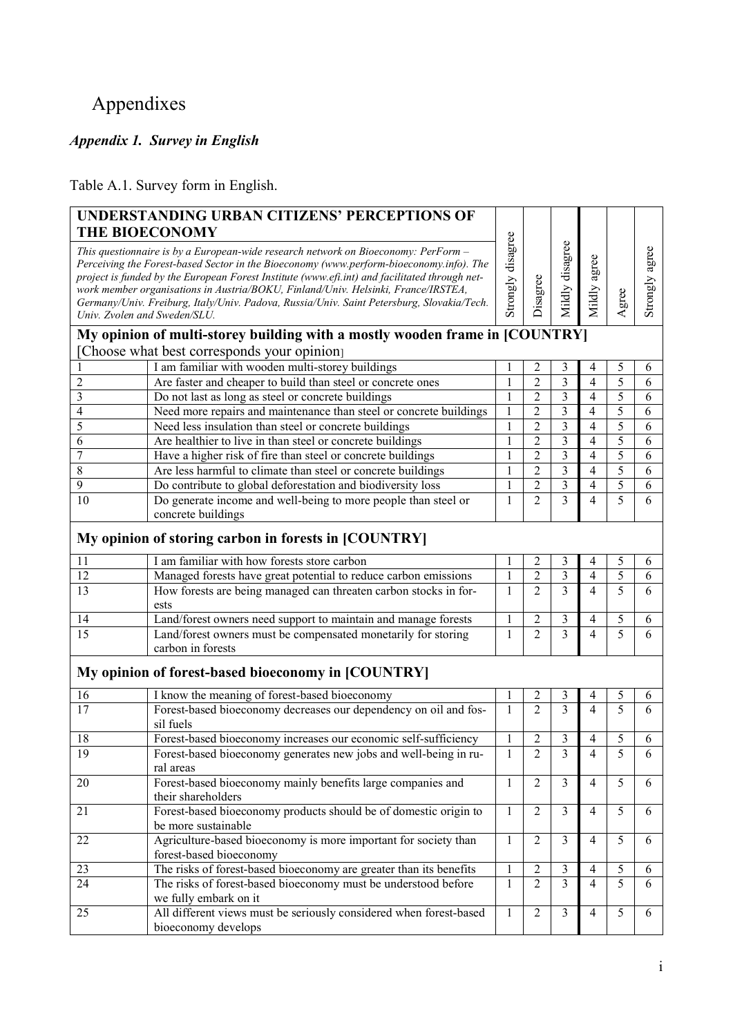# Appendixes

## *Appendix 1. Survey in English*

Table A.1. Survey form in English.

| **UNDERSTANDING URBAN CITIZENS' PERCEPTIONS OF THE BIOECONOMY**<br>*This questionnaire is by a European-wide research network on Bioeconomy: PerForm – Perceiving the Forest-based Sector in the Bioeconomy (www.perform-bioeconomy.info). The project is funded by the European Forest Institute (www.efi.int) and facilitated through network member organisations in Austria/BOKU, Finland/Univ. Helsinki, France/IRSTEA, Germany/Univ. Freiburg, Italy/Univ. Padova, Russia/Univ. Saint Petersburg, Slovakia/Tech. Univ. Zvolen and Sweden/SLU.* | | Strongly disagree | Disagree | Mildly disagree | Mildly agree | Agree | Strongly agree |
|---|---|---|---|---|---|---|---|
| **My opinion of multi-storey building with a mostly wooden frame in [COUNTRY]**<br>[Choose what best corresponds your opinion] | | | | | | | |
| 1 | I am familiar with wooden multi-storey buildings | 1 | 2 | 3 | 4 | 5 | 6 |
| 2 | Are faster and cheaper to build than steel or concrete ones | 1 | 2 | 3 | 4 | 5 | 6 |
| 3 | Do not last as long as steel or concrete buildings | 1 | 2 | 3 | 4 | 5 | 6 |
| 4 | Need more repairs and maintenance than steel or concrete buildings | 1 | 2 | 3 | 4 | 5 | 6 |
| 5 | Need less insulation than steel or concrete buildings | 1 | 2 | 3 | 4 | 5 | 6 |
| 6 | Are healthier to live in than steel or concrete buildings | 1 | 2 | 3 | 4 | 5 | 6 |
| 7 | Have a higher risk of fire than steel or concrete buildings | 1 | 2 | 3 | 4 | 5 | 6 |
| 8 | Are less harmful to climate than steel or concrete buildings | 1 | 2 | 3 | 4 | 5 | 6 |
| 9 | Do contribute to global deforestation and biodiversity loss | 1 | 2 | 3 | 4 | 5 | 6 |
| 10 | Do generate income and well-being to more people than steel or concrete buildings | 1 | 2 | 3 | 4 | 5 | 6 |
| **My opinion of storing carbon in forests in [COUNTRY]** | | | | | | | |
| 11 | I am familiar with how forests store carbon | 1 | 2 | 3 | 4 | 5 | 6 |
| 12 | Managed forests have great potential to reduce carbon emissions | 1 | 2 | 3 | 4 | 5 | 6 |
| 13 | How forests are being managed can threaten carbon stocks in forests | 1 | 2 | 3 | 4 | 5 | 6 |
| 14 | Land/forest owners need support to maintain and manage forests | 1 | 2 | 3 | 4 | 5 | 6 |
| 15 | Land/forest owners must be compensated monetarily for storing carbon in forests | 1 | 2 | 3 | 4 | 5 | 6 |
| **My opinion of forest-based bioeconomy in [COUNTRY]** | | | | | | | |
| 16 | I know the meaning of forest-based bioeconomy | 1 | 2 | 3 | 4 | 5 | 6 |
| 17 | Forest-based bioeconomy decreases our dependency on oil and fossil fuels | 1 | 2 | 3 | 4 | 5 | 6 |
| 18 | Forest-based bioeconomy increases our economic self-sufficiency | 1 | 2 | 3 | 4 | 5 | 6 |
| 19 | Forest-based bioeconomy generates new jobs and well-being in rural areas | 1 | 2 | 3 | 4 | 5 | 6 |
| 20 | Forest-based bioeconomy mainly benefits large companies and their shareholders | 1 | 2 | 3 | 4 | 5 | 6 |
| 21 | Forest-based bioeconomy products should be of domestic origin to be more sustainable | 1 | 2 | 3 | 4 | 5 | 6 |
| 22 | Agriculture-based bioeconomy is more important for society than forest-based bioeconomy | 1 | 2 | 3 | 4 | 5 | 6 |
| 23 | The risks of forest-based bioeconomy are greater than its benefits | 1 | 2 | 3 | 4 | 5 | 6 |
| 24 | The risks of forest-based bioeconomy must be understood before we fully embark on it | 1 | 2 | 3 | 4 | 5 | 6 |
| 25 | All different views must be seriously considered when forest-based bioeconomy develops | 1 | 2 | 3 | 4 | 5 | 6 |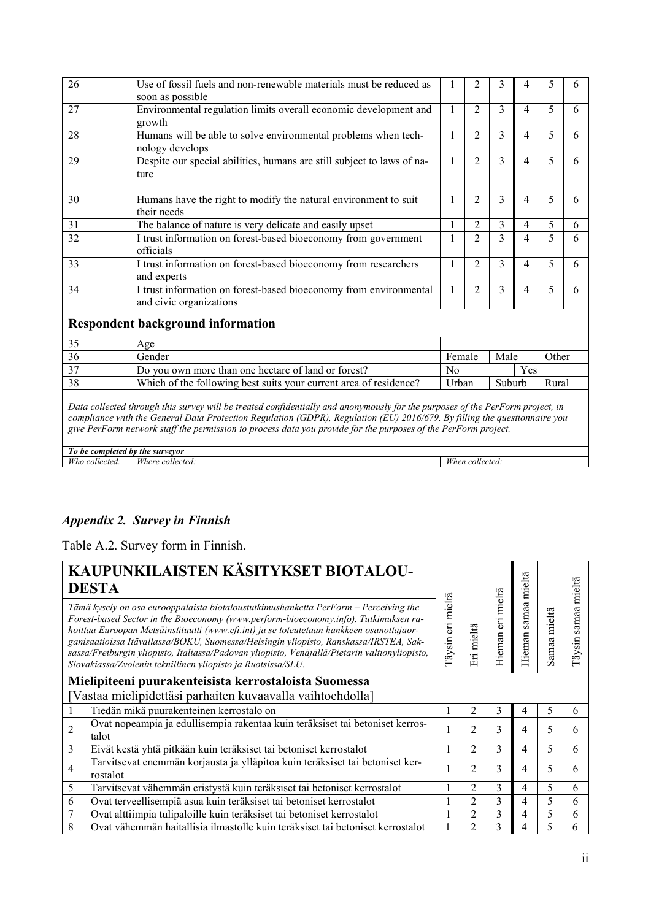| | | | | | | | |
|---|---|---|---|---|---|---|---|
| 26 | Use of fossil fuels and non-renewable materials must be reduced as soon as possible | 1 | 2 | 3 | 4 | 5 | 6 |
| 27 | Environmental regulation limits overall economic development and growth | 1 | 2 | 3 | 4 | 5 | 6 |
| 28 | Humans will be able to solve environmental problems when technology develops | 1 | 2 | 3 | 4 | 5 | 6 |
| 29 | Despite our special abilities, humans are still subject to laws of nature | 1 | 2 | 3 | 4 | 5 | 6 |
| 30 | Humans have the right to modify the natural environment to suit their needs | 1 | 2 | 3 | 4 | 5 | 6 |
| 31 | The balance of nature is very delicate and easily upset | 1 | 2 | 3 | 4 | 5 | 6 |
| 32 | I trust information on forest-based bioeconomy from government officials | 1 | 2 | 3 | 4 | 5 | 6 |
| 33 | I trust information on forest-based bioeconomy from researchers and experts | 1 | 2 | 3 | 4 | 5 | 6 |
| 34 | I trust information on forest-based bioeconomy from environmental and civic organizations | 1 | 2 | 3 | 4 | 5 | 6 |
| **Respondent background information** | | | | | | | |
| 35 | Age | | | | | | |
| 36 | Gender | Female | | Male | | Other | |
| 37 | Do you own more than one hectare of land or forest? | No | | | Yes | | |
| 38 | Which of the following best suits your current area of residence? | Urban | | Suburb | | Rural | |

*Data collected through this survey will be treated confidentially and anonymously for the purposes of the PerForm project, in compliance with the General Data Protection Regulation (GDPR), Regulation (EU) 2016/679. By filling the questionnaire you give PerForm network staff the permission to process data you provide for the purposes of the PerForm project.*

| ***To be completed by the surveyor*** | | |
|---|---|---|
| *Who collected:* | *Where collected:* | *When collected:* |

## *Appendix 2. Survey in Finnish*

Table A.2. Survey form in Finnish.

**KAUPUNKILAISTEN KÄSITYKSET BIOTALOUDESTA**

*Tämä kysely on osa eurooppalaista biotaloustutkimushanketta PerForm – Perceiving the Forest-based Sector in the Bioeconomy (www.perform-bioeconomy.info). Tutkimuksen rahoittaa Euroopan Metsäinstituutti (www.efi.int) ja se toteutetaan hankkeen osanottajaorganisaatioissa Itävallassa/BOKU, Suomessa/Helsingin yliopisto, Ranskassa/IRSTEA, Saksassa/Freiburgin yliopisto, Italiassa/Padovan yliopisto, Venäjällä/Pietarin valtionyliopisto, Slovakiassa/Zvolenin teknillinen yliopisto ja Ruotsissa/SLU.*

**Mielipiteeni puurakenteisista kerrostaloista Suomessa**
[Vastaa mielipidettäsi parhaiten kuvaavalla vaihtoehdolla]

| | | Täysin eri mieltä | Eri mieltä | Hieman eri mieltä | Hieman samaa mieltä | Samaa mieltä | Täysin samaa mieltä |
|---|---|---|---|---|---|---|---|
| 1 | Tiedän mikä puurakenteinen kerrostalo on | 1 | 2 | 3 | 4 | 5 | 6 |
| 2 | Ovat nopeampia ja edullisempia rakentaa kuin teräksiset tai betoniset kerrostalot | 1 | 2 | 3 | 4 | 5 | 6 |
| 3 | Eivät kestä yhtä pitkään kuin teräksiset tai betoniset kerrostalot | 1 | 2 | 3 | 4 | 5 | 6 |
| 4 | Tarvitsevat enemmän korjausta ja ylläpitoa kuin teräksiset tai betoniset kerrostalot | 1 | 2 | 3 | 4 | 5 | 6 |
| 5 | Tarvitsevat vähemmän eristystä kuin teräksiset tai betoniset kerrostalot | 1 | 2 | 3 | 4 | 5 | 6 |
| 6 | Ovat terveellisempiä asua kuin teräksiset tai betoniset kerrostalot | 1 | 2 | 3 | 4 | 5 | 6 |
| 7 | Ovat alttiimpia tulipaloille kuin teräksiset tai betoniset kerrostalot | 1 | 2 | 3 | 4 | 5 | 6 |
| 8 | Ovat vähemmän haitallisia ilmastolle kuin teräksiset tai betoniset kerrostalot | 1 | 2 | 3 | 4 | 5 | 6 |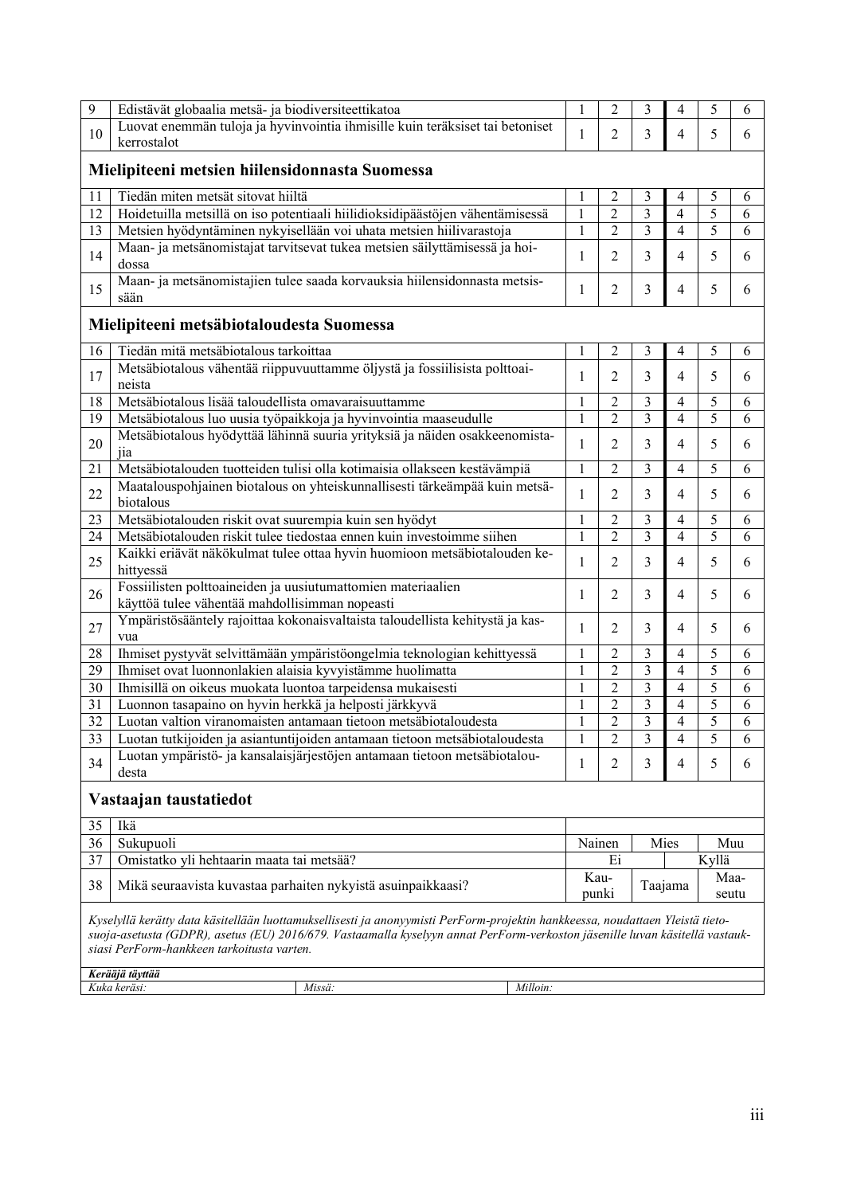| | | | | | | | |
|---|---|---|---|---|---|---|---|
| 9 | Edistävät globaalia metsä- ja biodiversiteettikatoa | 1 | 2 | 3 | 4 | 5 | 6 |
| 10 | Luovat enemmän tuloja ja hyvinvointia ihmisille kuin teräksiset tai betoniset kerrostalot | 1 | 2 | 3 | 4 | 5 | 6 |

### Mielipiteeni metsien hiilensidonnasta Suomessa

| | | | | | | | |
|---|---|---|---|---|---|---|---|
| 11 | Tiedän miten metsät sitovat hiiltä | 1 | 2 | 3 | 4 | 5 | 6 |
| 12 | Hoidetuilla metsillä on iso potentiaali hiilidioksidipäästöjen vähentämisessä | 1 | 2 | 3 | 4 | 5 | 6 |
| 13 | Metsien hyödyntäminen nykyisellään voi uhata metsien hiilivarastoja | 1 | 2 | 3 | 4 | 5 | 6 |
| 14 | Maan- ja metsänomistajat tarvitsevat tukea metsien säilyttämisessä ja hoidossa | 1 | 2 | 3 | 4 | 5 | 6 |
| 15 | Maan- ja metsänomistajien tulee saada korvauksia hiilensidonnasta metsissään | 1 | 2 | 3 | 4 | 5 | 6 |

### Mielipiteeni metsäbiotaloudesta Suomessa

| | | | | | | | |
|---|---|---|---|---|---|---|---|
| 16 | Tiedän mitä metsäbiotalous tarkoittaa | 1 | 2 | 3 | 4 | 5 | 6 |
| 17 | Metsäbiotalous vähentää riippuvuuttamme öljystä ja fossiilisista polttoaineista | 1 | 2 | 3 | 4 | 5 | 6 |
| 18 | Metsäbiotalous lisää taloudellista omavaraisuuttamme | 1 | 2 | 3 | 4 | 5 | 6 |
| 19 | Metsäbiotalous luo uusia työpaikkoja ja hyvinvointia maaseudulle | 1 | 2 | 3 | 4 | 5 | 6 |
| 20 | Metsäbiotalous hyödyttää lähinnä suuria yrityksiä ja näiden osakkeenomistajia | 1 | 2 | 3 | 4 | 5 | 6 |
| 21 | Metsäbiotalouden tuotteiden tulisi olla kotimaisia ollakseen kestävämpiä | 1 | 2 | 3 | 4 | 5 | 6 |
| 22 | Maatalouspohjainen biotalous on yhteiskunnallisesti tärkeämpää kuin metsäbiotalous | 1 | 2 | 3 | 4 | 5 | 6 |
| 23 | Metsäbiotalouden riskit ovat suurempia kuin sen hyödyt | 1 | 2 | 3 | 4 | 5 | 6 |
| 24 | Metsäbiotalouden riskit tulee tiedostaa ennen kuin investoimme siihen | 1 | 2 | 3 | 4 | 5 | 6 |
| 25 | Kaikki eriävät näkökulmat tulee ottaa hyvin huomioon metsäbiotalouden kehittyessä | 1 | 2 | 3 | 4 | 5 | 6 |
| 26 | Fossiilisten polttoaineiden ja uusiutumattomien materiaalien käyttöä tulee vähentää mahdollisimman nopeasti | 1 | 2 | 3 | 4 | 5 | 6 |
| 27 | Ympäristösääntely rajoittaa kokonaisvaltaista taloudellista kehitystä ja kasvua | 1 | 2 | 3 | 4 | 5 | 6 |
| 28 | Ihmiset pystyvät selvittämään ympäristöongelmia teknologian kehittyessä | 1 | 2 | 3 | 4 | 5 | 6 |
| 29 | Ihmiset ovat luonnonlakien alaisia kyvyistämme huolimatta | 1 | 2 | 3 | 4 | 5 | 6 |
| 30 | Ihmisillä on oikeus muokata luontoa tarpeidensa mukaisesti | 1 | 2 | 3 | 4 | 5 | 6 |
| 31 | Luonnon tasapaino on hyvin herkkä ja helposti järkkyvä | 1 | 2 | 3 | 4 | 5 | 6 |
| 32 | Luotan valtion viranomaisten antamaan tietoon metsäbiotaloudesta | 1 | 2 | 3 | 4 | 5 | 6 |
| 33 | Luotan tutkijoiden ja asiantuntijoiden antamaan tietoon metsäbiotaloudesta | 1 | 2 | 3 | 4 | 5 | 6 |
| 34 | Luotan ympäristö- ja kansalaisjärjestöjen antamaan tietoon metsäbiotaloudesta | 1 | 2 | 3 | 4 | 5 | 6 |

### Vastaajan taustatiedot

| | | | | |
|---|---|---|---|---|
| 35 | Ikä | | | |
| 36 | Sukupuoli | Nainen | Mies | Muu |
| 37 | Omistatko yli hehtaarin maata tai metsää? | Ei | | Kyllä |
| 38 | Mikä seuraavista kuvastaa parhaiten nykyistä asuinpaikkaasi? | Kaupunki | Taajama | Maaseutu |

*Kyselyllä kerätty data käsitellään luottamuksellisesti ja anonyymisti PerForm-projektin hankkeessa, noudattaen Yleistä tietosuoja-asetusta (GDPR), asetus (EU) 2016/679. Vastaamalla kyselyyn annat PerForm-verkoston jäsenille luvan käsitellä vastauksiasi PerForm-hankkeen tarkoitusta varten.*

***Kerääjä täyttää***

| | | |
|---|---|---|
| *Kuka keräsi:* | *Missä:* | *Milloin:* |